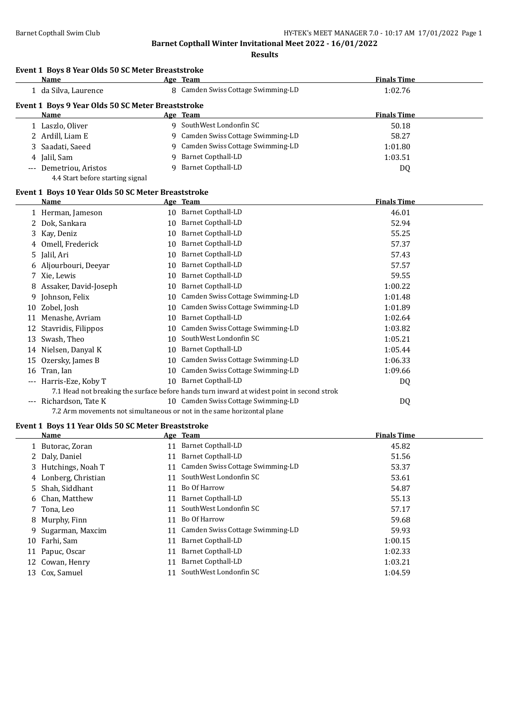**Barnet Copthall Winter Invitational Meet 2022 - 16/01/2022**

**Results**

### Event 1 Boys 8 Year Olds 50 SC Meter Breaststroke

| | Name | Age | Team | Finals Time |
|---|---|---|---|---|
| 1 | da Silva, Laurence | 8 | Camden Swiss Cottage Swimming-LD | 1:02.76 |

### Event 1 Boys 9 Year Olds 50 SC Meter Breaststroke

| | Name | Age | Team | Finals Time |
|---|---|---|---|---|
| 1 | Laszlo, Oliver | 9 | SouthWest Londonfin SC | 50.18 |
| 2 | Ardill, Liam E | 9 | Camden Swiss Cottage Swimming-LD | 58.27 |
| 3 | Saadati, Saeed | 9 | Camden Swiss Cottage Swimming-LD | 1:01.80 |
| 4 | Jalil, Sam | 9 | Barnet Copthall-LD | 1:03.51 |
| --- | Demetriou, Aristos | 9 | Barnet Copthall-LD | DQ |

4.4 Start before starting signal

### Event 1 Boys 10 Year Olds 50 SC Meter Breaststroke

| | Name | Age | Team | Finals Time |
|---|---|---|---|---|
| 1 | Herman, Jameson | 10 | Barnet Copthall-LD | 46.01 |
| 2 | Dok, Sankara | 10 | Barnet Copthall-LD | 52.94 |
| 3 | Kay, Deniz | 10 | Barnet Copthall-LD | 55.25 |
| 4 | Omell, Frederick | 10 | Barnet Copthall-LD | 57.37 |
| 5 | Jalil, Ari | 10 | Barnet Copthall-LD | 57.43 |
| 6 | Aljourbouri, Deeyar | 10 | Barnet Copthall-LD | 57.57 |
| 7 | Xie, Lewis | 10 | Barnet Copthall-LD | 59.55 |
| 8 | Assaker, David-Joseph | 10 | Barnet Copthall-LD | 1:00.22 |
| 9 | Johnson, Felix | 10 | Camden Swiss Cottage Swimming-LD | 1:01.48 |
| 10 | Zobel, Josh | 10 | Camden Swiss Cottage Swimming-LD | 1:01.89 |
| 11 | Menashe, Avriam | 10 | Barnet Copthall-LD | 1:02.64 |
| 12 | Stavridis, Filippos | 10 | Camden Swiss Cottage Swimming-LD | 1:03.82 |
| 13 | Swash, Theo | 10 | SouthWest Londonfin SC | 1:05.21 |
| 14 | Nielsen, Danyal K | 10 | Barnet Copthall-LD | 1:05.44 |
| 15 | Ozersky, James B | 10 | Camden Swiss Cottage Swimming-LD | 1:06.33 |
| 16 | Tran, Ian | 10 | Camden Swiss Cottage Swimming-LD | 1:09.66 |
| --- | Harris-Eze, Koby T | 10 | Barnet Copthall-LD | DQ |
| | 7.1 Head not breaking the surface before hands turn inward at widest point in second strok | | | |
| --- | Richardson, Tate K | 10 | Camden Swiss Cottage Swimming-LD | DQ |
| | 7.2 Arm movements not simultaneous or not in the same horizontal plane | | | |

### Event 1 Boys 11 Year Olds 50 SC Meter Breaststroke

| | Name | Age | Team | Finals Time |
|---|---|---|---|---|
| 1 | Butorac, Zoran | 11 | Barnet Copthall-LD | 45.82 |
| 2 | Daly, Daniel | 11 | Barnet Copthall-LD | 51.56 |
| 3 | Hutchings, Noah T | 11 | Camden Swiss Cottage Swimming-LD | 53.37 |
| 4 | Lonberg, Christian | 11 | SouthWest Londonfin SC | 53.61 |
| 5 | Shah, Siddhant | 11 | Bo Of Harrow | 54.87 |
| 6 | Chan, Matthew | 11 | Barnet Copthall-LD | 55.13 |
| 7 | Tona, Leo | 11 | SouthWest Londonfin SC | 57.17 |
| 8 | Murphy, Finn | 11 | Bo Of Harrow | 59.68 |
| 9 | Sugarman, Maxcim | 11 | Camden Swiss Cottage Swimming-LD | 59.93 |
| 10 | Farhi, Sam | 11 | Barnet Copthall-LD | 1:00.15 |
| 11 | Papuc, Oscar | 11 | Barnet Copthall-LD | 1:02.33 |
| 12 | Cowan, Henry | 11 | Barnet Copthall-LD | 1:03.21 |
| 13 | Cox, Samuel | 11 | SouthWest Londonfin SC | 1:04.59 |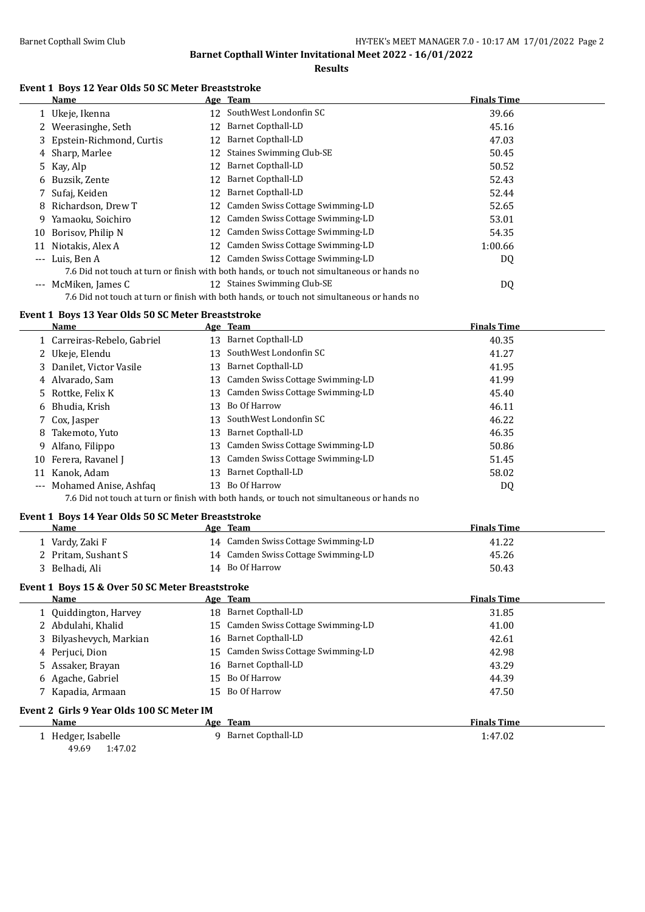## Barnet Copthall Winter Invitational Meet 2022 - 16/01/2022

### Results

#### Event 1 Boys 12 Year Olds 50 SC Meter Breaststroke

| | Name | Age | Team | Finals Time |
|---|---|---|---|---|
| 1 | Ukeje, Ikenna | 12 | SouthWest Londonfin SC | 39.66 |
| 2 | Weerasinghe, Seth | 12 | Barnet Copthall-LD | 45.16 |
| 3 | Epstein-Richmond, Curtis | 12 | Barnet Copthall-LD | 47.03 |
| 4 | Sharp, Marlee | 12 | Staines Swimming Club-SE | 50.45 |
| 5 | Kay, Alp | 12 | Barnet Copthall-LD | 50.52 |
| 6 | Buzsik, Zente | 12 | Barnet Copthall-LD | 52.43 |
| 7 | Sufaj, Keiden | 12 | Barnet Copthall-LD | 52.44 |
| 8 | Richardson, Drew T | 12 | Camden Swiss Cottage Swimming-LD | 52.65 |
| 9 | Yamaoku, Soichiro | 12 | Camden Swiss Cottage Swimming-LD | 53.01 |
| 10 | Borisov, Philip N | 12 | Camden Swiss Cottage Swimming-LD | 54.35 |
| 11 | Niotakis, Alex A | 12 | Camden Swiss Cottage Swimming-LD | 1:00.66 |
| --- | Luis, Ben A | 12 | Camden Swiss Cottage Swimming-LD | DQ |
| | 7.6 Did not touch at turn or finish with both hands, or touch not simultaneous or hands no | | | |
| --- | McMiken, James C | 12 | Staines Swimming Club-SE | DQ |
| | 7.6 Did not touch at turn or finish with both hands, or touch not simultaneous or hands no | | | |

#### Event 1 Boys 13 Year Olds 50 SC Meter Breaststroke

| | Name | Age | Team | Finals Time |
|---|---|---|---|---|
| 1 | Carreiras-Rebelo, Gabriel | 13 | Barnet Copthall-LD | 40.35 |
| 2 | Ukeje, Elendu | 13 | SouthWest Londonfin SC | 41.27 |
| 3 | Danilet, Victor Vasile | 13 | Barnet Copthall-LD | 41.95 |
| 4 | Alvarado, Sam | 13 | Camden Swiss Cottage Swimming-LD | 41.99 |
| 5 | Rottke, Felix K | 13 | Camden Swiss Cottage Swimming-LD | 45.40 |
| 6 | Bhudia, Krish | 13 | Bo Of Harrow | 46.11 |
| 7 | Cox, Jasper | 13 | SouthWest Londonfin SC | 46.22 |
| 8 | Takemoto, Yuto | 13 | Barnet Copthall-LD | 46.35 |
| 9 | Alfano, Filippo | 13 | Camden Swiss Cottage Swimming-LD | 50.86 |
| 10 | Ferera, Ravanel J | 13 | Camden Swiss Cottage Swimming-LD | 51.45 |
| 11 | Kanok, Adam | 13 | Barnet Copthall-LD | 58.02 |
| --- | Mohamed Anise, Ashfaq | 13 | Bo Of Harrow | DQ |
| | 7.6 Did not touch at turn or finish with both hands, or touch not simultaneous or hands no | | | |

#### Event 1 Boys 14 Year Olds 50 SC Meter Breaststroke

| | Name | Age | Team | Finals Time |
|---|---|---|---|---|
| 1 | Vardy, Zaki F | 14 | Camden Swiss Cottage Swimming-LD | 41.22 |
| 2 | Pritam, Sushant S | 14 | Camden Swiss Cottage Swimming-LD | 45.26 |
| 3 | Belhadi, Ali | 14 | Bo Of Harrow | 50.43 |

#### Event 1 Boys 15 & Over 50 SC Meter Breaststroke

| | Name | Age | Team | Finals Time |
|---|---|---|---|---|
| 1 | Quiddington, Harvey | 18 | Barnet Copthall-LD | 31.85 |
| 2 | Abdulahi, Khalid | 15 | Camden Swiss Cottage Swimming-LD | 41.00 |
| 3 | Bilyashevych, Markian | 16 | Barnet Copthall-LD | 42.61 |
| 4 | Perjuci, Dion | 15 | Camden Swiss Cottage Swimming-LD | 42.98 |
| 5 | Assaker, Brayan | 16 | Barnet Copthall-LD | 43.29 |
| 6 | Agache, Gabriel | 15 | Bo Of Harrow | 44.39 |
| 7 | Kapadia, Armaan | 15 | Bo Of Harrow | 47.50 |

#### Event 2 Girls 9 Year Olds 100 SC Meter IM

| | Name | Age | Team | Finals Time |
|---|---|---|---|---|
| 1 | Hedger, Isabelle | 9 | Barnet Copthall-LD | 1:47.02 |
| | 49.69 1:47.02 | | | |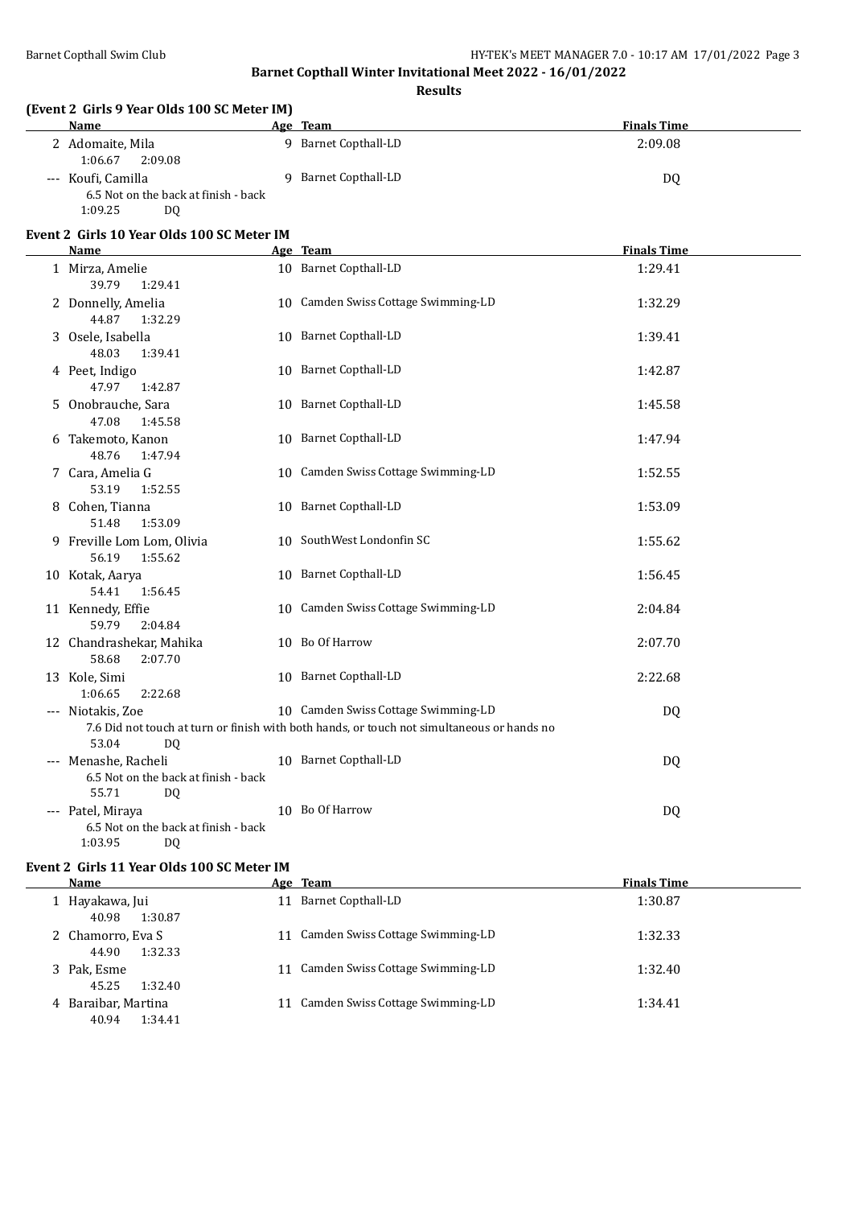**Barnet Copthall Winter Invitational Meet 2022 - 16/01/2022**

**Results**

### (Event 2 Girls 9 Year Olds 100 SC Meter IM)

| | Name | Age | Team | Finals Time |
|---|---|---|---|---|
| 2 | Adomaite, Mila | 9 | Barnet Copthall-LD | 2:09.08 |
| | 1:06.67 2:09.08 | | | |
| --- | Koufi, Camilla | 9 | Barnet Copthall-LD | DQ |
| | 6.5 Not on the back at finish - back | | | |
| | 1:09.25 DQ | | | |

### Event 2 Girls 10 Year Olds 100 SC Meter IM

| | Name | Age | Team | Finals Time |
|---|---|---|---|---|
| 1 | Mirza, Amelie | 10 | Barnet Copthall-LD | 1:29.41 |
| | 39.79 1:29.41 | | | |
| 2 | Donnelly, Amelia | 10 | Camden Swiss Cottage Swimming-LD | 1:32.29 |
| | 44.87 1:32.29 | | | |
| 3 | Osele, Isabella | 10 | Barnet Copthall-LD | 1:39.41 |
| | 48.03 1:39.41 | | | |
| 4 | Peet, Indigo | 10 | Barnet Copthall-LD | 1:42.87 |
| | 47.97 1:42.87 | | | |
| 5 | Onobrauche, Sara | 10 | Barnet Copthall-LD | 1:45.58 |
| | 47.08 1:45.58 | | | |
| 6 | Takemoto, Kanon | 10 | Barnet Copthall-LD | 1:47.94 |
| | 48.76 1:47.94 | | | |
| 7 | Cara, Amelia G | 10 | Camden Swiss Cottage Swimming-LD | 1:52.55 |
| | 53.19 1:52.55 | | | |
| 8 | Cohen, Tianna | 10 | Barnet Copthall-LD | 1:53.09 |
| | 51.48 1:53.09 | | | |
| 9 | Freville Lom Lom, Olivia | 10 | SouthWest Londonfin SC | 1:55.62 |
| | 56.19 1:55.62 | | | |
| 10 | Kotak, Aarya | 10 | Barnet Copthall-LD | 1:56.45 |
| | 54.41 1:56.45 | | | |
| 11 | Kennedy, Effie | 10 | Camden Swiss Cottage Swimming-LD | 2:04.84 |
| | 59.79 2:04.84 | | | |
| 12 | Chandrashekar, Mahika | 10 | Bo Of Harrow | 2:07.70 |
| | 58.68 2:07.70 | | | |
| 13 | Kole, Simi | 10 | Barnet Copthall-LD | 2:22.68 |
| | 1:06.65 2:22.68 | | | |
| --- | Niotakis, Zoe | 10 | Camden Swiss Cottage Swimming-LD | DQ |
| | 7.6 Did not touch at turn or finish with both hands, or touch not simultaneous or hands no | | | |
| | 53.04 DQ | | | |
| --- | Menashe, Racheli | 10 | Barnet Copthall-LD | DQ |
| | 6.5 Not on the back at finish - back | | | |
| | 55.71 DQ | | | |
| --- | Patel, Miraya | 10 | Bo Of Harrow | DQ |
| | 6.5 Not on the back at finish - back | | | |
| | 1:03.95 DQ | | | |

### Event 2 Girls 11 Year Olds 100 SC Meter IM

| | Name | Age | Team | Finals Time |
|---|---|---|---|---|
| 1 | Hayakawa, Jui | 11 | Barnet Copthall-LD | 1:30.87 |
| | 40.98 1:30.87 | | | |
| 2 | Chamorro, Eva S | 11 | Camden Swiss Cottage Swimming-LD | 1:32.33 |
| | 44.90 1:32.33 | | | |
| 3 | Pak, Esme | 11 | Camden Swiss Cottage Swimming-LD | 1:32.40 |
| | 45.25 1:32.40 | | | |
| 4 | Baraibar, Martina | 11 | Camden Swiss Cottage Swimming-LD | 1:34.41 |
| | 40.94 1:34.41 | | | |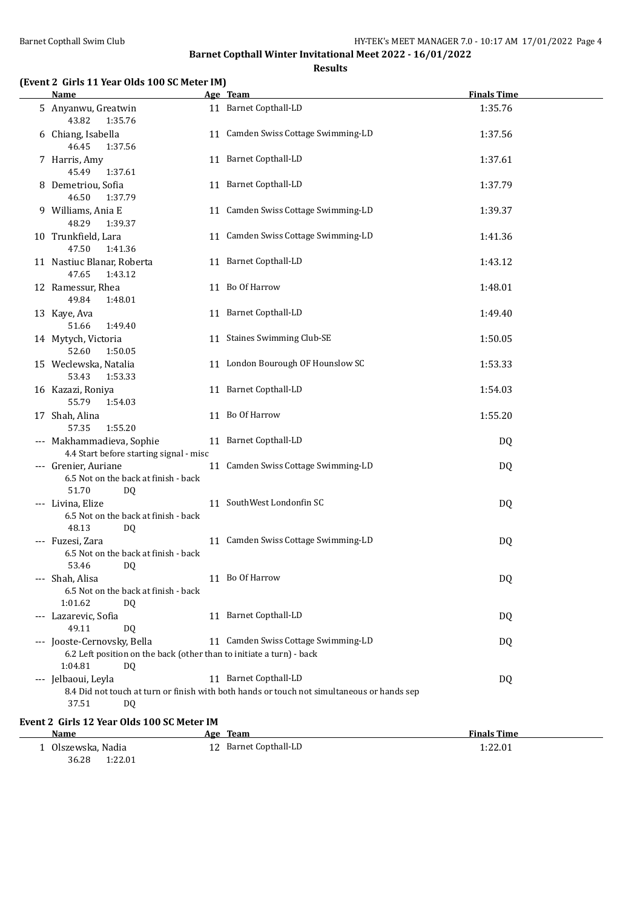# Barnet Copthall Winter Invitational Meet 2022 - 16/01/2022

## Results

### (Event 2 Girls 11 Year Olds 100 SC Meter IM)

| | Name | Age | Team | Finals Time |
|---|---|---|---|---|
| 5 | Anyanwu, Greatwin | 11 | Barnet Copthall-LD | 1:35.76 |
| | 43.82 1:35.76 | | | |
| 6 | Chiang, Isabella | 11 | Camden Swiss Cottage Swimming-LD | 1:37.56 |
| | 46.45 1:37.56 | | | |
| 7 | Harris, Amy | 11 | Barnet Copthall-LD | 1:37.61 |
| | 45.49 1:37.61 | | | |
| 8 | Demetriou, Sofia | 11 | Barnet Copthall-LD | 1:37.79 |
| | 46.50 1:37.79 | | | |
| 9 | Williams, Ania E | 11 | Camden Swiss Cottage Swimming-LD | 1:39.37 |
| | 48.29 1:39.37 | | | |
| 10 | Trunkfield, Lara | 11 | Camden Swiss Cottage Swimming-LD | 1:41.36 |
| | 47.50 1:41.36 | | | |
| 11 | Nastiuc Blanar, Roberta | 11 | Barnet Copthall-LD | 1:43.12 |
| | 47.65 1:43.12 | | | |
| 12 | Ramessur, Rhea | 11 | Bo Of Harrow | 1:48.01 |
| | 49.84 1:48.01 | | | |
| 13 | Kaye, Ava | 11 | Barnet Copthall-LD | 1:49.40 |
| | 51.66 1:49.40 | | | |
| 14 | Mytych, Victoria | 11 | Staines Swimming Club-SE | 1:50.05 |
| | 52.60 1:50.05 | | | |
| 15 | Weclewska, Natalia | 11 | London Bourough OF Hounslow SC | 1:53.33 |
| | 53.43 1:53.33 | | | |
| 16 | Kazazi, Roniya | 11 | Barnet Copthall-LD | 1:54.03 |
| | 55.79 1:54.03 | | | |
| 17 | Shah, Alina | 11 | Bo Of Harrow | 1:55.20 |
| | 57.35 1:55.20 | | | |
| --- | Makhammadieva, Sophie | 11 | Barnet Copthall-LD | DQ |
| | 4.4 Start before starting signal - misc | | | |
| --- | Grenier, Auriane | 11 | Camden Swiss Cottage Swimming-LD | DQ |
| | 6.5 Not on the back at finish - back | | | |
| | 51.70 DQ | | | |
| --- | Livina, Elize | 11 | SouthWest Londonfin SC | DQ |
| | 6.5 Not on the back at finish - back | | | |
| | 48.13 DQ | | | |
| --- | Fuzesi, Zara | 11 | Camden Swiss Cottage Swimming-LD | DQ |
| | 6.5 Not on the back at finish - back | | | |
| | 53.46 DQ | | | |
| --- | Shah, Alisa | 11 | Bo Of Harrow | DQ |
| | 6.5 Not on the back at finish - back | | | |
| | 1:01.62 DQ | | | |
| --- | Lazarevic, Sofia | 11 | Barnet Copthall-LD | DQ |
| | 49.11 DQ | | | |
| --- | Jooste-Cernovsky, Bella | 11 | Camden Swiss Cottage Swimming-LD | DQ |
| | 6.2 Left position on the back (other than to initiate a turn) - back | | | |
| | 1:04.81 DQ | | | |
| --- | Jelbaoui, Leyla | 11 | Barnet Copthall-LD | DQ |
| | 8.4 Did not touch at turn or finish with both hands or touch not simultaneous or hands sep | | | |
| | 37.51 DQ | | | |

### Event 2 Girls 12 Year Olds 100 SC Meter IM

| | Name | Age | Team | Finals Time |
|---|---|---|---|---|
| 1 | Olszewska, Nadia | 12 | Barnet Copthall-LD | 1:22.01 |
| | 36.28 1:22.01 | | | |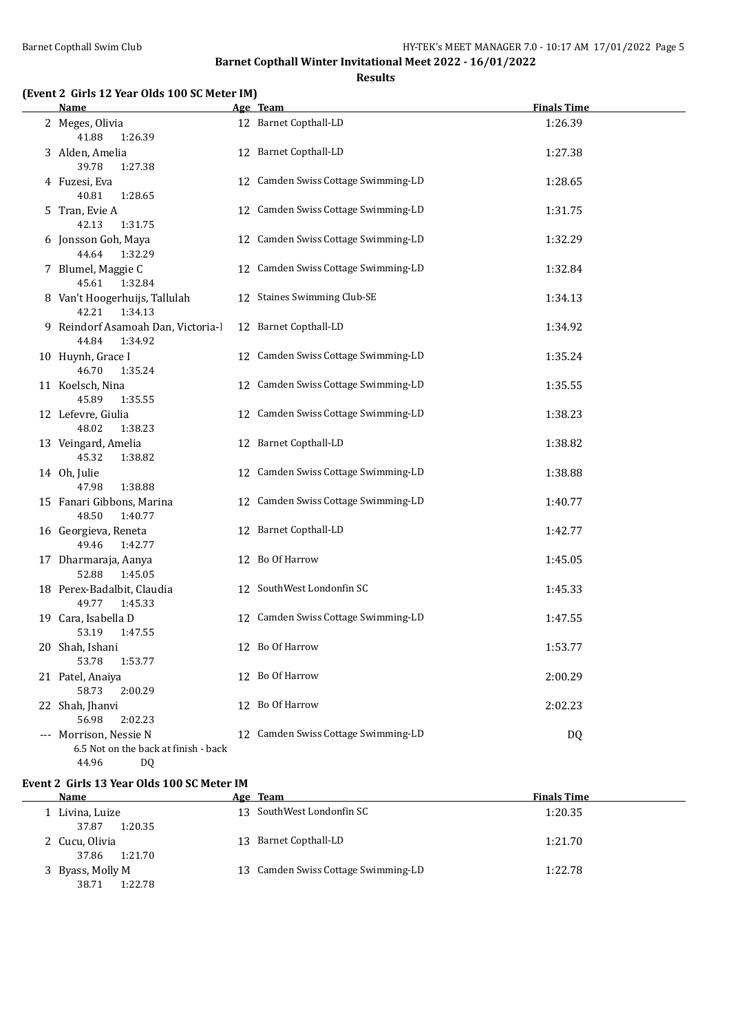**Barnet Copthall Winter Invitational Meet 2022 - 16/01/2022**

**Results**

### (Event 2 Girls 12 Year Olds 100 SC Meter IM)

| | Name | Age | Team | Finals Time |
|---|---|---|---|---|
| 2 | Meges, Olivia | 12 | Barnet Copthall-LD | 1:26.39 |
| | 41.88 1:26.39 | | | |
| 3 | Alden, Amelia | 12 | Barnet Copthall-LD | 1:27.38 |
| | 39.78 1:27.38 | | | |
| 4 | Fuzesi, Eva | 12 | Camden Swiss Cottage Swimming-LD | 1:28.65 |
| | 40.81 1:28.65 | | | |
| 5 | Tran, Evie A | 12 | Camden Swiss Cottage Swimming-LD | 1:31.75 |
| | 42.13 1:31.75 | | | |
| 6 | Jonsson Goh, Maya | 12 | Camden Swiss Cottage Swimming-LD | 1:32.29 |
| | 44.64 1:32.29 | | | |
| 7 | Blumel, Maggie C | 12 | Camden Swiss Cottage Swimming-LD | 1:32.84 |
| | 45.61 1:32.84 | | | |
| 8 | Van't Hoogerhuijs, Tallulah | 12 | Staines Swimming Club-SE | 1:34.13 |
| | 42.21 1:34.13 | | | |
| 9 | Reindorf Asamoah Dan, Victoria-I | 12 | Barnet Copthall-LD | 1:34.92 |
| | 44.84 1:34.92 | | | |
| 10 | Huynh, Grace I | 12 | Camden Swiss Cottage Swimming-LD | 1:35.24 |
| | 46.70 1:35.24 | | | |
| 11 | Koelsch, Nina | 12 | Camden Swiss Cottage Swimming-LD | 1:35.55 |
| | 45.89 1:35.55 | | | |
| 12 | Lefevre, Giulia | 12 | Camden Swiss Cottage Swimming-LD | 1:38.23 |
| | 48.02 1:38.23 | | | |
| 13 | Veingard, Amelia | 12 | Barnet Copthall-LD | 1:38.82 |
| | 45.32 1:38.82 | | | |
| 14 | Oh, Julie | 12 | Camden Swiss Cottage Swimming-LD | 1:38.88 |
| | 47.98 1:38.88 | | | |
| 15 | Fanari Gibbons, Marina | 12 | Camden Swiss Cottage Swimming-LD | 1:40.77 |
| | 48.50 1:40.77 | | | |
| 16 | Georgieva, Reneta | 12 | Barnet Copthall-LD | 1:42.77 |
| | 49.46 1:42.77 | | | |
| 17 | Dharmaraja, Aanya | 12 | Bo Of Harrow | 1:45.05 |
| | 52.88 1:45.05 | | | |
| 18 | Perex-Badalbit, Claudia | 12 | SouthWest Londonfin SC | 1:45.33 |
| | 49.77 1:45.33 | | | |
| 19 | Cara, Isabella D | 12 | Camden Swiss Cottage Swimming-LD | 1:47.55 |
| | 53.19 1:47.55 | | | |
| 20 | Shah, Ishani | 12 | Bo Of Harrow | 1:53.77 |
| | 53.78 1:53.77 | | | |
| 21 | Patel, Anaiya | 12 | Bo Of Harrow | 2:00.29 |
| | 58.73 2:00.29 | | | |
| 22 | Shah, Jhanvi | 12 | Bo Of Harrow | 2:02.23 |
| | 56.98 2:02.23 | | | |
| --- | Morrison, Nessie N | 12 | Camden Swiss Cottage Swimming-LD | DQ |
| | 6.5 Not on the back at finish - back | | | |
| | 44.96 DQ | | | |

### Event 2 Girls 13 Year Olds 100 SC Meter IM

| | Name | Age | Team | Finals Time |
|---|---|---|---|---|
| 1 | Livina, Luize | 13 | SouthWest Londonfin SC | 1:20.35 |
| | 37.87 1:20.35 | | | |
| 2 | Cucu, Olivia | 13 | Barnet Copthall-LD | 1:21.70 |
| | 37.86 1:21.70 | | | |
| 3 | Byass, Molly M | 13 | Camden Swiss Cottage Swimming-LD | 1:22.78 |
| | 38.71 1:22.78 | | | |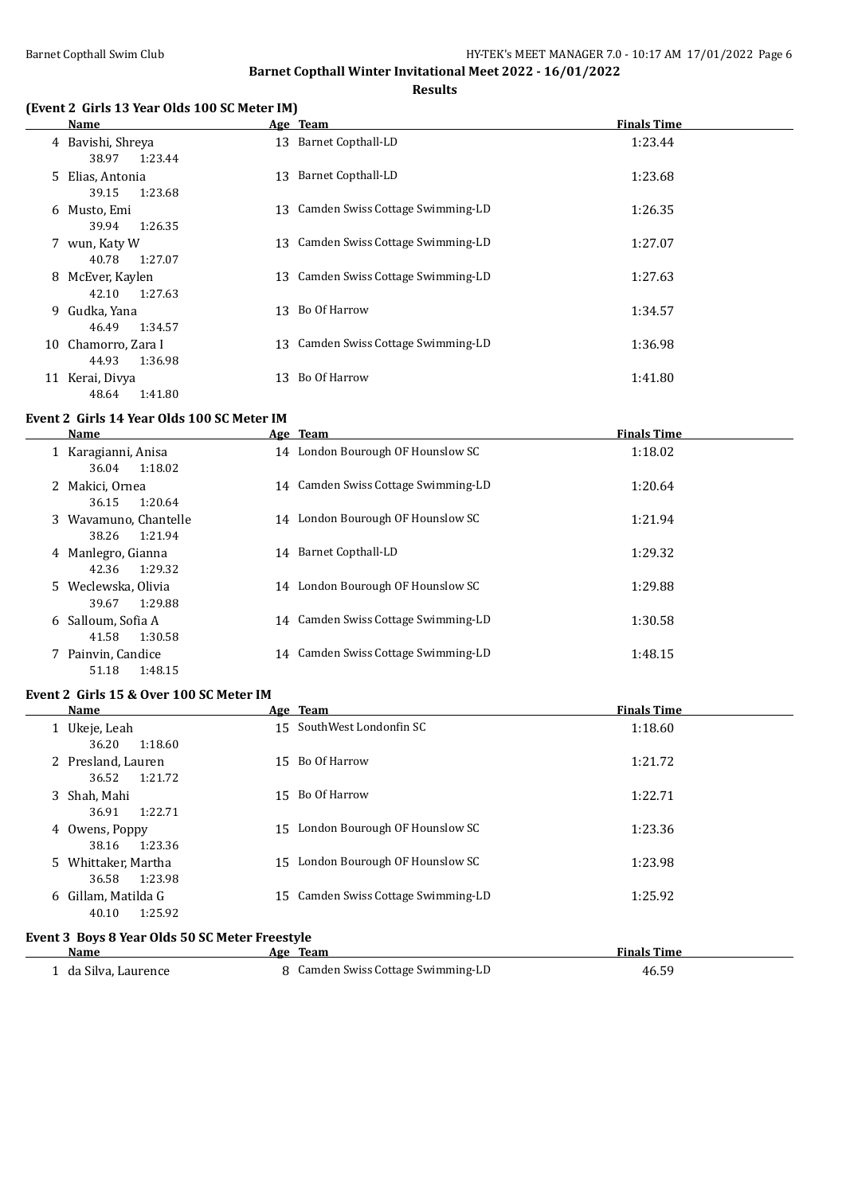## Barnet Copthall Winter Invitational Meet 2022 - 16/01/2022

### Results

#### (Event 2 Girls 13 Year Olds 100 SC Meter IM)

| | Name | Age | Team | Finals Time |
|---|---|---|---|---|
| 4 | Bavishi, Shreya | 13 | Barnet Copthall-LD | 1:23.44 |
| | 38.97 1:23.44 | | | |
| 5 | Elias, Antonia | 13 | Barnet Copthall-LD | 1:23.68 |
| | 39.15 1:23.68 | | | |
| 6 | Musto, Emi | 13 | Camden Swiss Cottage Swimming-LD | 1:26.35 |
| | 39.94 1:26.35 | | | |
| 7 | wun, Katy W | 13 | Camden Swiss Cottage Swimming-LD | 1:27.07 |
| | 40.78 1:27.07 | | | |
| 8 | McEver, Kaylen | 13 | Camden Swiss Cottage Swimming-LD | 1:27.63 |
| | 42.10 1:27.63 | | | |
| 9 | Gudka, Yana | 13 | Bo Of Harrow | 1:34.57 |
| | 46.49 1:34.57 | | | |
| 10 | Chamorro, Zara I | 13 | Camden Swiss Cottage Swimming-LD | 1:36.98 |
| | 44.93 1:36.98 | | | |
| 11 | Kerai, Divya | 13 | Bo Of Harrow | 1:41.80 |
| | 48.64 1:41.80 | | | |

#### Event 2 Girls 14 Year Olds 100 SC Meter IM

| | Name | Age | Team | Finals Time |
|---|---|---|---|---|
| 1 | Karagianni, Anisa | 14 | London Bourough OF Hounslow SC | 1:18.02 |
| | 36.04 1:18.02 | | | |
| 2 | Makici, Ornea | 14 | Camden Swiss Cottage Swimming-LD | 1:20.64 |
| | 36.15 1:20.64 | | | |
| 3 | Wavamuno, Chantelle | 14 | London Bourough OF Hounslow SC | 1:21.94 |
| | 38.26 1:21.94 | | | |
| 4 | Manlegro, Gianna | 14 | Barnet Copthall-LD | 1:29.32 |
| | 42.36 1:29.32 | | | |
| 5 | Weclewska, Olivia | 14 | London Bourough OF Hounslow SC | 1:29.88 |
| | 39.67 1:29.88 | | | |
| 6 | Salloum, Sofia A | 14 | Camden Swiss Cottage Swimming-LD | 1:30.58 |
| | 41.58 1:30.58 | | | |
| 7 | Painvin, Candice | 14 | Camden Swiss Cottage Swimming-LD | 1:48.15 |
| | 51.18 1:48.15 | | | |

#### Event 2 Girls 15 & Over 100 SC Meter IM

| | Name | Age | Team | Finals Time |
|---|---|---|---|---|
| 1 | Ukeje, Leah | 15 | SouthWest Londonfin SC | 1:18.60 |
| | 36.20 1:18.60 | | | |
| 2 | Presland, Lauren | 15 | Bo Of Harrow | 1:21.72 |
| | 36.52 1:21.72 | | | |
| 3 | Shah, Mahi | 15 | Bo Of Harrow | 1:22.71 |
| | 36.91 1:22.71 | | | |
| 4 | Owens, Poppy | 15 | London Bourough OF Hounslow SC | 1:23.36 |
| | 38.16 1:23.36 | | | |
| 5 | Whittaker, Martha | 15 | London Bourough OF Hounslow SC | 1:23.98 |
| | 36.58 1:23.98 | | | |
| 6 | Gillam, Matilda G | 15 | Camden Swiss Cottage Swimming-LD | 1:25.92 |
| | 40.10 1:25.92 | | | |

#### Event 3 Boys 8 Year Olds 50 SC Meter Freestyle

| | Name | Age | Team | Finals Time |
|---|---|---|---|---|
| 1 | da Silva, Laurence | 8 | Camden Swiss Cottage Swimming-LD | 46.59 |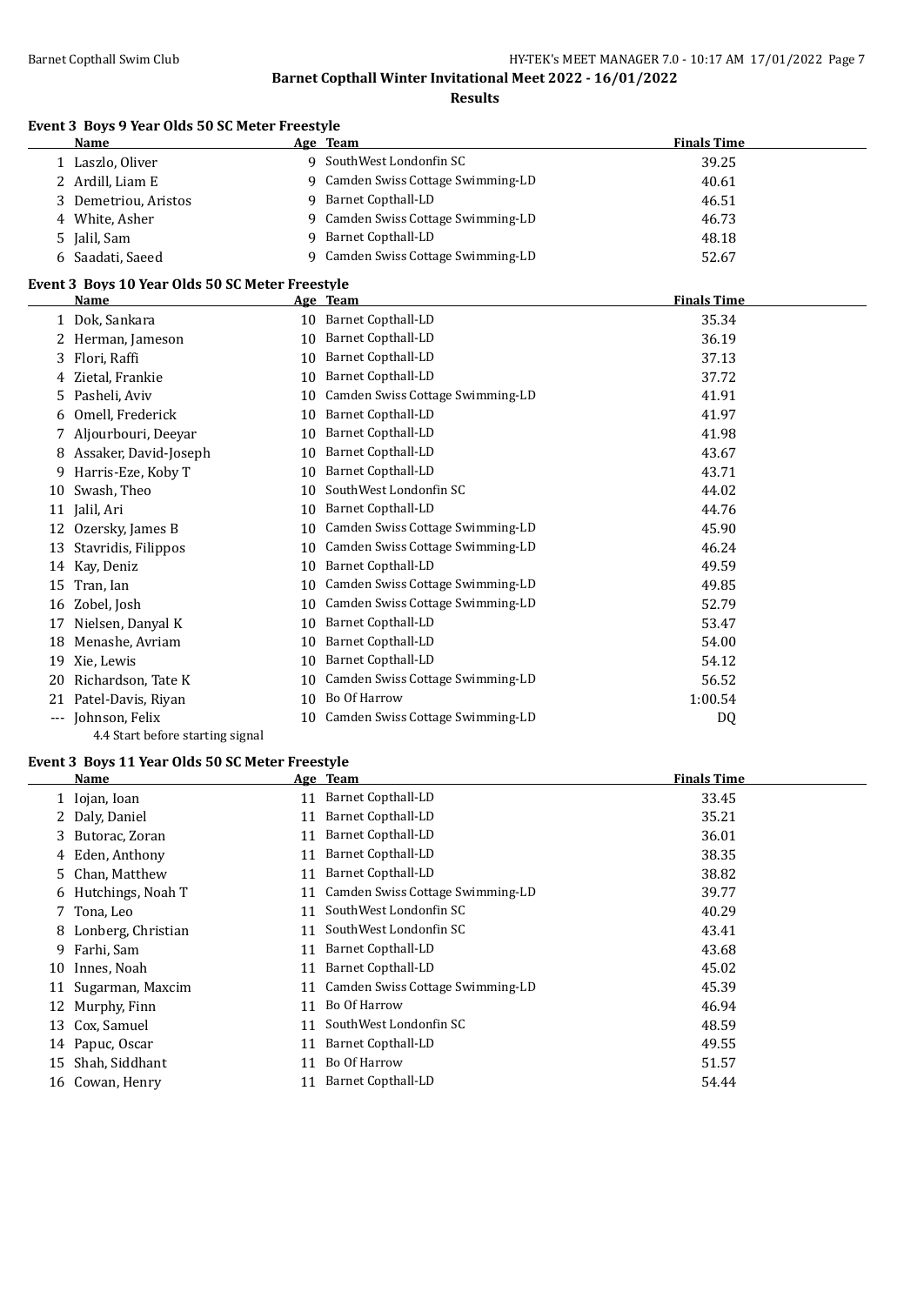## Barnet Copthall Winter Invitational Meet 2022 - 16/01/2022

### Results

#### Event 3 Boys 9 Year Olds 50 SC Meter Freestyle

| | Name | Age | Team | Finals Time |
|---|---|---|---|---|
| 1 | Laszlo, Oliver | 9 | SouthWest Londonfin SC | 39.25 |
| 2 | Ardill, Liam E | 9 | Camden Swiss Cottage Swimming-LD | 40.61 |
| 3 | Demetriou, Aristos | 9 | Barnet Copthall-LD | 46.51 |
| 4 | White, Asher | 9 | Camden Swiss Cottage Swimming-LD | 46.73 |
| 5 | Jalil, Sam | 9 | Barnet Copthall-LD | 48.18 |
| 6 | Saadati, Saeed | 9 | Camden Swiss Cottage Swimming-LD | 52.67 |

#### Event 3 Boys 10 Year Olds 50 SC Meter Freestyle

| | Name | Age | Team | Finals Time |
|---|---|---|---|---|
| 1 | Dok, Sankara | 10 | Barnet Copthall-LD | 35.34 |
| 2 | Herman, Jameson | 10 | Barnet Copthall-LD | 36.19 |
| 3 | Flori, Raffi | 10 | Barnet Copthall-LD | 37.13 |
| 4 | Zietal, Frankie | 10 | Barnet Copthall-LD | 37.72 |
| 5 | Pasheli, Aviv | 10 | Camden Swiss Cottage Swimming-LD | 41.91 |
| 6 | Omell, Frederick | 10 | Barnet Copthall-LD | 41.97 |
| 7 | Aljourbouri, Deeyar | 10 | Barnet Copthall-LD | 41.98 |
| 8 | Assaker, David-Joseph | 10 | Barnet Copthall-LD | 43.67 |
| 9 | Harris-Eze, Koby T | 10 | Barnet Copthall-LD | 43.71 |
| 10 | Swash, Theo | 10 | SouthWest Londonfin SC | 44.02 |
| 11 | Jalil, Ari | 10 | Barnet Copthall-LD | 44.76 |
| 12 | Ozersky, James B | 10 | Camden Swiss Cottage Swimming-LD | 45.90 |
| 13 | Stavridis, Filippos | 10 | Camden Swiss Cottage Swimming-LD | 46.24 |
| 14 | Kay, Deniz | 10 | Barnet Copthall-LD | 49.59 |
| 15 | Tran, Ian | 10 | Camden Swiss Cottage Swimming-LD | 49.85 |
| 16 | Zobel, Josh | 10 | Camden Swiss Cottage Swimming-LD | 52.79 |
| 17 | Nielsen, Danyal K | 10 | Barnet Copthall-LD | 53.47 |
| 18 | Menashe, Avriam | 10 | Barnet Copthall-LD | 54.00 |
| 19 | Xie, Lewis | 10 | Barnet Copthall-LD | 54.12 |
| 20 | Richardson, Tate K | 10 | Camden Swiss Cottage Swimming-LD | 56.52 |
| 21 | Patel-Davis, Riyan | 10 | Bo Of Harrow | 1:00.54 |
| --- | Johnson, Felix | 10 | Camden Swiss Cottage Swimming-LD | DQ |
| | 4.4 Start before starting signal | | | |

#### Event 3 Boys 11 Year Olds 50 SC Meter Freestyle

| | Name | Age | Team | Finals Time |
|---|---|---|---|---|
| 1 | Iojan, Ioan | 11 | Barnet Copthall-LD | 33.45 |
| 2 | Daly, Daniel | 11 | Barnet Copthall-LD | 35.21 |
| 3 | Butorac, Zoran | 11 | Barnet Copthall-LD | 36.01 |
| 4 | Eden, Anthony | 11 | Barnet Copthall-LD | 38.35 |
| 5 | Chan, Matthew | 11 | Barnet Copthall-LD | 38.82 |
| 6 | Hutchings, Noah T | 11 | Camden Swiss Cottage Swimming-LD | 39.77 |
| 7 | Tona, Leo | 11 | SouthWest Londonfin SC | 40.29 |
| 8 | Lonberg, Christian | 11 | SouthWest Londonfin SC | 43.41 |
| 9 | Farhi, Sam | 11 | Barnet Copthall-LD | 43.68 |
| 10 | Innes, Noah | 11 | Barnet Copthall-LD | 45.02 |
| 11 | Sugarman, Maxcim | 11 | Camden Swiss Cottage Swimming-LD | 45.39 |
| 12 | Murphy, Finn | 11 | Bo Of Harrow | 46.94 |
| 13 | Cox, Samuel | 11 | SouthWest Londonfin SC | 48.59 |
| 14 | Papuc, Oscar | 11 | Barnet Copthall-LD | 49.55 |
| 15 | Shah, Siddhant | 11 | Bo Of Harrow | 51.57 |
| 16 | Cowan, Henry | 11 | Barnet Copthall-LD | 54.44 |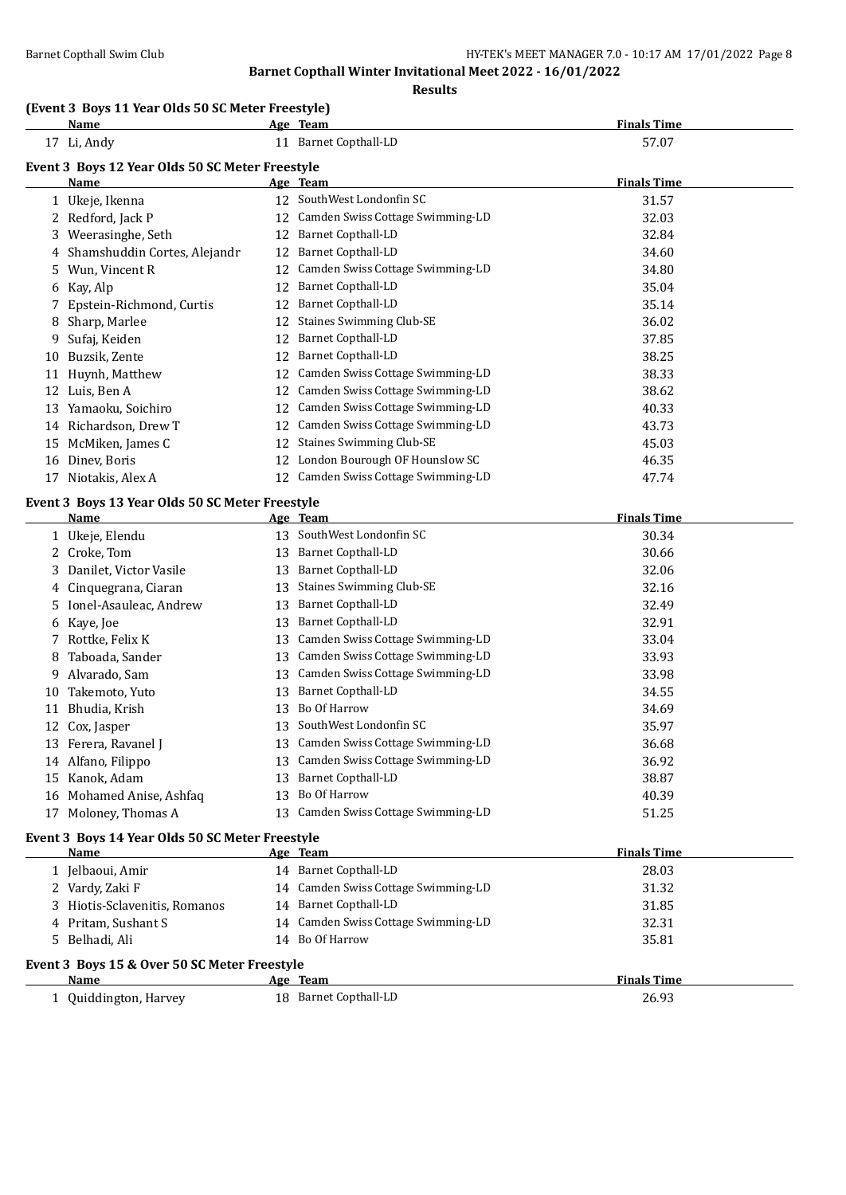**Barnet Copthall Winter Invitational Meet 2022 - 16/01/2022**

**Results**

### (Event 3 Boys 11 Year Olds 50 SC Meter Freestyle)

| | Name | Age | Team | Finals Time |
|---|---|---|---|---|
| 17 | Li, Andy | 11 | Barnet Copthall-LD | 57.07 |

### Event 3 Boys 12 Year Olds 50 SC Meter Freestyle

| | Name | Age | Team | Finals Time |
|---|---|---|---|---|
| 1 | Ukeje, Ikenna | 12 | SouthWest Londonfin SC | 31.57 |
| 2 | Redford, Jack P | 12 | Camden Swiss Cottage Swimming-LD | 32.03 |
| 3 | Weerasinghe, Seth | 12 | Barnet Copthall-LD | 32.84 |
| 4 | Shamshuddin Cortes, Alejandr | 12 | Barnet Copthall-LD | 34.60 |
| 5 | Wun, Vincent R | 12 | Camden Swiss Cottage Swimming-LD | 34.80 |
| 6 | Kay, Alp | 12 | Barnet Copthall-LD | 35.04 |
| 7 | Epstein-Richmond, Curtis | 12 | Barnet Copthall-LD | 35.14 |
| 8 | Sharp, Marlee | 12 | Staines Swimming Club-SE | 36.02 |
| 9 | Sufaj, Keiden | 12 | Barnet Copthall-LD | 37.85 |
| 10 | Buzsik, Zente | 12 | Barnet Copthall-LD | 38.25 |
| 11 | Huynh, Matthew | 12 | Camden Swiss Cottage Swimming-LD | 38.33 |
| 12 | Luis, Ben A | 12 | Camden Swiss Cottage Swimming-LD | 38.62 |
| 13 | Yamaoku, Soichiro | 12 | Camden Swiss Cottage Swimming-LD | 40.33 |
| 14 | Richardson, Drew T | 12 | Camden Swiss Cottage Swimming-LD | 43.73 |
| 15 | McMiken, James C | 12 | Staines Swimming Club-SE | 45.03 |
| 16 | Dinev, Boris | 12 | London Bourough OF Hounslow SC | 46.35 |
| 17 | Niotakis, Alex A | 12 | Camden Swiss Cottage Swimming-LD | 47.74 |

### Event 3 Boys 13 Year Olds 50 SC Meter Freestyle

| | Name | Age | Team | Finals Time |
|---|---|---|---|---|
| 1 | Ukeje, Elendu | 13 | SouthWest Londonfin SC | 30.34 |
| 2 | Croke, Tom | 13 | Barnet Copthall-LD | 30.66 |
| 3 | Danilet, Victor Vasile | 13 | Barnet Copthall-LD | 32.06 |
| 4 | Cinquegrana, Ciaran | 13 | Staines Swimming Club-SE | 32.16 |
| 5 | Ionel-Asauleac, Andrew | 13 | Barnet Copthall-LD | 32.49 |
| 6 | Kaye, Joe | 13 | Barnet Copthall-LD | 32.91 |
| 7 | Rottke, Felix K | 13 | Camden Swiss Cottage Swimming-LD | 33.04 |
| 8 | Taboada, Sander | 13 | Camden Swiss Cottage Swimming-LD | 33.93 |
| 9 | Alvarado, Sam | 13 | Camden Swiss Cottage Swimming-LD | 33.98 |
| 10 | Takemoto, Yuto | 13 | Barnet Copthall-LD | 34.55 |
| 11 | Bhudia, Krish | 13 | Bo Of Harrow | 34.69 |
| 12 | Cox, Jasper | 13 | SouthWest Londonfin SC | 35.97 |
| 13 | Ferera, Ravanel J | 13 | Camden Swiss Cottage Swimming-LD | 36.68 |
| 14 | Alfano, Filippo | 13 | Camden Swiss Cottage Swimming-LD | 36.92 |
| 15 | Kanok, Adam | 13 | Barnet Copthall-LD | 38.87 |
| 16 | Mohamed Anise, Ashfaq | 13 | Bo Of Harrow | 40.39 |
| 17 | Moloney, Thomas A | 13 | Camden Swiss Cottage Swimming-LD | 51.25 |

### Event 3 Boys 14 Year Olds 50 SC Meter Freestyle

| | Name | Age | Team | Finals Time |
|---|---|---|---|---|
| 1 | Jelbaoui, Amir | 14 | Barnet Copthall-LD | 28.03 |
| 2 | Vardy, Zaki F | 14 | Camden Swiss Cottage Swimming-LD | 31.32 |
| 3 | Hiotis-Sclavenitis, Romanos | 14 | Barnet Copthall-LD | 31.85 |
| 4 | Pritam, Sushant S | 14 | Camden Swiss Cottage Swimming-LD | 32.31 |
| 5 | Belhadi, Ali | 14 | Bo Of Harrow | 35.81 |

### Event 3 Boys 15 & Over 50 SC Meter Freestyle

| | Name | Age | Team | Finals Time |
|---|---|---|---|---|
| 1 | Quiddington, Harvey | 18 | Barnet Copthall-LD | 26.93 |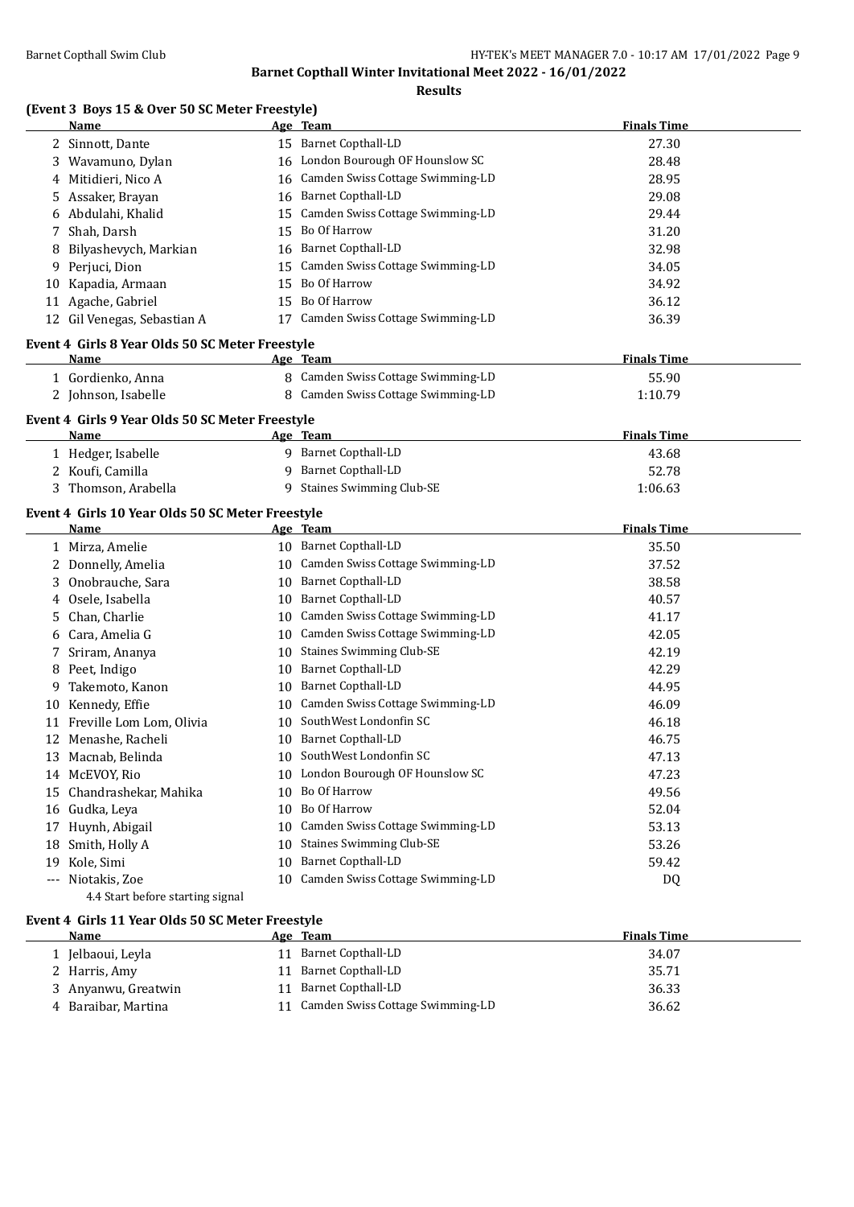# Barnet Copthall Winter Invitational Meet 2022 - 16/01/2022

## Results

### (Event 3 Boys 15 & Over 50 SC Meter Freestyle)

| | Name | Age | Team | Finals Time |
|---|---|---|---|---|
| 2 | Sinnott, Dante | 15 | Barnet Copthall-LD | 27.30 |
| 3 | Wavamuno, Dylan | 16 | London Bourough OF Hounslow SC | 28.48 |
| 4 | Mitidieri, Nico A | 16 | Camden Swiss Cottage Swimming-LD | 28.95 |
| 5 | Assaker, Brayan | 16 | Barnet Copthall-LD | 29.08 |
| 6 | Abdulahi, Khalid | 15 | Camden Swiss Cottage Swimming-LD | 29.44 |
| 7 | Shah, Darsh | 15 | Bo Of Harrow | 31.20 |
| 8 | Bilyashevych, Markian | 16 | Barnet Copthall-LD | 32.98 |
| 9 | Perjuci, Dion | 15 | Camden Swiss Cottage Swimming-LD | 34.05 |
| 10 | Kapadia, Armaan | 15 | Bo Of Harrow | 34.92 |
| 11 | Agache, Gabriel | 15 | Bo Of Harrow | 36.12 |
| 12 | Gil Venegas, Sebastian A | 17 | Camden Swiss Cottage Swimming-LD | 36.39 |

### Event 4 Girls 8 Year Olds 50 SC Meter Freestyle

| | Name | Age | Team | Finals Time |
|---|---|---|---|---|
| 1 | Gordienko, Anna | 8 | Camden Swiss Cottage Swimming-LD | 55.90 |
| 2 | Johnson, Isabelle | 8 | Camden Swiss Cottage Swimming-LD | 1:10.79 |

### Event 4 Girls 9 Year Olds 50 SC Meter Freestyle

| | Name | Age | Team | Finals Time |
|---|---|---|---|---|
| 1 | Hedger, Isabelle | 9 | Barnet Copthall-LD | 43.68 |
| 2 | Koufi, Camilla | 9 | Barnet Copthall-LD | 52.78 |
| 3 | Thomson, Arabella | 9 | Staines Swimming Club-SE | 1:06.63 |

### Event 4 Girls 10 Year Olds 50 SC Meter Freestyle

| | Name | Age | Team | Finals Time |
|---|---|---|---|---|
| 1 | Mirza, Amelie | 10 | Barnet Copthall-LD | 35.50 |
| 2 | Donnelly, Amelia | 10 | Camden Swiss Cottage Swimming-LD | 37.52 |
| 3 | Onobrauche, Sara | 10 | Barnet Copthall-LD | 38.58 |
| 4 | Osele, Isabella | 10 | Barnet Copthall-LD | 40.57 |
| 5 | Chan, Charlie | 10 | Camden Swiss Cottage Swimming-LD | 41.17 |
| 6 | Cara, Amelia G | 10 | Camden Swiss Cottage Swimming-LD | 42.05 |
| 7 | Sriram, Ananya | 10 | Staines Swimming Club-SE | 42.19 |
| 8 | Peet, Indigo | 10 | Barnet Copthall-LD | 42.29 |
| 9 | Takemoto, Kanon | 10 | Barnet Copthall-LD | 44.95 |
| 10 | Kennedy, Effie | 10 | Camden Swiss Cottage Swimming-LD | 46.09 |
| 11 | Freville Lom Lom, Olivia | 10 | SouthWest Londonfin SC | 46.18 |
| 12 | Menashe, Racheli | 10 | Barnet Copthall-LD | 46.75 |
| 13 | Macnab, Belinda | 10 | SouthWest Londonfin SC | 47.13 |
| 14 | McEVOY, Rio | 10 | London Bourough OF Hounslow SC | 47.23 |
| 15 | Chandrashekar, Mahika | 10 | Bo Of Harrow | 49.56 |
| 16 | Gudka, Leya | 10 | Bo Of Harrow | 52.04 |
| 17 | Huynh, Abigail | 10 | Camden Swiss Cottage Swimming-LD | 53.13 |
| 18 | Smith, Holly A | 10 | Staines Swimming Club-SE | 53.26 |
| 19 | Kole, Simi | 10 | Barnet Copthall-LD | 59.42 |
| --- | Niotakis, Zoe | 10 | Camden Swiss Cottage Swimming-LD | DQ |
| | 4.4 Start before starting signal | | | |

### Event 4 Girls 11 Year Olds 50 SC Meter Freestyle

| | Name | Age | Team | Finals Time |
|---|---|---|---|---|
| 1 | Jelbaoui, Leyla | 11 | Barnet Copthall-LD | 34.07 |
| 2 | Harris, Amy | 11 | Barnet Copthall-LD | 35.71 |
| 3 | Anyanwu, Greatwin | 11 | Barnet Copthall-LD | 36.33 |
| 4 | Baraibar, Martina | 11 | Camden Swiss Cottage Swimming-LD | 36.62 |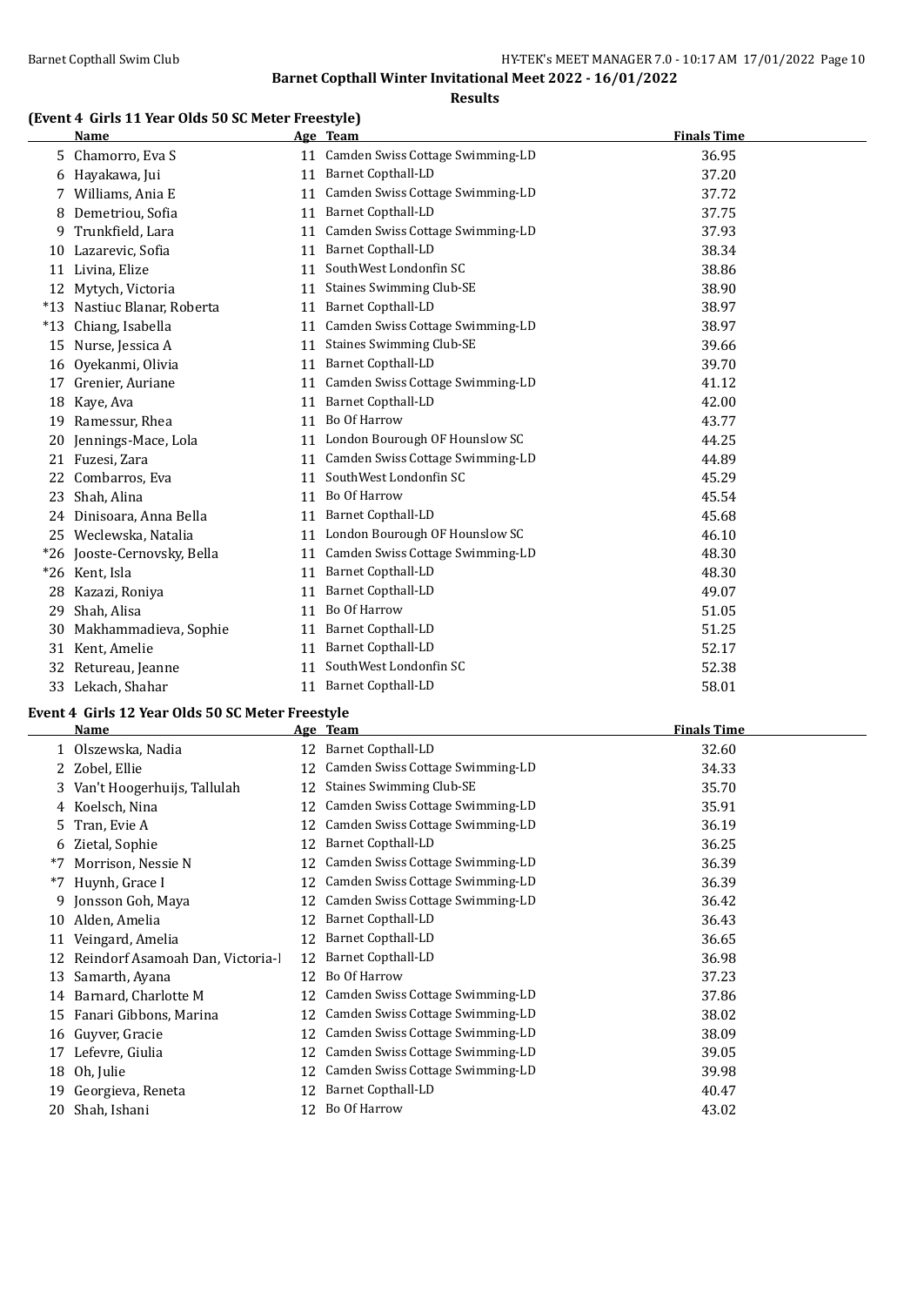## Barnet Copthall Winter Invitational Meet 2022 - 16/01/2022

### Results

#### (Event 4 Girls 11 Year Olds 50 SC Meter Freestyle)

| | Name | Age | Team | Finals Time |
|---|---|---|---|---|
| 5 | Chamorro, Eva S | 11 | Camden Swiss Cottage Swimming-LD | 36.95 |
| 6 | Hayakawa, Jui | 11 | Barnet Copthall-LD | 37.20 |
| 7 | Williams, Ania E | 11 | Camden Swiss Cottage Swimming-LD | 37.72 |
| 8 | Demetriou, Sofia | 11 | Barnet Copthall-LD | 37.75 |
| 9 | Trunkfield, Lara | 11 | Camden Swiss Cottage Swimming-LD | 37.93 |
| 10 | Lazarevic, Sofia | 11 | Barnet Copthall-LD | 38.34 |
| 11 | Livina, Elize | 11 | SouthWest Londonfin SC | 38.86 |
| 12 | Mytych, Victoria | 11 | Staines Swimming Club-SE | 38.90 |
| *13 | Nastiuc Blanar, Roberta | 11 | Barnet Copthall-LD | 38.97 |
| *13 | Chiang, Isabella | 11 | Camden Swiss Cottage Swimming-LD | 38.97 |
| 15 | Nurse, Jessica A | 11 | Staines Swimming Club-SE | 39.66 |
| 16 | Oyekanmi, Olivia | 11 | Barnet Copthall-LD | 39.70 |
| 17 | Grenier, Auriane | 11 | Camden Swiss Cottage Swimming-LD | 41.12 |
| 18 | Kaye, Ava | 11 | Barnet Copthall-LD | 42.00 |
| 19 | Ramessur, Rhea | 11 | Bo Of Harrow | 43.77 |
| 20 | Jennings-Mace, Lola | 11 | London Bourough OF Hounslow SC | 44.25 |
| 21 | Fuzesi, Zara | 11 | Camden Swiss Cottage Swimming-LD | 44.89 |
| 22 | Combarros, Eva | 11 | SouthWest Londonfin SC | 45.29 |
| 23 | Shah, Alina | 11 | Bo Of Harrow | 45.54 |
| 24 | Dinisoara, Anna Bella | 11 | Barnet Copthall-LD | 45.68 |
| 25 | Weclewska, Natalia | 11 | London Bourough OF Hounslow SC | 46.10 |
| *26 | Jooste-Cernovsky, Bella | 11 | Camden Swiss Cottage Swimming-LD | 48.30 |
| *26 | Kent, Isla | 11 | Barnet Copthall-LD | 48.30 |
| 28 | Kazazi, Roniya | 11 | Barnet Copthall-LD | 49.07 |
| 29 | Shah, Alisa | 11 | Bo Of Harrow | 51.05 |
| 30 | Makhammadieva, Sophie | 11 | Barnet Copthall-LD | 51.25 |
| 31 | Kent, Amelie | 11 | Barnet Copthall-LD | 52.17 |
| 32 | Retureau, Jeanne | 11 | SouthWest Londonfin SC | 52.38 |
| 33 | Lekach, Shahar | 11 | Barnet Copthall-LD | 58.01 |

#### Event 4 Girls 12 Year Olds 50 SC Meter Freestyle

| | Name | Age | Team | Finals Time |
|---|---|---|---|---|
| 1 | Olszewska, Nadia | 12 | Barnet Copthall-LD | 32.60 |
| 2 | Zobel, Ellie | 12 | Camden Swiss Cottage Swimming-LD | 34.33 |
| 3 | Van't Hoogerhuijs, Tallulah | 12 | Staines Swimming Club-SE | 35.70 |
| 4 | Koelsch, Nina | 12 | Camden Swiss Cottage Swimming-LD | 35.91 |
| 5 | Tran, Evie A | 12 | Camden Swiss Cottage Swimming-LD | 36.19 |
| 6 | Zietal, Sophie | 12 | Barnet Copthall-LD | 36.25 |
| *7 | Morrison, Nessie N | 12 | Camden Swiss Cottage Swimming-LD | 36.39 |
| *7 | Huynh, Grace I | 12 | Camden Swiss Cottage Swimming-LD | 36.39 |
| 9 | Jonsson Goh, Maya | 12 | Camden Swiss Cottage Swimming-LD | 36.42 |
| 10 | Alden, Amelia | 12 | Barnet Copthall-LD | 36.43 |
| 11 | Veingard, Amelia | 12 | Barnet Copthall-LD | 36.65 |
| 12 | Reindorf Asamoah Dan, Victoria-I | 12 | Barnet Copthall-LD | 36.98 |
| 13 | Samarth, Ayana | 12 | Bo Of Harrow | 37.23 |
| 14 | Barnard, Charlotte M | 12 | Camden Swiss Cottage Swimming-LD | 37.86 |
| 15 | Fanari Gibbons, Marina | 12 | Camden Swiss Cottage Swimming-LD | 38.02 |
| 16 | Guyver, Gracie | 12 | Camden Swiss Cottage Swimming-LD | 38.09 |
| 17 | Lefevre, Giulia | 12 | Camden Swiss Cottage Swimming-LD | 39.05 |
| 18 | Oh, Julie | 12 | Camden Swiss Cottage Swimming-LD | 39.98 |
| 19 | Georgieva, Reneta | 12 | Barnet Copthall-LD | 40.47 |
| 20 | Shah, Ishani | 12 | Bo Of Harrow | 43.02 |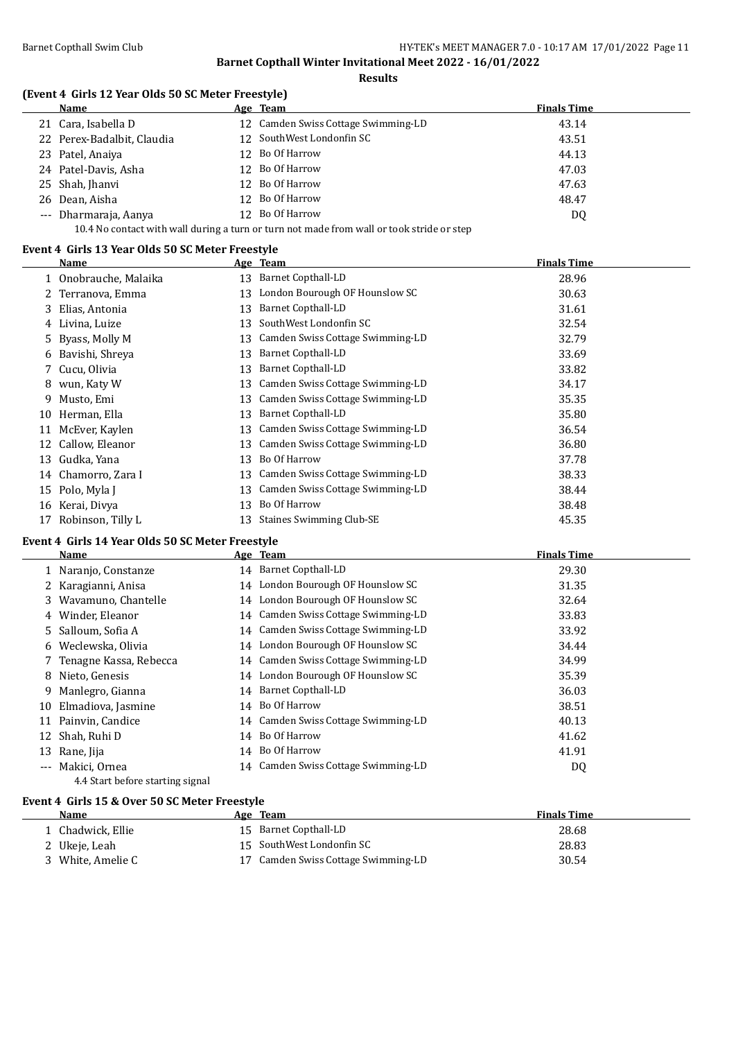## (Event 4 Girls 12 Year Olds 50 SC Meter Freestyle)

| | Name | Age | Team | Finals Time |
|---|---|---|---|---|
| 21 | Cara, Isabella D | 12 | Camden Swiss Cottage Swimming-LD | 43.14 |
| 22 | Perex-Badalbit, Claudia | 12 | SouthWest Londonfin SC | 43.51 |
| 23 | Patel, Anaiya | 12 | Bo Of Harrow | 44.13 |
| 24 | Patel-Davis, Asha | 12 | Bo Of Harrow | 47.03 |
| 25 | Shah, Jhanvi | 12 | Bo Of Harrow | 47.63 |
| 26 | Dean, Aisha | 12 | Bo Of Harrow | 48.47 |
| --- | Dharmaraja, Aanya | 12 | Bo Of Harrow | DQ |

10.4 No contact with wall during a turn or turn not made from wall or took stride or step

## Event 4 Girls 13 Year Olds 50 SC Meter Freestyle

| | Name | Age | Team | Finals Time |
|---|---|---|---|---|
| 1 | Onobrauche, Malaika | 13 | Barnet Copthall-LD | 28.96 |
| 2 | Terranova, Emma | 13 | London Bourough OF Hounslow SC | 30.63 |
| 3 | Elias, Antonia | 13 | Barnet Copthall-LD | 31.61 |
| 4 | Livina, Luize | 13 | SouthWest Londonfin SC | 32.54 |
| 5 | Byass, Molly M | 13 | Camden Swiss Cottage Swimming-LD | 32.79 |
| 6 | Bavishi, Shreya | 13 | Barnet Copthall-LD | 33.69 |
| 7 | Cucu, Olivia | 13 | Barnet Copthall-LD | 33.82 |
| 8 | wun, Katy W | 13 | Camden Swiss Cottage Swimming-LD | 34.17 |
| 9 | Musto, Emi | 13 | Camden Swiss Cottage Swimming-LD | 35.35 |
| 10 | Herman, Ella | 13 | Barnet Copthall-LD | 35.80 |
| 11 | McEver, Kaylen | 13 | Camden Swiss Cottage Swimming-LD | 36.54 |
| 12 | Callow, Eleanor | 13 | Camden Swiss Cottage Swimming-LD | 36.80 |
| 13 | Gudka, Yana | 13 | Bo Of Harrow | 37.78 |
| 14 | Chamorro, Zara I | 13 | Camden Swiss Cottage Swimming-LD | 38.33 |
| 15 | Polo, Myla J | 13 | Camden Swiss Cottage Swimming-LD | 38.44 |
| 16 | Kerai, Divya | 13 | Bo Of Harrow | 38.48 |
| 17 | Robinson, Tilly L | 13 | Staines Swimming Club-SE | 45.35 |

## Event 4 Girls 14 Year Olds 50 SC Meter Freestyle

| | Name | Age | Team | Finals Time |
|---|---|---|---|---|
| 1 | Naranjo, Constanze | 14 | Barnet Copthall-LD | 29.30 |
| 2 | Karagianni, Anisa | 14 | London Bourough OF Hounslow SC | 31.35 |
| 3 | Wavamuno, Chantelle | 14 | London Bourough OF Hounslow SC | 32.64 |
| 4 | Winder, Eleanor | 14 | Camden Swiss Cottage Swimming-LD | 33.83 |
| 5 | Salloum, Sofia A | 14 | Camden Swiss Cottage Swimming-LD | 33.92 |
| 6 | Weclewska, Olivia | 14 | London Bourough OF Hounslow SC | 34.44 |
| 7 | Tenagne Kassa, Rebecca | 14 | Camden Swiss Cottage Swimming-LD | 34.99 |
| 8 | Nieto, Genesis | 14 | London Bourough OF Hounslow SC | 35.39 |
| 9 | Manlegro, Gianna | 14 | Barnet Copthall-LD | 36.03 |
| 10 | Elmadiova, Jasmine | 14 | Bo Of Harrow | 38.51 |
| 11 | Painvin, Candice | 14 | Camden Swiss Cottage Swimming-LD | 40.13 |
| 12 | Shah, Ruhi D | 14 | Bo Of Harrow | 41.62 |
| 13 | Rane, Jija | 14 | Bo Of Harrow | 41.91 |
| --- | Makici, Ornea | 14 | Camden Swiss Cottage Swimming-LD | DQ |

4.4 Start before starting signal

## Event 4 Girls 15 & Over 50 SC Meter Freestyle

| | Name | Age | Team | Finals Time |
|---|---|---|---|---|
| 1 | Chadwick, Ellie | 15 | Barnet Copthall-LD | 28.68 |
| 2 | Ukeje, Leah | 15 | SouthWest Londonfin SC | 28.83 |
| 3 | White, Amelie C | 17 | Camden Swiss Cottage Swimming-LD | 30.54 |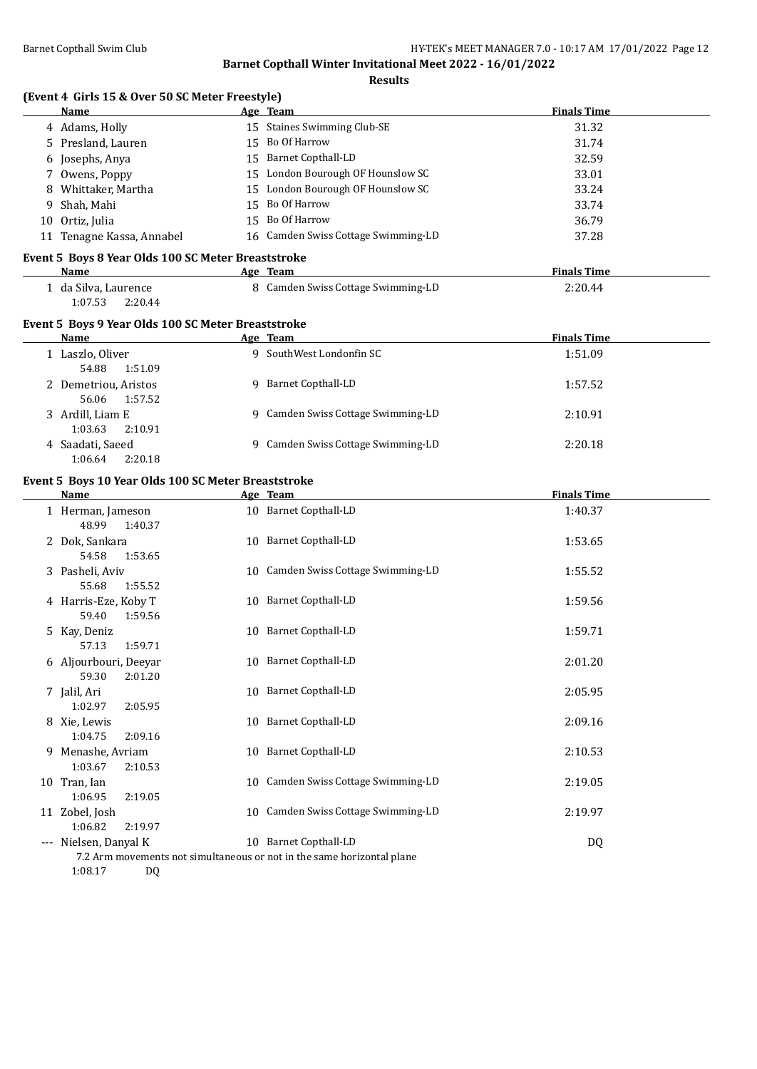## Barnet Copthall Winter Invitational Meet 2022 - 16/01/2022

**Results**

### (Event 4 Girls 15 & Over 50 SC Meter Freestyle)

| | Name | Age | Team | Finals Time |
|---|---|---|---|---|
| 4 | Adams, Holly | 15 | Staines Swimming Club-SE | 31.32 |
| 5 | Presland, Lauren | 15 | Bo Of Harrow | 31.74 |
| 6 | Josephs, Anya | 15 | Barnet Copthall-LD | 32.59 |
| 7 | Owens, Poppy | 15 | London Bourough OF Hounslow SC | 33.01 |
| 8 | Whittaker, Martha | 15 | London Bourough OF Hounslow SC | 33.24 |
| 9 | Shah, Mahi | 15 | Bo Of Harrow | 33.74 |
| 10 | Ortiz, Julia | 15 | Bo Of Harrow | 36.79 |
| 11 | Tenagne Kassa, Annabel | 16 | Camden Swiss Cottage Swimming-LD | 37.28 |

### Event 5 Boys 8 Year Olds 100 SC Meter Breaststroke

| | Name | Age | Team | Finals Time |
|---|---|---|---|---|
| 1 | da Silva, Laurence | 8 | Camden Swiss Cottage Swimming-LD | 2:20.44 |
| | 1:07.53 2:20.44 | | | |

### Event 5 Boys 9 Year Olds 100 SC Meter Breaststroke

| | Name | Age | Team | Finals Time |
|---|---|---|---|---|
| 1 | Laszlo, Oliver | 9 | SouthWest Londonfin SC | 1:51.09 |
| | 54.88 1:51.09 | | | |
| 2 | Demetriou, Aristos | 9 | Barnet Copthall-LD | 1:57.52 |
| | 56.06 1:57.52 | | | |
| 3 | Ardill, Liam E | 9 | Camden Swiss Cottage Swimming-LD | 2:10.91 |
| | 1:03.63 2:10.91 | | | |
| 4 | Saadati, Saeed | 9 | Camden Swiss Cottage Swimming-LD | 2:20.18 |
| | 1:06.64 2:20.18 | | | |

### Event 5 Boys 10 Year Olds 100 SC Meter Breaststroke

| | Name | Age | Team | Finals Time |
|---|---|---|---|---|
| 1 | Herman, Jameson | 10 | Barnet Copthall-LD | 1:40.37 |
| | 48.99 1:40.37 | | | |
| 2 | Dok, Sankara | 10 | Barnet Copthall-LD | 1:53.65 |
| | 54.58 1:53.65 | | | |
| 3 | Pasheli, Aviv | 10 | Camden Swiss Cottage Swimming-LD | 1:55.52 |
| | 55.68 1:55.52 | | | |
| 4 | Harris-Eze, Koby T | 10 | Barnet Copthall-LD | 1:59.56 |
| | 59.40 1:59.56 | | | |
| 5 | Kay, Deniz | 10 | Barnet Copthall-LD | 1:59.71 |
| | 57.13 1:59.71 | | | |
| 6 | Aljourbouri, Deeyar | 10 | Barnet Copthall-LD | 2:01.20 |
| | 59.30 2:01.20 | | | |
| 7 | Jalil, Ari | 10 | Barnet Copthall-LD | 2:05.95 |
| | 1:02.97 2:05.95 | | | |
| 8 | Xie, Lewis | 10 | Barnet Copthall-LD | 2:09.16 |
| | 1:04.75 2:09.16 | | | |
| 9 | Menashe, Avriam | 10 | Barnet Copthall-LD | 2:10.53 |
| | 1:03.67 2:10.53 | | | |
| 10 | Tran, Ian | 10 | Camden Swiss Cottage Swimming-LD | 2:19.05 |
| | 1:06.95 2:19.05 | | | |
| 11 | Zobel, Josh | 10 | Camden Swiss Cottage Swimming-LD | 2:19.97 |
| | 1:06.82 2:19.97 | | | |
| --- | Nielsen, Danyal K | 10 | Barnet Copthall-LD | DQ |
| | 7.2 Arm movements not simultaneous or not in the same horizontal plane | | | |
| | 1:08.17 DQ | | | |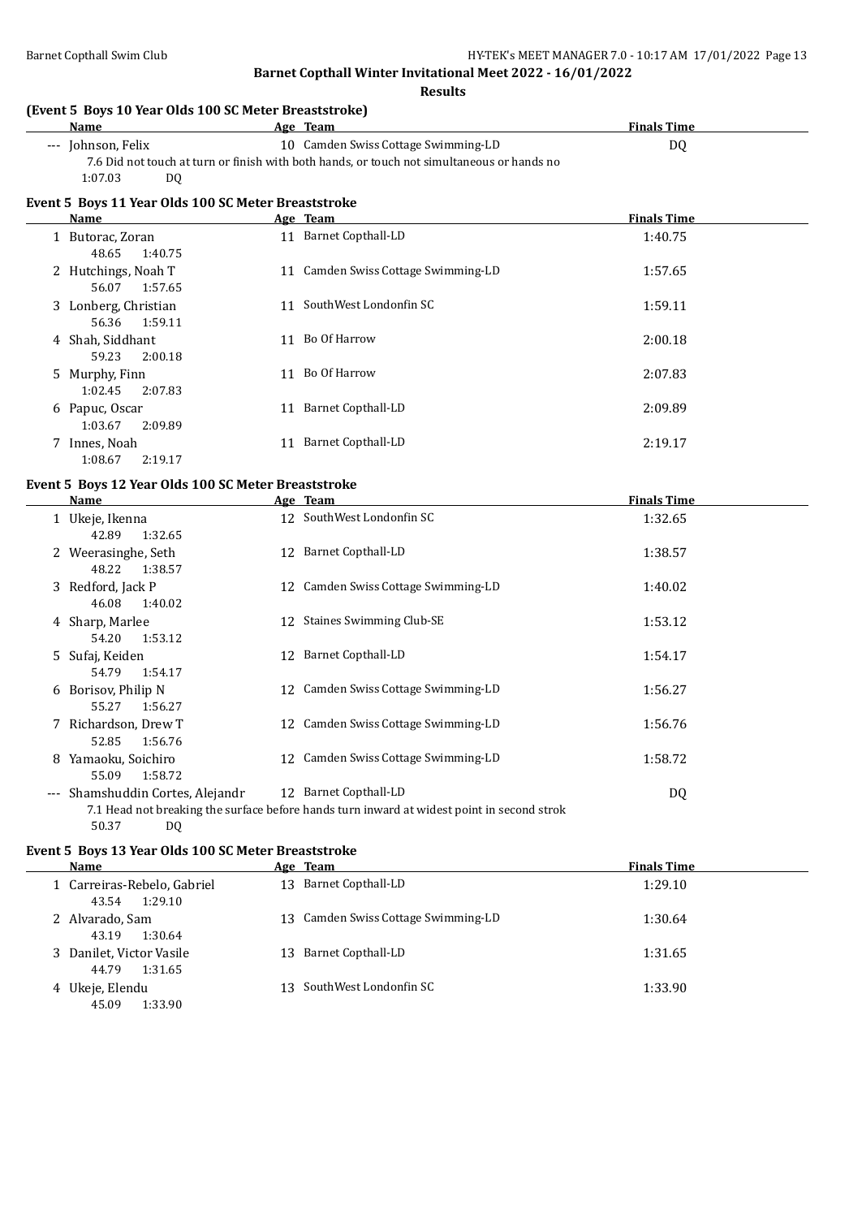**Barnet Copthall Winter Invitational Meet 2022 - 16/01/2022**

**Results**

### (Event 5 Boys 10 Year Olds 100 SC Meter Breaststroke)

| | Name | Age | Team | Finals Time |
|---|---|---|---|---|
| --- | Johnson, Felix | 10 | Camden Swiss Cottage Swimming-LD | DQ |
| | 7.6 Did not touch at turn or finish with both hands, or touch not simultaneous or hands no | | | |
| | 1:07.03 DQ | | | |

### Event 5 Boys 11 Year Olds 100 SC Meter Breaststroke

| | Name | Age | Team | Finals Time |
|---|---|---|---|---|
| 1 | Butorac, Zoran | 11 | Barnet Copthall-LD | 1:40.75 |
| | 48.65 1:40.75 | | | |
| 2 | Hutchings, Noah T | 11 | Camden Swiss Cottage Swimming-LD | 1:57.65 |
| | 56.07 1:57.65 | | | |
| 3 | Lonberg, Christian | 11 | SouthWest Londonfin SC | 1:59.11 |
| | 56.36 1:59.11 | | | |
| 4 | Shah, Siddhant | 11 | Bo Of Harrow | 2:00.18 |
| | 59.23 2:00.18 | | | |
| 5 | Murphy, Finn | 11 | Bo Of Harrow | 2:07.83 |
| | 1:02.45 2:07.83 | | | |
| 6 | Papuc, Oscar | 11 | Barnet Copthall-LD | 2:09.89 |
| | 1:03.67 2:09.89 | | | |
| 7 | Innes, Noah | 11 | Barnet Copthall-LD | 2:19.17 |
| | 1:08.67 2:19.17 | | | |

### Event 5 Boys 12 Year Olds 100 SC Meter Breaststroke

| | Name | Age | Team | Finals Time |
|---|---|---|---|---|
| 1 | Ukeje, Ikenna | 12 | SouthWest Londonfin SC | 1:32.65 |
| | 42.89 1:32.65 | | | |
| 2 | Weerasinghe, Seth | 12 | Barnet Copthall-LD | 1:38.57 |
| | 48.22 1:38.57 | | | |
| 3 | Redford, Jack P | 12 | Camden Swiss Cottage Swimming-LD | 1:40.02 |
| | 46.08 1:40.02 | | | |
| 4 | Sharp, Marlee | 12 | Staines Swimming Club-SE | 1:53.12 |
| | 54.20 1:53.12 | | | |
| 5 | Sufaj, Keiden | 12 | Barnet Copthall-LD | 1:54.17 |
| | 54.79 1:54.17 | | | |
| 6 | Borisov, Philip N | 12 | Camden Swiss Cottage Swimming-LD | 1:56.27 |
| | 55.27 1:56.27 | | | |
| 7 | Richardson, Drew T | 12 | Camden Swiss Cottage Swimming-LD | 1:56.76 |
| | 52.85 1:56.76 | | | |
| 8 | Yamaoku, Soichiro | 12 | Camden Swiss Cottage Swimming-LD | 1:58.72 |
| | 55.09 1:58.72 | | | |
| --- | Shamshuddin Cortes, Alejandr | 12 | Barnet Copthall-LD | DQ |
| | 7.1 Head not breaking the surface before hands turn inward at widest point in second strok | | | |
| | 50.37 DQ | | | |

### Event 5 Boys 13 Year Olds 100 SC Meter Breaststroke

| | Name | Age | Team | Finals Time |
|---|---|---|---|---|
| 1 | Carreiras-Rebelo, Gabriel | 13 | Barnet Copthall-LD | 1:29.10 |
| | 43.54 1:29.10 | | | |
| 2 | Alvarado, Sam | 13 | Camden Swiss Cottage Swimming-LD | 1:30.64 |
| | 43.19 1:30.64 | | | |
| 3 | Danilet, Victor Vasile | 13 | Barnet Copthall-LD | 1:31.65 |
| | 44.79 1:31.65 | | | |
| 4 | Ukeje, Elendu | 13 | SouthWest Londonfin SC | 1:33.90 |
| | 45.09 1:33.90 | | | |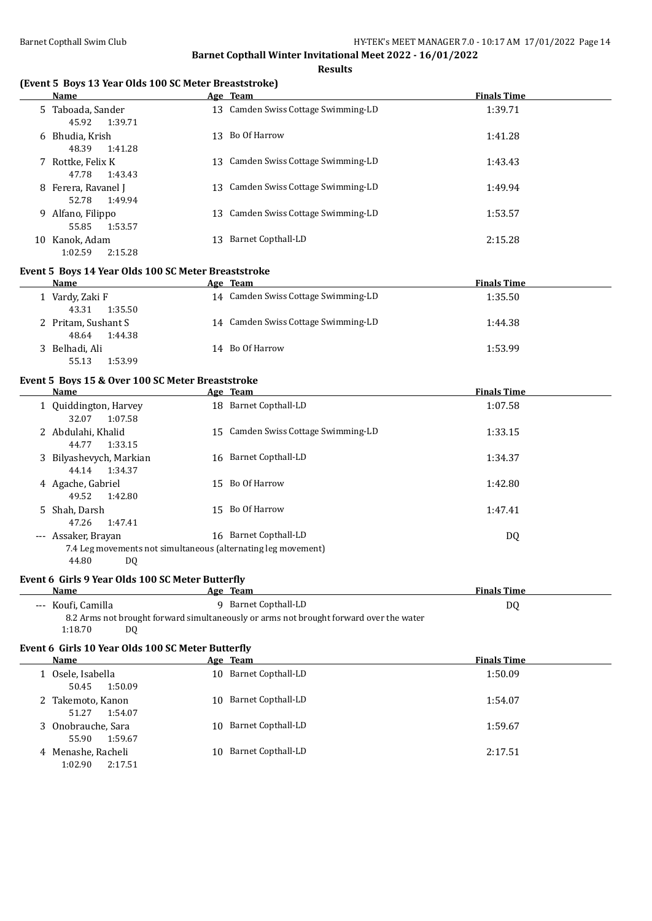## Barnet Copthall Winter Invitational Meet 2022 - 16/01/2022

### Results

### (Event 5 Boys 13 Year Olds 100 SC Meter Breaststroke)

| | Name | Age | Team | Finals Time |
|---|---|---|---|---|
| 5 | Taboada, Sander | 13 | Camden Swiss Cottage Swimming-LD | 1:39.71 |
| | 45.92 1:39.71 | | | |
| 6 | Bhudia, Krish | 13 | Bo Of Harrow | 1:41.28 |
| | 48.39 1:41.28 | | | |
| 7 | Rottke, Felix K | 13 | Camden Swiss Cottage Swimming-LD | 1:43.43 |
| | 47.78 1:43.43 | | | |
| 8 | Ferera, Ravanel J | 13 | Camden Swiss Cottage Swimming-LD | 1:49.94 |
| | 52.78 1:49.94 | | | |
| 9 | Alfano, Filippo | 13 | Camden Swiss Cottage Swimming-LD | 1:53.57 |
| | 55.85 1:53.57 | | | |
| 10 | Kanok, Adam | 13 | Barnet Copthall-LD | 2:15.28 |
| | 1:02.59 2:15.28 | | | |

### Event 5 Boys 14 Year Olds 100 SC Meter Breaststroke

| | Name | Age | Team | Finals Time |
|---|---|---|---|---|
| 1 | Vardy, Zaki F | 14 | Camden Swiss Cottage Swimming-LD | 1:35.50 |
| | 43.31 1:35.50 | | | |
| 2 | Pritam, Sushant S | 14 | Camden Swiss Cottage Swimming-LD | 1:44.38 |
| | 48.64 1:44.38 | | | |
| 3 | Belhadi, Ali | 14 | Bo Of Harrow | 1:53.99 |
| | 55.13 1:53.99 | | | |

### Event 5 Boys 15 & Over 100 SC Meter Breaststroke

| | Name | Age | Team | Finals Time |
|---|---|---|---|---|
| 1 | Quiddington, Harvey | 18 | Barnet Copthall-LD | 1:07.58 |
| | 32.07 1:07.58 | | | |
| 2 | Abdulahi, Khalid | 15 | Camden Swiss Cottage Swimming-LD | 1:33.15 |
| | 44.77 1:33.15 | | | |
| 3 | Bilyashevych, Markian | 16 | Barnet Copthall-LD | 1:34.37 |
| | 44.14 1:34.37 | | | |
| 4 | Agache, Gabriel | 15 | Bo Of Harrow | 1:42.80 |
| | 49.52 1:42.80 | | | |
| 5 | Shah, Darsh | 15 | Bo Of Harrow | 1:47.41 |
| | 47.26 1:47.41 | | | |
| --- | Assaker, Brayan | 16 | Barnet Copthall-LD | DQ |
| | 7.4 Leg movements not simultaneous (alternating leg movement) | | | |
| | 44.80 DQ | | | |

### Event 6 Girls 9 Year Olds 100 SC Meter Butterfly

| | Name | Age | Team | Finals Time |
|---|---|---|---|---|
| --- | Koufi, Camilla | 9 | Barnet Copthall-LD | DQ |
| | 8.2 Arms not brought forward simultaneously or arms not brought forward over the water | | | |
| | 1:18.70 DQ | | | |

### Event 6 Girls 10 Year Olds 100 SC Meter Butterfly

| | Name | Age | Team | Finals Time |
|---|---|---|---|---|
| 1 | Osele, Isabella | 10 | Barnet Copthall-LD | 1:50.09 |
| | 50.45 1:50.09 | | | |
| 2 | Takemoto, Kanon | 10 | Barnet Copthall-LD | 1:54.07 |
| | 51.27 1:54.07 | | | |
| 3 | Onobrauche, Sara | 10 | Barnet Copthall-LD | 1:59.67 |
| | 55.90 1:59.67 | | | |
| 4 | Menashe, Racheli | 10 | Barnet Copthall-LD | 2:17.51 |
| | 1:02.90 2:17.51 | | | |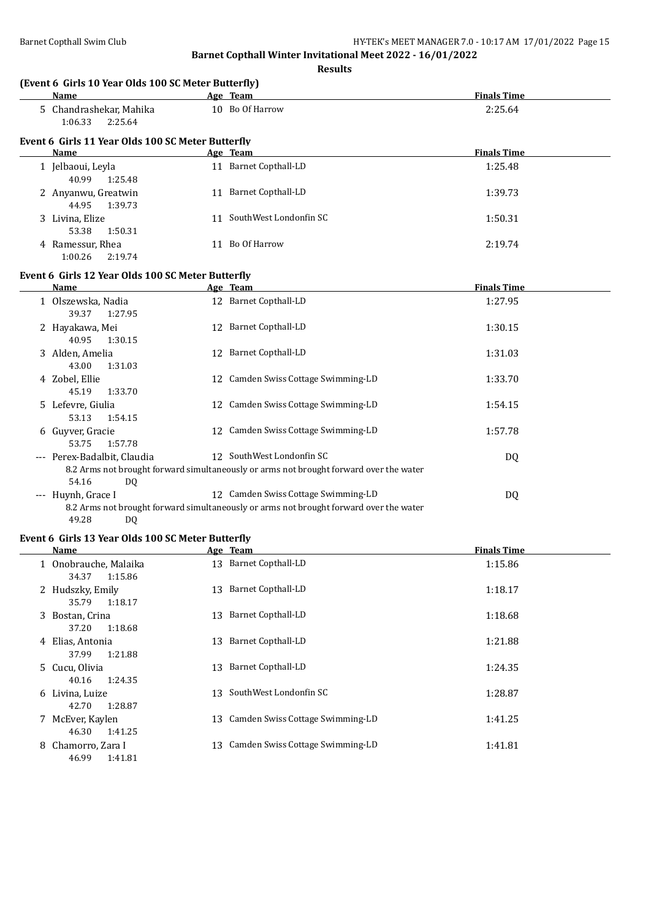## Barnet Copthall Winter Invitational Meet 2022 - 16/01/2022

**Results**

### (Event 6 Girls 10 Year Olds 100 SC Meter Butterfly)

| | Name | Age | Team | Finals Time |
|---|---|---|---|---|
| 5 | Chandrashekar, Mahika | 10 | Bo Of Harrow | 2:25.64 |
| | 1:06.33 2:25.64 | | | |

### Event 6 Girls 11 Year Olds 100 SC Meter Butterfly

| | Name | Age | Team | Finals Time |
|---|---|---|---|---|
| 1 | Jelbaoui, Leyla | 11 | Barnet Copthall-LD | 1:25.48 |
| | 40.99 1:25.48 | | | |
| 2 | Anyanwu, Greatwin | 11 | Barnet Copthall-LD | 1:39.73 |
| | 44.95 1:39.73 | | | |
| 3 | Livina, Elize | 11 | SouthWest Londonfin SC | 1:50.31 |
| | 53.38 1:50.31 | | | |
| 4 | Ramessur, Rhea | 11 | Bo Of Harrow | 2:19.74 |
| | 1:00.26 2:19.74 | | | |

### Event 6 Girls 12 Year Olds 100 SC Meter Butterfly

| | Name | Age | Team | Finals Time |
|---|---|---|---|---|
| 1 | Olszewska, Nadia | 12 | Barnet Copthall-LD | 1:27.95 |
| | 39.37 1:27.95 | | | |
| 2 | Hayakawa, Mei | 12 | Barnet Copthall-LD | 1:30.15 |
| | 40.95 1:30.15 | | | |
| 3 | Alden, Amelia | 12 | Barnet Copthall-LD | 1:31.03 |
| | 43.00 1:31.03 | | | |
| 4 | Zobel, Ellie | 12 | Camden Swiss Cottage Swimming-LD | 1:33.70 |
| | 45.19 1:33.70 | | | |
| 5 | Lefevre, Giulia | 12 | Camden Swiss Cottage Swimming-LD | 1:54.15 |
| | 53.13 1:54.15 | | | |
| 6 | Guyver, Gracie | 12 | Camden Swiss Cottage Swimming-LD | 1:57.78 |
| | 53.75 1:57.78 | | | |
| --- | Perex-Badalbit, Claudia | 12 | SouthWest Londonfin SC | DQ |
| | 8.2 Arms not brought forward simultaneously or arms not brought forward over the water | | | |
| | 54.16 DQ | | | |
| --- | Huynh, Grace I | 12 | Camden Swiss Cottage Swimming-LD | DQ |
| | 8.2 Arms not brought forward simultaneously or arms not brought forward over the water | | | |
| | 49.28 DQ | | | |

### Event 6 Girls 13 Year Olds 100 SC Meter Butterfly

| | Name | Age | Team | Finals Time |
|---|---|---|---|---|
| 1 | Onobrauche, Malaika | 13 | Barnet Copthall-LD | 1:15.86 |
| | 34.37 1:15.86 | | | |
| 2 | Hudszky, Emily | 13 | Barnet Copthall-LD | 1:18.17 |
| | 35.79 1:18.17 | | | |
| 3 | Bostan, Crina | 13 | Barnet Copthall-LD | 1:18.68 |
| | 37.20 1:18.68 | | | |
| 4 | Elias, Antonia | 13 | Barnet Copthall-LD | 1:21.88 |
| | 37.99 1:21.88 | | | |
| 5 | Cucu, Olivia | 13 | Barnet Copthall-LD | 1:24.35 |
| | 40.16 1:24.35 | | | |
| 6 | Livina, Luize | 13 | SouthWest Londonfin SC | 1:28.87 |
| | 42.70 1:28.87 | | | |
| 7 | McEver, Kaylen | 13 | Camden Swiss Cottage Swimming-LD | 1:41.25 |
| | 46.30 1:41.25 | | | |
| 8 | Chamorro, Zara I | 13 | Camden Swiss Cottage Swimming-LD | 1:41.81 |
| | 46.99 1:41.81 | | | |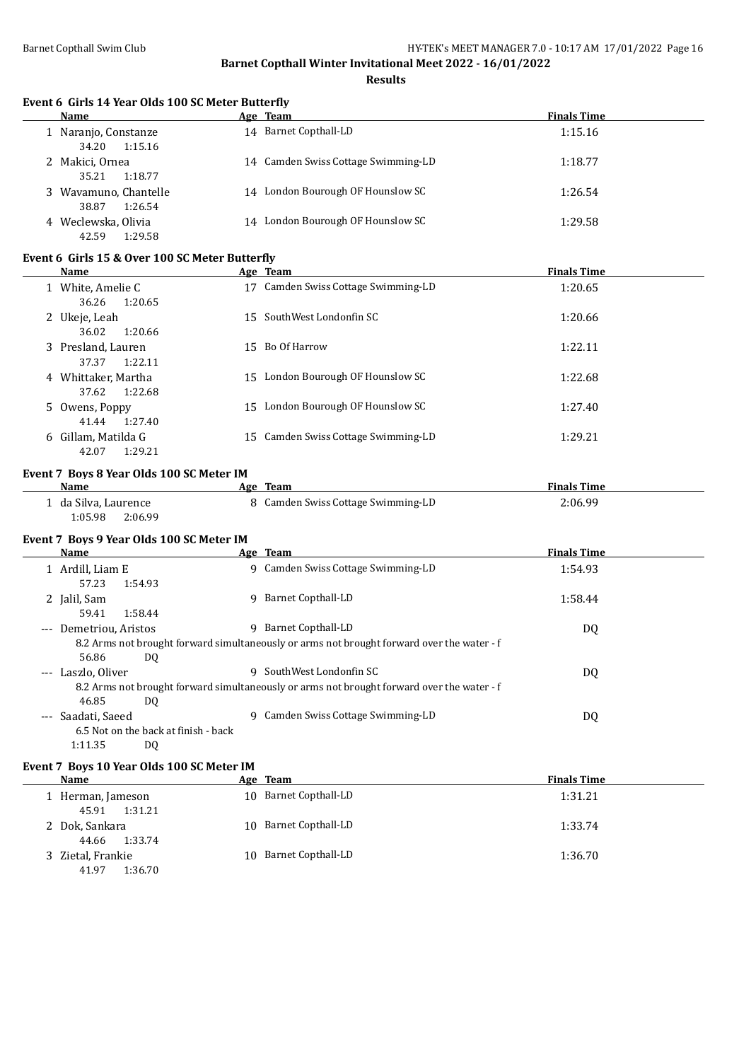# Barnet Copthall Winter Invitational Meet 2022 - 16/01/2022

## Results

### Event 6 Girls 14 Year Olds 100 SC Meter Butterfly

| | Name | Age | Team | Finals Time |
|---|---|---|---|---|
| 1 | Naranjo, Constanze | 14 | Barnet Copthall-LD | 1:15.16 |
| | 34.20 1:15.16 | | | |
| 2 | Makici, Ornea | 14 | Camden Swiss Cottage Swimming-LD | 1:18.77 |
| | 35.21 1:18.77 | | | |
| 3 | Wavamuno, Chantelle | 14 | London Bourough OF Hounslow SC | 1:26.54 |
| | 38.87 1:26.54 | | | |
| 4 | Weclewska, Olivia | 14 | London Bourough OF Hounslow SC | 1:29.58 |
| | 42.59 1:29.58 | | | |

### Event 6 Girls 15 & Over 100 SC Meter Butterfly

| | Name | Age | Team | Finals Time |
|---|---|---|---|---|
| 1 | White, Amelie C | 17 | Camden Swiss Cottage Swimming-LD | 1:20.65 |
| | 36.26 1:20.65 | | | |
| 2 | Ukeje, Leah | 15 | SouthWest Londonfin SC | 1:20.66 |
| | 36.02 1:20.66 | | | |
| 3 | Presland, Lauren | 15 | Bo Of Harrow | 1:22.11 |
| | 37.37 1:22.11 | | | |
| 4 | Whittaker, Martha | 15 | London Bourough OF Hounslow SC | 1:22.68 |
| | 37.62 1:22.68 | | | |
| 5 | Owens, Poppy | 15 | London Bourough OF Hounslow SC | 1:27.40 |
| | 41.44 1:27.40 | | | |
| 6 | Gillam, Matilda G | 15 | Camden Swiss Cottage Swimming-LD | 1:29.21 |
| | 42.07 1:29.21 | | | |

### Event 7 Boys 8 Year Olds 100 SC Meter IM

| | Name | Age | Team | Finals Time |
|---|---|---|---|---|
| 1 | da Silva, Laurence | 8 | Camden Swiss Cottage Swimming-LD | 2:06.99 |
| | 1:05.98 2:06.99 | | | |

### Event 7 Boys 9 Year Olds 100 SC Meter IM

| | Name | Age | Team | Finals Time |
|---|---|---|---|---|
| 1 | Ardill, Liam E | 9 | Camden Swiss Cottage Swimming-LD | 1:54.93 |
| | 57.23 1:54.93 | | | |
| 2 | Jalil, Sam | 9 | Barnet Copthall-LD | 1:58.44 |
| | 59.41 1:58.44 | | | |
| --- | Demetriou, Aristos | 9 | Barnet Copthall-LD | DQ |
| | 8.2 Arms not brought forward simultaneously or arms not brought forward over the water - f | | | |
| | 56.86 DQ | | | |
| --- | Laszlo, Oliver | 9 | SouthWest Londonfin SC | DQ |
| | 8.2 Arms not brought forward simultaneously or arms not brought forward over the water - f | | | |
| | 46.85 DQ | | | |
| --- | Saadati, Saeed | 9 | Camden Swiss Cottage Swimming-LD | DQ |
| | 6.5 Not on the back at finish - back | | | |
| | 1:11.35 DQ | | | |

### Event 7 Boys 10 Year Olds 100 SC Meter IM

| | Name | Age | Team | Finals Time |
|---|---|---|---|---|
| 1 | Herman, Jameson | 10 | Barnet Copthall-LD | 1:31.21 |
| | 45.91 1:31.21 | | | |
| 2 | Dok, Sankara | 10 | Barnet Copthall-LD | 1:33.74 |
| | 44.66 1:33.74 | | | |
| 3 | Zietal, Frankie | 10 | Barnet Copthall-LD | 1:36.70 |
| | 41.97 1:36.70 | | | |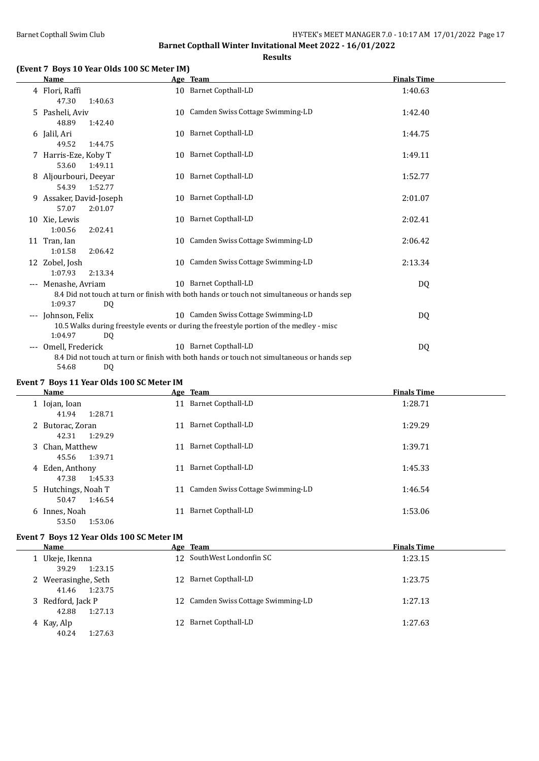# Barnet Copthall Winter Invitational Meet 2022 - 16/01/2022

## Results

### (Event 7 Boys 10 Year Olds 100 SC Meter IM)

| | Name | Age | Team | Finals Time |
|---|---|---|---|---|
| 4 | Flori, Raffi | 10 | Barnet Copthall-LD | 1:40.63 |
| | 47.30 1:40.63 | | | |
| 5 | Pasheli, Aviv | 10 | Camden Swiss Cottage Swimming-LD | 1:42.40 |
| | 48.89 1:42.40 | | | |
| 6 | Jalil, Ari | 10 | Barnet Copthall-LD | 1:44.75 |
| | 49.52 1:44.75 | | | |
| 7 | Harris-Eze, Koby T | 10 | Barnet Copthall-LD | 1:49.11 |
| | 53.60 1:49.11 | | | |
| 8 | Aljourbouri, Deeyar | 10 | Barnet Copthall-LD | 1:52.77 |
| | 54.39 1:52.77 | | | |
| 9 | Assaker, David-Joseph | 10 | Barnet Copthall-LD | 2:01.07 |
| | 57.07 2:01.07 | | | |
| 10 | Xie, Lewis | 10 | Barnet Copthall-LD | 2:02.41 |
| | 1:00.56 2:02.41 | | | |
| 11 | Tran, Ian | 10 | Camden Swiss Cottage Swimming-LD | 2:06.42 |
| | 1:01.58 2:06.42 | | | |
| 12 | Zobel, Josh | 10 | Camden Swiss Cottage Swimming-LD | 2:13.34 |
| | 1:07.93 2:13.34 | | | |
| --- | Menashe, Avriam | 10 | Barnet Copthall-LD | DQ |
| | 8.4 Did not touch at turn or finish with both hands or touch not simultaneous or hands sep | | | |
| | 1:09.37 DQ | | | |
| --- | Johnson, Felix | 10 | Camden Swiss Cottage Swimming-LD | DQ |
| | 10.5 Walks during freestyle events or during the freestyle portion of the medley - misc | | | |
| | 1:04.97 DQ | | | |
| --- | Omell, Frederick | 10 | Barnet Copthall-LD | DQ |
| | 8.4 Did not touch at turn or finish with both hands or touch not simultaneous or hands sep | | | |
| | 54.68 DQ | | | |

### Event 7 Boys 11 Year Olds 100 SC Meter IM

| | Name | Age | Team | Finals Time |
|---|---|---|---|---|
| 1 | Iojan, Ioan | 11 | Barnet Copthall-LD | 1:28.71 |
| | 41.94 1:28.71 | | | |
| 2 | Butorac, Zoran | 11 | Barnet Copthall-LD | 1:29.29 |
| | 42.31 1:29.29 | | | |
| 3 | Chan, Matthew | 11 | Barnet Copthall-LD | 1:39.71 |
| | 45.56 1:39.71 | | | |
| 4 | Eden, Anthony | 11 | Barnet Copthall-LD | 1:45.33 |
| | 47.38 1:45.33 | | | |
| 5 | Hutchings, Noah T | 11 | Camden Swiss Cottage Swimming-LD | 1:46.54 |
| | 50.47 1:46.54 | | | |
| 6 | Innes, Noah | 11 | Barnet Copthall-LD | 1:53.06 |
| | 53.50 1:53.06 | | | |

### Event 7 Boys 12 Year Olds 100 SC Meter IM

| | Name | Age | Team | Finals Time |
|---|---|---|---|---|
| 1 | Ukeje, Ikenna | 12 | SouthWest Londonfin SC | 1:23.15 |
| | 39.29 1:23.15 | | | |
| 2 | Weerasinghe, Seth | 12 | Barnet Copthall-LD | 1:23.75 |
| | 41.46 1:23.75 | | | |
| 3 | Redford, Jack P | 12 | Camden Swiss Cottage Swimming-LD | 1:27.13 |
| | 42.88 1:27.13 | | | |
| 4 | Kay, Alp | 12 | Barnet Copthall-LD | 1:27.63 |
| | 40.24 1:27.63 | | | |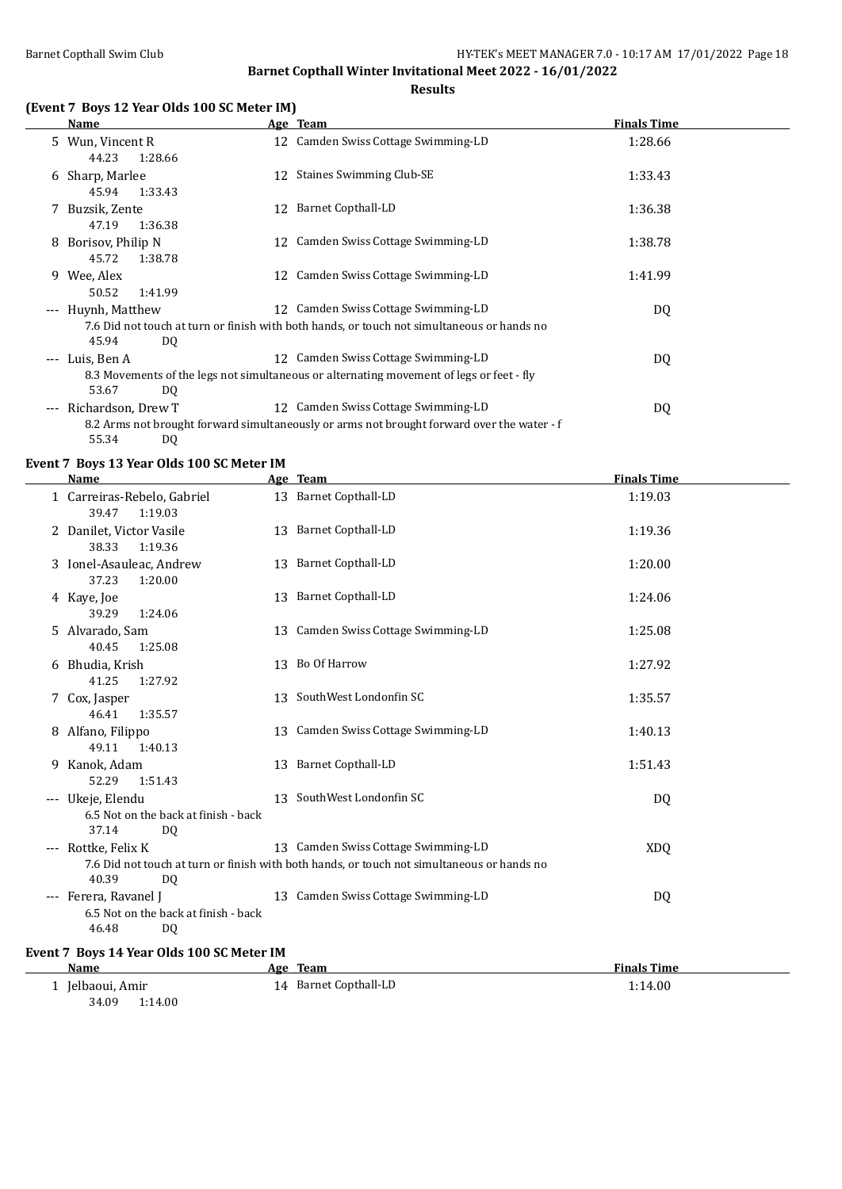## Barnet Copthall Winter Invitational Meet 2022 - 16/01/2022

**Results**

### (Event 7 Boys 12 Year Olds 100 SC Meter IM)

| | Name | Age | Team | Finals Time |
|---|---|---|---|---|
| 5 | Wun, Vincent R | 12 | Camden Swiss Cottage Swimming-LD | 1:28.66 |
| | 44.23 1:28.66 | | | |
| 6 | Sharp, Marlee | 12 | Staines Swimming Club-SE | 1:33.43 |
| | 45.94 1:33.43 | | | |
| 7 | Buzsik, Zente | 12 | Barnet Copthall-LD | 1:36.38 |
| | 47.19 1:36.38 | | | |
| 8 | Borisov, Philip N | 12 | Camden Swiss Cottage Swimming-LD | 1:38.78 |
| | 45.72 1:38.78 | | | |
| 9 | Wee, Alex | 12 | Camden Swiss Cottage Swimming-LD | 1:41.99 |
| | 50.52 1:41.99 | | | |
| --- | Huynh, Matthew | 12 | Camden Swiss Cottage Swimming-LD | DQ |
| | 7.6 Did not touch at turn or finish with both hands, or touch not simultaneous or hands no | | | |
| | 45.94 DQ | | | |
| --- | Luis, Ben A | 12 | Camden Swiss Cottage Swimming-LD | DQ |
| | 8.3 Movements of the legs not simultaneous or alternating movement of legs or feet - fly | | | |
| | 53.67 DQ | | | |
| --- | Richardson, Drew T | 12 | Camden Swiss Cottage Swimming-LD | DQ |
| | 8.2 Arms not brought forward simultaneously or arms not brought forward over the water - f | | | |
| | 55.34 DQ | | | |

### Event 7 Boys 13 Year Olds 100 SC Meter IM

| | Name | Age | Team | Finals Time |
|---|---|---|---|---|
| 1 | Carreiras-Rebelo, Gabriel | 13 | Barnet Copthall-LD | 1:19.03 |
| | 39.47 1:19.03 | | | |
| 2 | Danilet, Victor Vasile | 13 | Barnet Copthall-LD | 1:19.36 |
| | 38.33 1:19.36 | | | |
| 3 | Ionel-Asauleac, Andrew | 13 | Barnet Copthall-LD | 1:20.00 |
| | 37.23 1:20.00 | | | |
| 4 | Kaye, Joe | 13 | Barnet Copthall-LD | 1:24.06 |
| | 39.29 1:24.06 | | | |
| 5 | Alvarado, Sam | 13 | Camden Swiss Cottage Swimming-LD | 1:25.08 |
| | 40.45 1:25.08 | | | |
| 6 | Bhudia, Krish | 13 | Bo Of Harrow | 1:27.92 |
| | 41.25 1:27.92 | | | |
| 7 | Cox, Jasper | 13 | SouthWest Londonfin SC | 1:35.57 |
| | 46.41 1:35.57 | | | |
| 8 | Alfano, Filippo | 13 | Camden Swiss Cottage Swimming-LD | 1:40.13 |
| | 49.11 1:40.13 | | | |
| 9 | Kanok, Adam | 13 | Barnet Copthall-LD | 1:51.43 |
| | 52.29 1:51.43 | | | |
| --- | Ukeje, Elendu | 13 | SouthWest Londonfin SC | DQ |
| | 6.5 Not on the back at finish - back | | | |
| | 37.14 DQ | | | |
| --- | Rottke, Felix K | 13 | Camden Swiss Cottage Swimming-LD | XDQ |
| | 7.6 Did not touch at turn or finish with both hands, or touch not simultaneous or hands no | | | |
| | 40.39 DQ | | | |
| --- | Ferera, Ravanel J | 13 | Camden Swiss Cottage Swimming-LD | DQ |
| | 6.5 Not on the back at finish - back | | | |
| | 46.48 DQ | | | |

### Event 7 Boys 14 Year Olds 100 SC Meter IM

| | Name | Age | Team | Finals Time |
|---|---|---|---|---|
| 1 | Jelbaoui, Amir | 14 | Barnet Copthall-LD | 1:14.00 |
| | 34.09 1:14.00 | | | |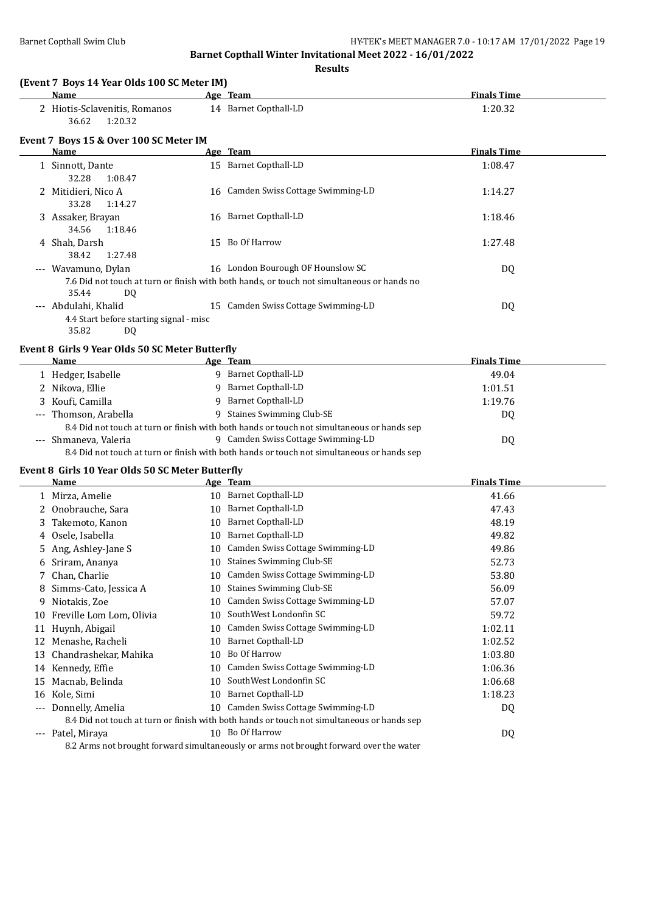# Barnet Copthall Winter Invitational Meet 2022 - 16/01/2022

## Results

### (Event 7 Boys 14 Year Olds 100 SC Meter IM)

| | Name | Age | Team | Finals Time |
|---|---|---|---|---|
| 2 | Hiotis-Sclavenitis, Romanos | 14 | Barnet Copthall-LD | 1:20.32 |
| | 36.62 1:20.32 | | | |

### Event 7 Boys 15 & Over 100 SC Meter IM

| | Name | Age | Team | Finals Time |
|---|---|---|---|---|
| 1 | Sinnott, Dante | 15 | Barnet Copthall-LD | 1:08.47 |
| | 32.28 1:08.47 | | | |
| 2 | Mitidieri, Nico A | 16 | Camden Swiss Cottage Swimming-LD | 1:14.27 |
| | 33.28 1:14.27 | | | |
| 3 | Assaker, Brayan | 16 | Barnet Copthall-LD | 1:18.46 |
| | 34.56 1:18.46 | | | |
| 4 | Shah, Darsh | 15 | Bo Of Harrow | 1:27.48 |
| | 38.42 1:27.48 | | | |
| --- | Wavamuno, Dylan | 16 | London Bourough OF Hounslow SC | DQ |
| | 7.6 Did not touch at turn or finish with both hands, or touch not simultaneous or hands no | | | |
| | 35.44 DQ | | | |
| --- | Abdulahi, Khalid | 15 | Camden Swiss Cottage Swimming-LD | DQ |
| | 4.4 Start before starting signal - misc | | | |
| | 35.82 DQ | | | |

### Event 8 Girls 9 Year Olds 50 SC Meter Butterfly

| | Name | Age | Team | Finals Time |
|---|---|---|---|---|
| 1 | Hedger, Isabelle | 9 | Barnet Copthall-LD | 49.04 |
| 2 | Nikova, Ellie | 9 | Barnet Copthall-LD | 1:01.51 |
| 3 | Koufi, Camilla | 9 | Barnet Copthall-LD | 1:19.76 |
| --- | Thomson, Arabella | 9 | Staines Swimming Club-SE | DQ |
| | 8.4 Did not touch at turn or finish with both hands or touch not simultaneous or hands sep | | | |
| --- | Shmaneva, Valeria | 9 | Camden Swiss Cottage Swimming-LD | DQ |
| | 8.4 Did not touch at turn or finish with both hands or touch not simultaneous or hands sep | | | |

### Event 8 Girls 10 Year Olds 50 SC Meter Butterfly

| | Name | Age | Team | Finals Time |
|---|---|---|---|---|
| 1 | Mirza, Amelie | 10 | Barnet Copthall-LD | 41.66 |
| 2 | Onobrauche, Sara | 10 | Barnet Copthall-LD | 47.43 |
| 3 | Takemoto, Kanon | 10 | Barnet Copthall-LD | 48.19 |
| 4 | Osele, Isabella | 10 | Barnet Copthall-LD | 49.82 |
| 5 | Ang, Ashley-Jane S | 10 | Camden Swiss Cottage Swimming-LD | 49.86 |
| 6 | Sriram, Ananya | 10 | Staines Swimming Club-SE | 52.73 |
| 7 | Chan, Charlie | 10 | Camden Swiss Cottage Swimming-LD | 53.80 |
| 8 | Simms-Cato, Jessica A | 10 | Staines Swimming Club-SE | 56.09 |
| 9 | Niotakis, Zoe | 10 | Camden Swiss Cottage Swimming-LD | 57.07 |
| 10 | Freville Lom Lom, Olivia | 10 | SouthWest Londonfin SC | 59.72 |
| 11 | Huynh, Abigail | 10 | Camden Swiss Cottage Swimming-LD | 1:02.11 |
| 12 | Menashe, Racheli | 10 | Barnet Copthall-LD | 1:02.52 |
| 13 | Chandrashekar, Mahika | 10 | Bo Of Harrow | 1:03.80 |
| 14 | Kennedy, Effie | 10 | Camden Swiss Cottage Swimming-LD | 1:06.36 |
| 15 | Macnab, Belinda | 10 | SouthWest Londonfin SC | 1:06.68 |
| 16 | Kole, Simi | 10 | Barnet Copthall-LD | 1:18.23 |
| --- | Donnelly, Amelia | 10 | Camden Swiss Cottage Swimming-LD | DQ |
| | 8.4 Did not touch at turn or finish with both hands or touch not simultaneous or hands sep | | | |
| --- | Patel, Miraya | 10 | Bo Of Harrow | DQ |
| | 8.2 Arms not brought forward simultaneously or arms not brought forward over the water | | | |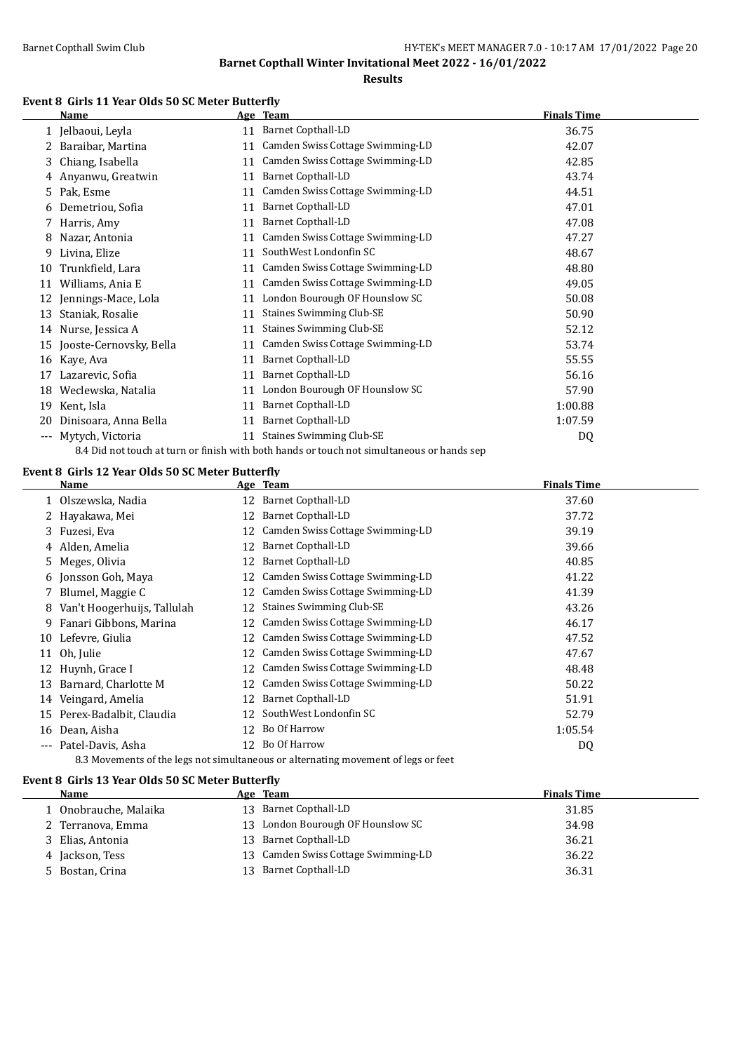## Barnet Copthall Winter Invitational Meet 2022 - 16/01/2022

### Results

#### Event 8 Girls 11 Year Olds 50 SC Meter Butterfly

| | Name | Age | Team | Finals Time |
|---|---|---|---|---|
| 1 | Jelbaoui, Leyla | 11 | Barnet Copthall-LD | 36.75 |
| 2 | Baraibar, Martina | 11 | Camden Swiss Cottage Swimming-LD | 42.07 |
| 3 | Chiang, Isabella | 11 | Camden Swiss Cottage Swimming-LD | 42.85 |
| 4 | Anyanwu, Greatwin | 11 | Barnet Copthall-LD | 43.74 |
| 5 | Pak, Esme | 11 | Camden Swiss Cottage Swimming-LD | 44.51 |
| 6 | Demetriou, Sofia | 11 | Barnet Copthall-LD | 47.01 |
| 7 | Harris, Amy | 11 | Barnet Copthall-LD | 47.08 |
| 8 | Nazar, Antonia | 11 | Camden Swiss Cottage Swimming-LD | 47.27 |
| 9 | Livina, Elize | 11 | SouthWest Londonfin SC | 48.67 |
| 10 | Trunkfield, Lara | 11 | Camden Swiss Cottage Swimming-LD | 48.80 |
| 11 | Williams, Ania E | 11 | Camden Swiss Cottage Swimming-LD | 49.05 |
| 12 | Jennings-Mace, Lola | 11 | London Bourough OF Hounslow SC | 50.08 |
| 13 | Staniak, Rosalie | 11 | Staines Swimming Club-SE | 50.90 |
| 14 | Nurse, Jessica A | 11 | Staines Swimming Club-SE | 52.12 |
| 15 | Jooste-Cernovsky, Bella | 11 | Camden Swiss Cottage Swimming-LD | 53.74 |
| 16 | Kaye, Ava | 11 | Barnet Copthall-LD | 55.55 |
| 17 | Lazarevic, Sofia | 11 | Barnet Copthall-LD | 56.16 |
| 18 | Weclewska, Natalia | 11 | London Bourough OF Hounslow SC | 57.90 |
| 19 | Kent, Isla | 11 | Barnet Copthall-LD | 1:00.88 |
| 20 | Dinisoara, Anna Bella | 11 | Barnet Copthall-LD | 1:07.59 |
| --- | Mytych, Victoria | 11 | Staines Swimming Club-SE | DQ |

8.4 Did not touch at turn or finish with both hands or touch not simultaneous or hands sep

#### Event 8 Girls 12 Year Olds 50 SC Meter Butterfly

| | Name | Age | Team | Finals Time |
|---|---|---|---|---|
| 1 | Olszewska, Nadia | 12 | Barnet Copthall-LD | 37.60 |
| 2 | Hayakawa, Mei | 12 | Barnet Copthall-LD | 37.72 |
| 3 | Fuzesi, Eva | 12 | Camden Swiss Cottage Swimming-LD | 39.19 |
| 4 | Alden, Amelia | 12 | Barnet Copthall-LD | 39.66 |
| 5 | Meges, Olivia | 12 | Barnet Copthall-LD | 40.85 |
| 6 | Jonsson Goh, Maya | 12 | Camden Swiss Cottage Swimming-LD | 41.22 |
| 7 | Blumel, Maggie C | 12 | Camden Swiss Cottage Swimming-LD | 41.39 |
| 8 | Van't Hoogerhuijs, Tallulah | 12 | Staines Swimming Club-SE | 43.26 |
| 9 | Fanari Gibbons, Marina | 12 | Camden Swiss Cottage Swimming-LD | 46.17 |
| 10 | Lefevre, Giulia | 12 | Camden Swiss Cottage Swimming-LD | 47.52 |
| 11 | Oh, Julie | 12 | Camden Swiss Cottage Swimming-LD | 47.67 |
| 12 | Huynh, Grace I | 12 | Camden Swiss Cottage Swimming-LD | 48.48 |
| 13 | Barnard, Charlotte M | 12 | Camden Swiss Cottage Swimming-LD | 50.22 |
| 14 | Veingard, Amelia | 12 | Barnet Copthall-LD | 51.91 |
| 15 | Perex-Badalbit, Claudia | 12 | SouthWest Londonfin SC | 52.79 |
| 16 | Dean, Aisha | 12 | Bo Of Harrow | 1:05.54 |
| --- | Patel-Davis, Asha | 12 | Bo Of Harrow | DQ |

8.3 Movements of the legs not simultaneous or alternating movement of legs or feet

#### Event 8 Girls 13 Year Olds 50 SC Meter Butterfly

| | Name | Age | Team | Finals Time |
|---|---|---|---|---|
| 1 | Onobrauche, Malaika | 13 | Barnet Copthall-LD | 31.85 |
| 2 | Terranova, Emma | 13 | London Bourough OF Hounslow SC | 34.98 |
| 3 | Elias, Antonia | 13 | Barnet Copthall-LD | 36.21 |
| 4 | Jackson, Tess | 13 | Camden Swiss Cottage Swimming-LD | 36.22 |
| 5 | Bostan, Crina | 13 | Barnet Copthall-LD | 36.31 |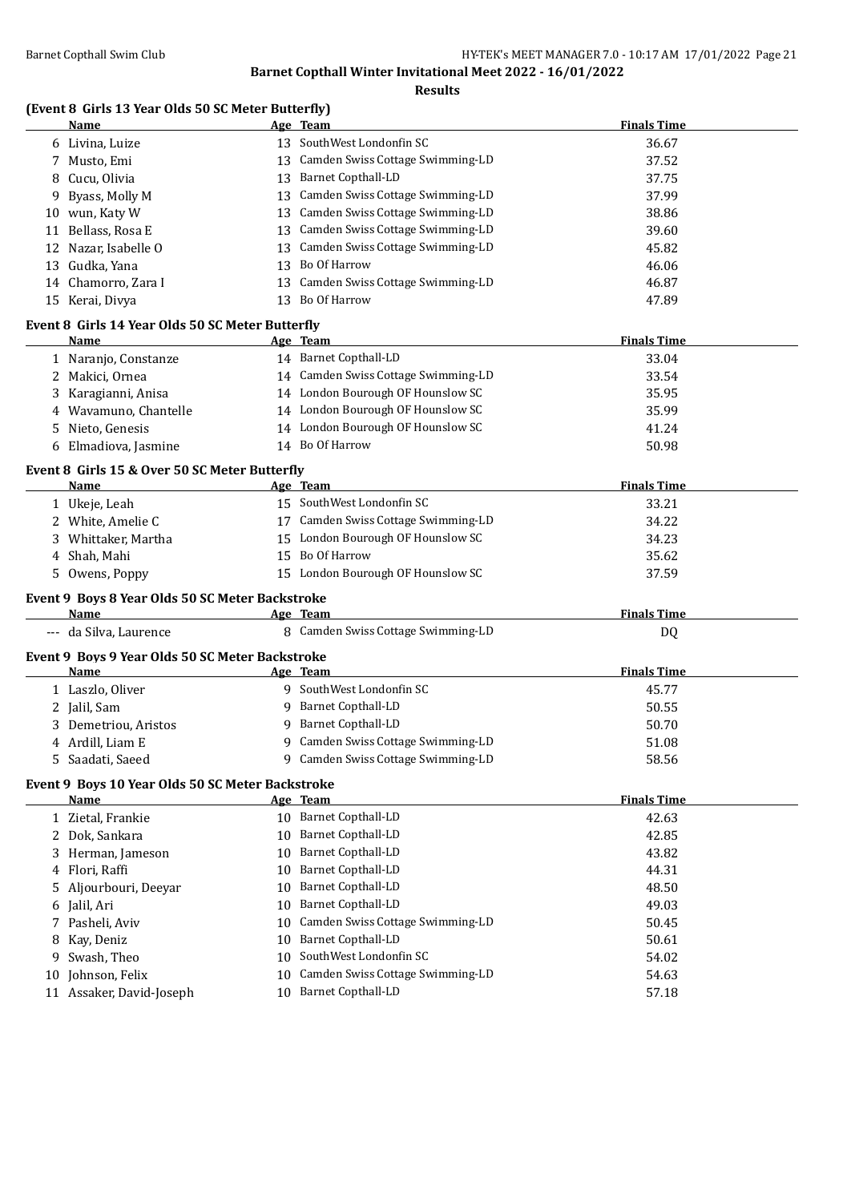**Barnet Copthall Winter Invitational Meet 2022 - 16/01/2022**

**Results**

### (Event 8 Girls 13 Year Olds 50 SC Meter Butterfly)

| | Name | Age | Team | Finals Time |
|---|---|---|---|---|
| 6 | Livina, Luize | 13 | SouthWest Londonfin SC | 36.67 |
| 7 | Musto, Emi | 13 | Camden Swiss Cottage Swimming-LD | 37.52 |
| 8 | Cucu, Olivia | 13 | Barnet Copthall-LD | 37.75 |
| 9 | Byass, Molly M | 13 | Camden Swiss Cottage Swimming-LD | 37.99 |
| 10 | wun, Katy W | 13 | Camden Swiss Cottage Swimming-LD | 38.86 |
| 11 | Bellass, Rosa E | 13 | Camden Swiss Cottage Swimming-LD | 39.60 |
| 12 | Nazar, Isabelle O | 13 | Camden Swiss Cottage Swimming-LD | 45.82 |
| 13 | Gudka, Yana | 13 | Bo Of Harrow | 46.06 |
| 14 | Chamorro, Zara I | 13 | Camden Swiss Cottage Swimming-LD | 46.87 |
| 15 | Kerai, Divya | 13 | Bo Of Harrow | 47.89 |

### Event 8 Girls 14 Year Olds 50 SC Meter Butterfly

| | Name | Age | Team | Finals Time |
|---|---|---|---|---|
| 1 | Naranjo, Constanze | 14 | Barnet Copthall-LD | 33.04 |
| 2 | Makici, Ornea | 14 | Camden Swiss Cottage Swimming-LD | 33.54 |
| 3 | Karagianni, Anisa | 14 | London Bourough OF Hounslow SC | 35.95 |
| 4 | Wavamuno, Chantelle | 14 | London Bourough OF Hounslow SC | 35.99 |
| 5 | Nieto, Genesis | 14 | London Bourough OF Hounslow SC | 41.24 |
| 6 | Elmadiova, Jasmine | 14 | Bo Of Harrow | 50.98 |

### Event 8 Girls 15 & Over 50 SC Meter Butterfly

| | Name | Age | Team | Finals Time |
|---|---|---|---|---|
| 1 | Ukeje, Leah | 15 | SouthWest Londonfin SC | 33.21 |
| 2 | White, Amelie C | 17 | Camden Swiss Cottage Swimming-LD | 34.22 |
| 3 | Whittaker, Martha | 15 | London Bourough OF Hounslow SC | 34.23 |
| 4 | Shah, Mahi | 15 | Bo Of Harrow | 35.62 |
| 5 | Owens, Poppy | 15 | London Bourough OF Hounslow SC | 37.59 |

### Event 9 Boys 8 Year Olds 50 SC Meter Backstroke

| | Name | Age | Team | Finals Time |
|---|---|---|---|---|
| --- | da Silva, Laurence | 8 | Camden Swiss Cottage Swimming-LD | DQ |

### Event 9 Boys 9 Year Olds 50 SC Meter Backstroke

| | Name | Age | Team | Finals Time |
|---|---|---|---|---|
| 1 | Laszlo, Oliver | 9 | SouthWest Londonfin SC | 45.77 |
| 2 | Jalil, Sam | 9 | Barnet Copthall-LD | 50.55 |
| 3 | Demetriou, Aristos | 9 | Barnet Copthall-LD | 50.70 |
| 4 | Ardill, Liam E | 9 | Camden Swiss Cottage Swimming-LD | 51.08 |
| 5 | Saadati, Saeed | 9 | Camden Swiss Cottage Swimming-LD | 58.56 |

### Event 9 Boys 10 Year Olds 50 SC Meter Backstroke

| | Name | Age | Team | Finals Time |
|---|---|---|---|---|
| 1 | Zietal, Frankie | 10 | Barnet Copthall-LD | 42.63 |
| 2 | Dok, Sankara | 10 | Barnet Copthall-LD | 42.85 |
| 3 | Herman, Jameson | 10 | Barnet Copthall-LD | 43.82 |
| 4 | Flori, Raffi | 10 | Barnet Copthall-LD | 44.31 |
| 5 | Aljourbouri, Deeyar | 10 | Barnet Copthall-LD | 48.50 |
| 6 | Jalil, Ari | 10 | Barnet Copthall-LD | 49.03 |
| 7 | Pasheli, Aviv | 10 | Camden Swiss Cottage Swimming-LD | 50.45 |
| 8 | Kay, Deniz | 10 | Barnet Copthall-LD | 50.61 |
| 9 | Swash, Theo | 10 | SouthWest Londonfin SC | 54.02 |
| 10 | Johnson, Felix | 10 | Camden Swiss Cottage Swimming-LD | 54.63 |
| 11 | Assaker, David-Joseph | 10 | Barnet Copthall-LD | 57.18 |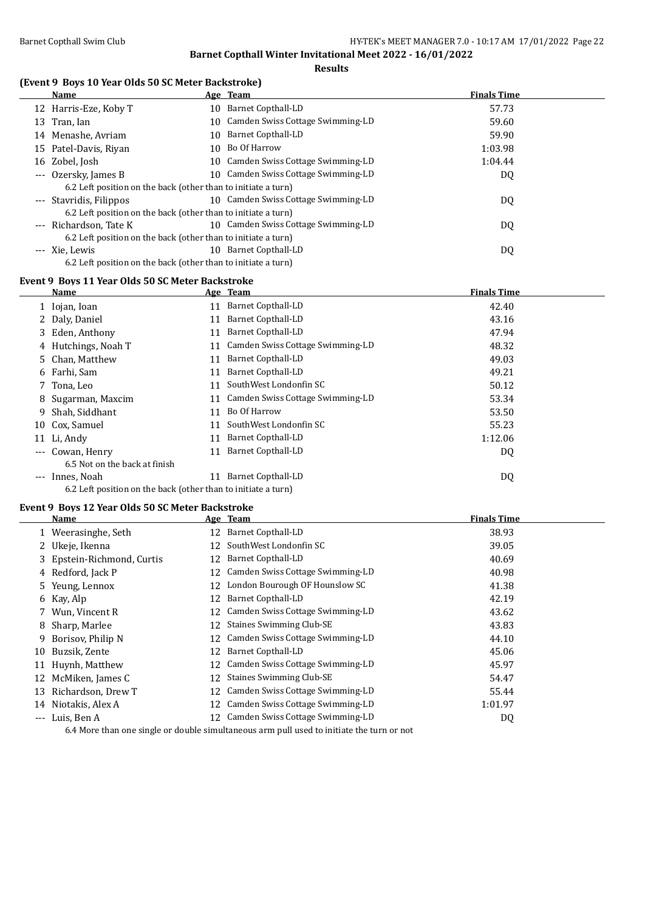## Barnet Copthall Winter Invitational Meet 2022 - 16/01/2022

### Results

#### (Event 9 Boys 10 Year Olds 50 SC Meter Backstroke)

| | Name | Age | Team | Finals Time |
|---|---|---|---|---|
| 12 | Harris-Eze, Koby T | 10 | Barnet Copthall-LD | 57.73 |
| 13 | Tran, Ian | 10 | Camden Swiss Cottage Swimming-LD | 59.60 |
| 14 | Menashe, Avriam | 10 | Barnet Copthall-LD | 59.90 |
| 15 | Patel-Davis, Riyan | 10 | Bo Of Harrow | 1:03.98 |
| 16 | Zobel, Josh | 10 | Camden Swiss Cottage Swimming-LD | 1:04.44 |
| --- | Ozersky, James B | 10 | Camden Swiss Cottage Swimming-LD | DQ |
| | 6.2 Left position on the back (other than to initiate a turn) | | | |
| --- | Stavridis, Filippos | 10 | Camden Swiss Cottage Swimming-LD | DQ |
| | 6.2 Left position on the back (other than to initiate a turn) | | | |
| --- | Richardson, Tate K | 10 | Camden Swiss Cottage Swimming-LD | DQ |
| | 6.2 Left position on the back (other than to initiate a turn) | | | |
| --- | Xie, Lewis | 10 | Barnet Copthall-LD | DQ |
| | 6.2 Left position on the back (other than to initiate a turn) | | | |

#### Event 9 Boys 11 Year Olds 50 SC Meter Backstroke

| | Name | Age | Team | Finals Time |
|---|---|---|---|---|
| 1 | Iojan, Ioan | 11 | Barnet Copthall-LD | 42.40 |
| 2 | Daly, Daniel | 11 | Barnet Copthall-LD | 43.16 |
| 3 | Eden, Anthony | 11 | Barnet Copthall-LD | 47.94 |
| 4 | Hutchings, Noah T | 11 | Camden Swiss Cottage Swimming-LD | 48.32 |
| 5 | Chan, Matthew | 11 | Barnet Copthall-LD | 49.03 |
| 6 | Farhi, Sam | 11 | Barnet Copthall-LD | 49.21 |
| 7 | Tona, Leo | 11 | SouthWest Londonfin SC | 50.12 |
| 8 | Sugarman, Maxcim | 11 | Camden Swiss Cottage Swimming-LD | 53.34 |
| 9 | Shah, Siddhant | 11 | Bo Of Harrow | 53.50 |
| 10 | Cox, Samuel | 11 | SouthWest Londonfin SC | 55.23 |
| 11 | Li, Andy | 11 | Barnet Copthall-LD | 1:12.06 |
| --- | Cowan, Henry | 11 | Barnet Copthall-LD | DQ |
| | 6.5 Not on the back at finish | | | |
| --- | Innes, Noah | 11 | Barnet Copthall-LD | DQ |
| | 6.2 Left position on the back (other than to initiate a turn) | | | |

#### Event 9 Boys 12 Year Olds 50 SC Meter Backstroke

| | Name | Age | Team | Finals Time |
|---|---|---|---|---|
| 1 | Weerasinghe, Seth | 12 | Barnet Copthall-LD | 38.93 |
| 2 | Ukeje, Ikenna | 12 | SouthWest Londonfin SC | 39.05 |
| 3 | Epstein-Richmond, Curtis | 12 | Barnet Copthall-LD | 40.69 |
| 4 | Redford, Jack P | 12 | Camden Swiss Cottage Swimming-LD | 40.98 |
| 5 | Yeung, Lennox | 12 | London Bourough OF Hounslow SC | 41.38 |
| 6 | Kay, Alp | 12 | Barnet Copthall-LD | 42.19 |
| 7 | Wun, Vincent R | 12 | Camden Swiss Cottage Swimming-LD | 43.62 |
| 8 | Sharp, Marlee | 12 | Staines Swimming Club-SE | 43.83 |
| 9 | Borisov, Philip N | 12 | Camden Swiss Cottage Swimming-LD | 44.10 |
| 10 | Buzsik, Zente | 12 | Barnet Copthall-LD | 45.06 |
| 11 | Huynh, Matthew | 12 | Camden Swiss Cottage Swimming-LD | 45.97 |
| 12 | McMiken, James C | 12 | Staines Swimming Club-SE | 54.47 |
| 13 | Richardson, Drew T | 12 | Camden Swiss Cottage Swimming-LD | 55.44 |
| 14 | Niotakis, Alex A | 12 | Camden Swiss Cottage Swimming-LD | 1:01.97 |
| --- | Luis, Ben A | 12 | Camden Swiss Cottage Swimming-LD | DQ |
| | 6.4 More than one single or double simultaneous arm pull used to initiate the turn or not | | | |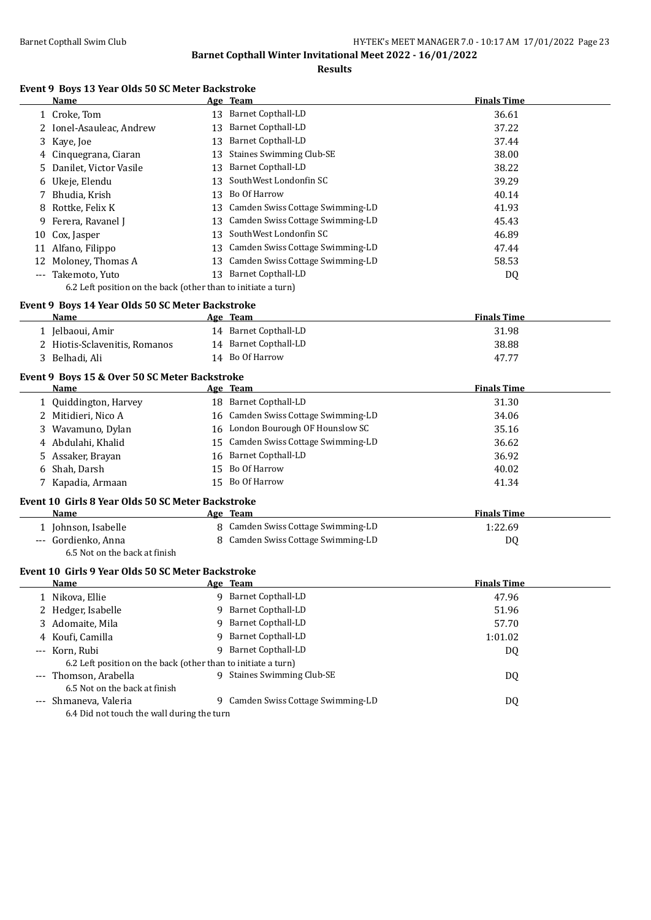## Barnet Copthall Winter Invitational Meet 2022 - 16/01/2022

### Results

#### Event 9 Boys 13 Year Olds 50 SC Meter Backstroke

| | Name | Age | Team | Finals Time |
|---|---|---|---|---|
| 1 | Croke, Tom | 13 | Barnet Copthall-LD | 36.61 |
| 2 | Ionel-Asauleac, Andrew | 13 | Barnet Copthall-LD | 37.22 |
| 3 | Kaye, Joe | 13 | Barnet Copthall-LD | 37.44 |
| 4 | Cinquegrana, Ciaran | 13 | Staines Swimming Club-SE | 38.00 |
| 5 | Danilet, Victor Vasile | 13 | Barnet Copthall-LD | 38.22 |
| 6 | Ukeje, Elendu | 13 | SouthWest Londonfin SC | 39.29 |
| 7 | Bhudia, Krish | 13 | Bo Of Harrow | 40.14 |
| 8 | Rottke, Felix K | 13 | Camden Swiss Cottage Swimming-LD | 41.93 |
| 9 | Ferera, Ravanel J | 13 | Camden Swiss Cottage Swimming-LD | 45.43 |
| 10 | Cox, Jasper | 13 | SouthWest Londonfin SC | 46.89 |
| 11 | Alfano, Filippo | 13 | Camden Swiss Cottage Swimming-LD | 47.44 |
| 12 | Moloney, Thomas A | 13 | Camden Swiss Cottage Swimming-LD | 58.53 |
| --- | Takemoto, Yuto | 13 | Barnet Copthall-LD | DQ |
| | 6.2 Left position on the back (other than to initiate a turn) | | | |

#### Event 9 Boys 14 Year Olds 50 SC Meter Backstroke

| | Name | Age | Team | Finals Time |
|---|---|---|---|---|
| 1 | Jelbaoui, Amir | 14 | Barnet Copthall-LD | 31.98 |
| 2 | Hiotis-Sclavenitis, Romanos | 14 | Barnet Copthall-LD | 38.88 |
| 3 | Belhadi, Ali | 14 | Bo Of Harrow | 47.77 |

#### Event 9 Boys 15 & Over 50 SC Meter Backstroke

| | Name | Age | Team | Finals Time |
|---|---|---|---|---|
| 1 | Quiddington, Harvey | 18 | Barnet Copthall-LD | 31.30 |
| 2 | Mitidieri, Nico A | 16 | Camden Swiss Cottage Swimming-LD | 34.06 |
| 3 | Wavamuno, Dylan | 16 | London Bourough OF Hounslow SC | 35.16 |
| 4 | Abdulahi, Khalid | 15 | Camden Swiss Cottage Swimming-LD | 36.62 |
| 5 | Assaker, Brayan | 16 | Barnet Copthall-LD | 36.92 |
| 6 | Shah, Darsh | 15 | Bo Of Harrow | 40.02 |
| 7 | Kapadia, Armaan | 15 | Bo Of Harrow | 41.34 |

#### Event 10 Girls 8 Year Olds 50 SC Meter Backstroke

| | Name | Age | Team | Finals Time |
|---|---|---|---|---|
| 1 | Johnson, Isabelle | 8 | Camden Swiss Cottage Swimming-LD | 1:22.69 |
| --- | Gordienko, Anna | 8 | Camden Swiss Cottage Swimming-LD | DQ |
| | 6.5 Not on the back at finish | | | |

#### Event 10 Girls 9 Year Olds 50 SC Meter Backstroke

| | Name | Age | Team | Finals Time |
|---|---|---|---|---|
| 1 | Nikova, Ellie | 9 | Barnet Copthall-LD | 47.96 |
| 2 | Hedger, Isabelle | 9 | Barnet Copthall-LD | 51.96 |
| 3 | Adomaite, Mila | 9 | Barnet Copthall-LD | 57.70 |
| 4 | Koufi, Camilla | 9 | Barnet Copthall-LD | 1:01.02 |
| --- | Korn, Rubi | 9 | Barnet Copthall-LD | DQ |
| | 6.2 Left position on the back (other than to initiate a turn) | | | |
| --- | Thomson, Arabella | 9 | Staines Swimming Club-SE | DQ |
| | 6.5 Not on the back at finish | | | |
| --- | Shmaneva, Valeria | 9 | Camden Swiss Cottage Swimming-LD | DQ |
| | 6.4 Did not touch the wall during the turn | | | |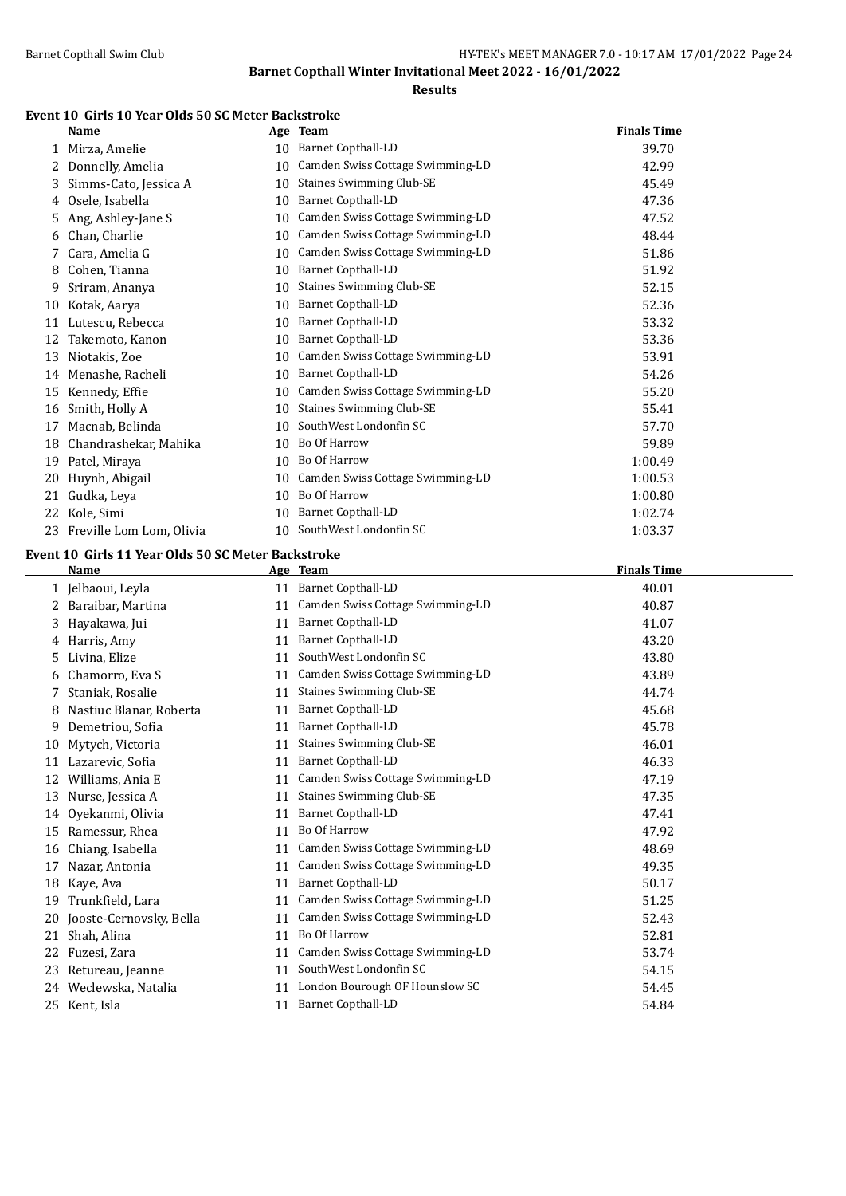**Barnet Copthall Winter Invitational Meet 2022 - 16/01/2022**

**Results**

### Event 10 Girls 10 Year Olds 50 SC Meter Backstroke

| | Name | Age | Team | Finals Time |
|---|---|---|---|---|
| 1 | Mirza, Amelie | 10 | Barnet Copthall-LD | 39.70 |
| 2 | Donnelly, Amelia | 10 | Camden Swiss Cottage Swimming-LD | 42.99 |
| 3 | Simms-Cato, Jessica A | 10 | Staines Swimming Club-SE | 45.49 |
| 4 | Osele, Isabella | 10 | Barnet Copthall-LD | 47.36 |
| 5 | Ang, Ashley-Jane S | 10 | Camden Swiss Cottage Swimming-LD | 47.52 |
| 6 | Chan, Charlie | 10 | Camden Swiss Cottage Swimming-LD | 48.44 |
| 7 | Cara, Amelia G | 10 | Camden Swiss Cottage Swimming-LD | 51.86 |
| 8 | Cohen, Tianna | 10 | Barnet Copthall-LD | 51.92 |
| 9 | Sriram, Ananya | 10 | Staines Swimming Club-SE | 52.15 |
| 10 | Kotak, Aarya | 10 | Barnet Copthall-LD | 52.36 |
| 11 | Lutescu, Rebecca | 10 | Barnet Copthall-LD | 53.32 |
| 12 | Takemoto, Kanon | 10 | Barnet Copthall-LD | 53.36 |
| 13 | Niotakis, Zoe | 10 | Camden Swiss Cottage Swimming-LD | 53.91 |
| 14 | Menashe, Racheli | 10 | Barnet Copthall-LD | 54.26 |
| 15 | Kennedy, Effie | 10 | Camden Swiss Cottage Swimming-LD | 55.20 |
| 16 | Smith, Holly A | 10 | Staines Swimming Club-SE | 55.41 |
| 17 | Macnab, Belinda | 10 | SouthWest Londonfin SC | 57.70 |
| 18 | Chandrashekar, Mahika | 10 | Bo Of Harrow | 59.89 |
| 19 | Patel, Miraya | 10 | Bo Of Harrow | 1:00.49 |
| 20 | Huynh, Abigail | 10 | Camden Swiss Cottage Swimming-LD | 1:00.53 |
| 21 | Gudka, Leya | 10 | Bo Of Harrow | 1:00.80 |
| 22 | Kole, Simi | 10 | Barnet Copthall-LD | 1:02.74 |
| 23 | Freville Lom Lom, Olivia | 10 | SouthWest Londonfin SC | 1:03.37 |

### Event 10 Girls 11 Year Olds 50 SC Meter Backstroke

| | Name | Age | Team | Finals Time |
|---|---|---|---|---|
| 1 | Jelbaoui, Leyla | 11 | Barnet Copthall-LD | 40.01 |
| 2 | Baraibar, Martina | 11 | Camden Swiss Cottage Swimming-LD | 40.87 |
| 3 | Hayakawa, Jui | 11 | Barnet Copthall-LD | 41.07 |
| 4 | Harris, Amy | 11 | Barnet Copthall-LD | 43.20 |
| 5 | Livina, Elize | 11 | SouthWest Londonfin SC | 43.80 |
| 6 | Chamorro, Eva S | 11 | Camden Swiss Cottage Swimming-LD | 43.89 |
| 7 | Staniak, Rosalie | 11 | Staines Swimming Club-SE | 44.74 |
| 8 | Nastiuc Blanar, Roberta | 11 | Barnet Copthall-LD | 45.68 |
| 9 | Demetriou, Sofia | 11 | Barnet Copthall-LD | 45.78 |
| 10 | Mytych, Victoria | 11 | Staines Swimming Club-SE | 46.01 |
| 11 | Lazarevic, Sofia | 11 | Barnet Copthall-LD | 46.33 |
| 12 | Williams, Ania E | 11 | Camden Swiss Cottage Swimming-LD | 47.19 |
| 13 | Nurse, Jessica A | 11 | Staines Swimming Club-SE | 47.35 |
| 14 | Oyekanmi, Olivia | 11 | Barnet Copthall-LD | 47.41 |
| 15 | Ramessur, Rhea | 11 | Bo Of Harrow | 47.92 |
| 16 | Chiang, Isabella | 11 | Camden Swiss Cottage Swimming-LD | 48.69 |
| 17 | Nazar, Antonia | 11 | Camden Swiss Cottage Swimming-LD | 49.35 |
| 18 | Kaye, Ava | 11 | Barnet Copthall-LD | 50.17 |
| 19 | Trunkfield, Lara | 11 | Camden Swiss Cottage Swimming-LD | 51.25 |
| 20 | Jooste-Cernovsky, Bella | 11 | Camden Swiss Cottage Swimming-LD | 52.43 |
| 21 | Shah, Alina | 11 | Bo Of Harrow | 52.81 |
| 22 | Fuzesi, Zara | 11 | Camden Swiss Cottage Swimming-LD | 53.74 |
| 23 | Retureau, Jeanne | 11 | SouthWest Londonfin SC | 54.15 |
| 24 | Weclewska, Natalia | 11 | London Bourough OF Hounslow SC | 54.45 |
| 25 | Kent, Isla | 11 | Barnet Copthall-LD | 54.84 |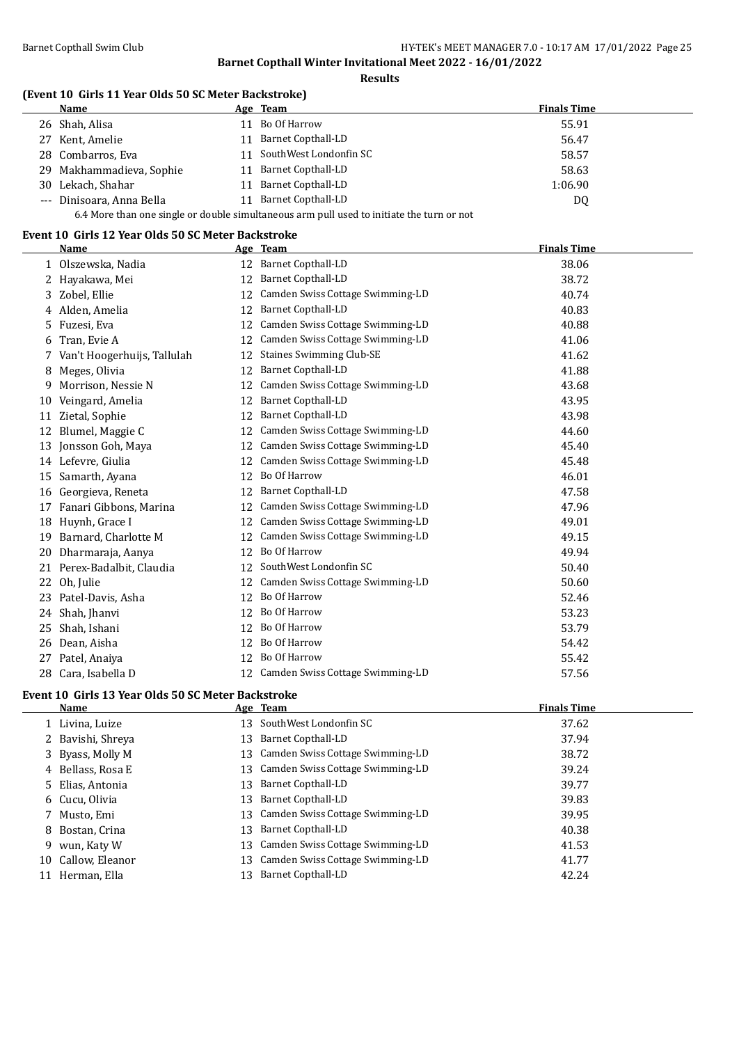**Barnet Copthall Winter Invitational Meet 2022 - 16/01/2022**

**Results**

### (Event 10 Girls 11 Year Olds 50 SC Meter Backstroke)

| | Name | Age | Team | Finals Time |
|---|---|---|---|---|
| 26 | Shah, Alisa | 11 | Bo Of Harrow | 55.91 |
| 27 | Kent, Amelie | 11 | Barnet Copthall-LD | 56.47 |
| 28 | Combarros, Eva | 11 | SouthWest Londonfin SC | 58.57 |
| 29 | Makhammadieva, Sophie | 11 | Barnet Copthall-LD | 58.63 |
| 30 | Lekach, Shahar | 11 | Barnet Copthall-LD | 1:06.90 |
| --- | Dinisoara, Anna Bella | 11 | Barnet Copthall-LD | DQ |

6.4 More than one single or double simultaneous arm pull used to initiate the turn or not

### Event 10 Girls 12 Year Olds 50 SC Meter Backstroke

| | Name | Age | Team | Finals Time |
|---|---|---|---|---|
| 1 | Olszewska, Nadia | 12 | Barnet Copthall-LD | 38.06 |
| 2 | Hayakawa, Mei | 12 | Barnet Copthall-LD | 38.72 |
| 3 | Zobel, Ellie | 12 | Camden Swiss Cottage Swimming-LD | 40.74 |
| 4 | Alden, Amelia | 12 | Barnet Copthall-LD | 40.83 |
| 5 | Fuzesi, Eva | 12 | Camden Swiss Cottage Swimming-LD | 40.88 |
| 6 | Tran, Evie A | 12 | Camden Swiss Cottage Swimming-LD | 41.06 |
| 7 | Van't Hoogerhuijs, Tallulah | 12 | Staines Swimming Club-SE | 41.62 |
| 8 | Meges, Olivia | 12 | Barnet Copthall-LD | 41.88 |
| 9 | Morrison, Nessie N | 12 | Camden Swiss Cottage Swimming-LD | 43.68 |
| 10 | Veingard, Amelia | 12 | Barnet Copthall-LD | 43.95 |
| 11 | Zietal, Sophie | 12 | Barnet Copthall-LD | 43.98 |
| 12 | Blumel, Maggie C | 12 | Camden Swiss Cottage Swimming-LD | 44.60 |
| 13 | Jonsson Goh, Maya | 12 | Camden Swiss Cottage Swimming-LD | 45.40 |
| 14 | Lefevre, Giulia | 12 | Camden Swiss Cottage Swimming-LD | 45.48 |
| 15 | Samarth, Ayana | 12 | Bo Of Harrow | 46.01 |
| 16 | Georgieva, Reneta | 12 | Barnet Copthall-LD | 47.58 |
| 17 | Fanari Gibbons, Marina | 12 | Camden Swiss Cottage Swimming-LD | 47.96 |
| 18 | Huynh, Grace I | 12 | Camden Swiss Cottage Swimming-LD | 49.01 |
| 19 | Barnard, Charlotte M | 12 | Camden Swiss Cottage Swimming-LD | 49.15 |
| 20 | Dharmaraja, Aanya | 12 | Bo Of Harrow | 49.94 |
| 21 | Perex-Badalbit, Claudia | 12 | SouthWest Londonfin SC | 50.40 |
| 22 | Oh, Julie | 12 | Camden Swiss Cottage Swimming-LD | 50.60 |
| 23 | Patel-Davis, Asha | 12 | Bo Of Harrow | 52.46 |
| 24 | Shah, Jhanvi | 12 | Bo Of Harrow | 53.23 |
| 25 | Shah, Ishani | 12 | Bo Of Harrow | 53.79 |
| 26 | Dean, Aisha | 12 | Bo Of Harrow | 54.42 |
| 27 | Patel, Anaiya | 12 | Bo Of Harrow | 55.42 |
| 28 | Cara, Isabella D | 12 | Camden Swiss Cottage Swimming-LD | 57.56 |

### Event 10 Girls 13 Year Olds 50 SC Meter Backstroke

| | Name | Age | Team | Finals Time |
|---|---|---|---|---|
| 1 | Livina, Luize | 13 | SouthWest Londonfin SC | 37.62 |
| 2 | Bavishi, Shreya | 13 | Barnet Copthall-LD | 37.94 |
| 3 | Byass, Molly M | 13 | Camden Swiss Cottage Swimming-LD | 38.72 |
| 4 | Bellass, Rosa E | 13 | Camden Swiss Cottage Swimming-LD | 39.24 |
| 5 | Elias, Antonia | 13 | Barnet Copthall-LD | 39.77 |
| 6 | Cucu, Olivia | 13 | Barnet Copthall-LD | 39.83 |
| 7 | Musto, Emi | 13 | Camden Swiss Cottage Swimming-LD | 39.95 |
| 8 | Bostan, Crina | 13 | Barnet Copthall-LD | 40.38 |
| 9 | wun, Katy W | 13 | Camden Swiss Cottage Swimming-LD | 41.53 |
| 10 | Callow, Eleanor | 13 | Camden Swiss Cottage Swimming-LD | 41.77 |
| 11 | Herman, Ella | 13 | Barnet Copthall-LD | 42.24 |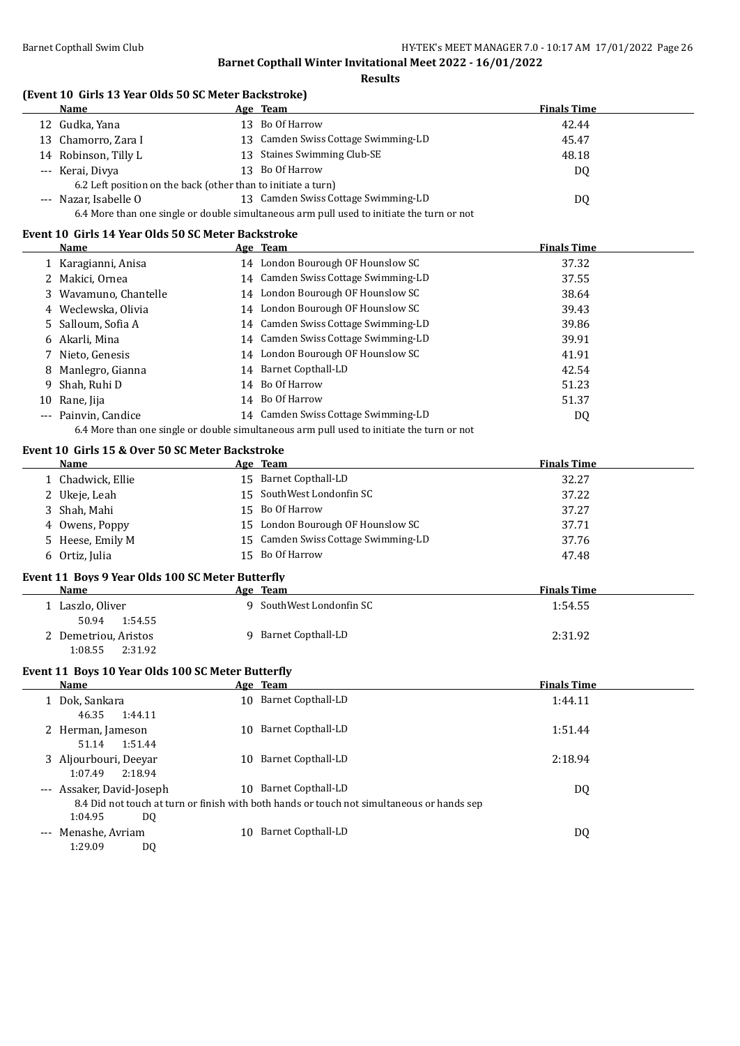## Barnet Copthall Winter Invitational Meet 2022 - 16/01/2022

### Results

#### (Event 10 Girls 13 Year Olds 50 SC Meter Backstroke)

| | Name | Age | Team | Finals Time |
|---|---|---|---|---|
| 12 | Gudka, Yana | 13 | Bo Of Harrow | 42.44 |
| 13 | Chamorro, Zara I | 13 | Camden Swiss Cottage Swimming-LD | 45.47 |
| 14 | Robinson, Tilly L | 13 | Staines Swimming Club-SE | 48.18 |
| --- | Kerai, Divya | 13 | Bo Of Harrow | DQ |
| | 6.2 Left position on the back (other than to initiate a turn) | | | |
| --- | Nazar, Isabelle O | 13 | Camden Swiss Cottage Swimming-LD | DQ |
| | 6.4 More than one single or double simultaneous arm pull used to initiate the turn or not | | | |

#### Event 10 Girls 14 Year Olds 50 SC Meter Backstroke

| | Name | Age | Team | Finals Time |
|---|---|---|---|---|
| 1 | Karagianni, Anisa | 14 | London Bourough OF Hounslow SC | 37.32 |
| 2 | Makici, Ornea | 14 | Camden Swiss Cottage Swimming-LD | 37.55 |
| 3 | Wavamuno, Chantelle | 14 | London Bourough OF Hounslow SC | 38.64 |
| 4 | Weclewska, Olivia | 14 | London Bourough OF Hounslow SC | 39.43 |
| 5 | Salloum, Sofia A | 14 | Camden Swiss Cottage Swimming-LD | 39.86 |
| 6 | Akarli, Mina | 14 | Camden Swiss Cottage Swimming-LD | 39.91 |
| 7 | Nieto, Genesis | 14 | London Bourough OF Hounslow SC | 41.91 |
| 8 | Manlegro, Gianna | 14 | Barnet Copthall-LD | 42.54 |
| 9 | Shah, Ruhi D | 14 | Bo Of Harrow | 51.23 |
| 10 | Rane, Jija | 14 | Bo Of Harrow | 51.37 |
| --- | Painvin, Candice | 14 | Camden Swiss Cottage Swimming-LD | DQ |
| | 6.4 More than one single or double simultaneous arm pull used to initiate the turn or not | | | |

#### Event 10 Girls 15 & Over 50 SC Meter Backstroke

| | Name | Age | Team | Finals Time |
|---|---|---|---|---|
| 1 | Chadwick, Ellie | 15 | Barnet Copthall-LD | 32.27 |
| 2 | Ukeje, Leah | 15 | SouthWest Londonfin SC | 37.22 |
| 3 | Shah, Mahi | 15 | Bo Of Harrow | 37.27 |
| 4 | Owens, Poppy | 15 | London Bourough OF Hounslow SC | 37.71 |
| 5 | Heese, Emily M | 15 | Camden Swiss Cottage Swimming-LD | 37.76 |
| 6 | Ortiz, Julia | 15 | Bo Of Harrow | 47.48 |

#### Event 11 Boys 9 Year Olds 100 SC Meter Butterfly

| | Name | Age | Team | Finals Time |
|---|---|---|---|---|
| 1 | Laszlo, Oliver | 9 | SouthWest Londonfin SC | 1:54.55 |
| | 50.94 1:54.55 | | | |
| 2 | Demetriou, Aristos | 9 | Barnet Copthall-LD | 2:31.92 |
| | 1:08.55 2:31.92 | | | |

#### Event 11 Boys 10 Year Olds 100 SC Meter Butterfly

| | Name | Age | Team | Finals Time |
|---|---|---|---|---|
| 1 | Dok, Sankara | 10 | Barnet Copthall-LD | 1:44.11 |
| | 46.35 1:44.11 | | | |
| 2 | Herman, Jameson | 10 | Barnet Copthall-LD | 1:51.44 |
| | 51.14 1:51.44 | | | |
| 3 | Aljourbouri, Deeyar | 10 | Barnet Copthall-LD | 2:18.94 |
| | 1:07.49 2:18.94 | | | |
| --- | Assaker, David-Joseph | 10 | Barnet Copthall-LD | DQ |
| | 8.4 Did not touch at turn or finish with both hands or touch not simultaneous or hands sep | | | |
| | 1:04.95 DQ | | | |
| --- | Menashe, Avriam | 10 | Barnet Copthall-LD | DQ |
| | 1:29.09 DQ | | | |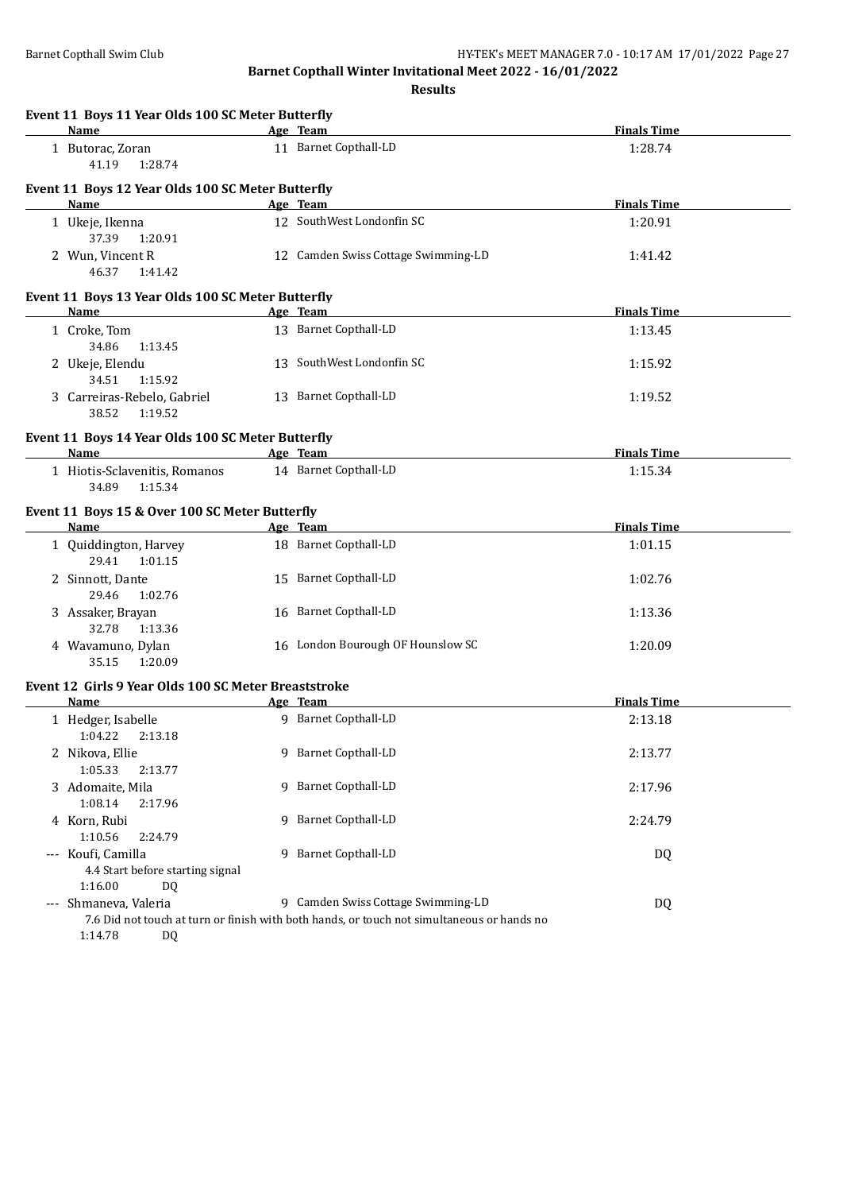## Barnet Copthall Winter Invitational Meet 2022 - 16/01/2022

**Results**

### Event 11 Boys 11 Year Olds 100 SC Meter Butterfly

| Name | Age | Team | Finals Time |
|---|---|---|---|
| 1 Butorac, Zoran | 11 | Barnet Copthall-LD | 1:28.74 |
| 41.19 1:28.74 | | | |

### Event 11 Boys 12 Year Olds 100 SC Meter Butterfly

| Name | Age | Team | Finals Time |
|---|---|---|---|
| 1 Ukeje, Ikenna | 12 | SouthWest Londonfin SC | 1:20.91 |
| 37.39 1:20.91 | | | |
| 2 Wun, Vincent R | 12 | Camden Swiss Cottage Swimming-LD | 1:41.42 |
| 46.37 1:41.42 | | | |

### Event 11 Boys 13 Year Olds 100 SC Meter Butterfly

| Name | Age | Team | Finals Time |
|---|---|---|---|
| 1 Croke, Tom | 13 | Barnet Copthall-LD | 1:13.45 |
| 34.86 1:13.45 | | | |
| 2 Ukeje, Elendu | 13 | SouthWest Londonfin SC | 1:15.92 |
| 34.51 1:15.92 | | | |
| 3 Carreiras-Rebelo, Gabriel | 13 | Barnet Copthall-LD | 1:19.52 |
| 38.52 1:19.52 | | | |

### Event 11 Boys 14 Year Olds 100 SC Meter Butterfly

| Name | Age | Team | Finals Time |
|---|---|---|---|
| 1 Hiotis-Sclavenitis, Romanos | 14 | Barnet Copthall-LD | 1:15.34 |
| 34.89 1:15.34 | | | |

### Event 11 Boys 15 & Over 100 SC Meter Butterfly

| Name | Age | Team | Finals Time |
|---|---|---|---|
| 1 Quiddington, Harvey | 18 | Barnet Copthall-LD | 1:01.15 |
| 29.41 1:01.15 | | | |
| 2 Sinnott, Dante | 15 | Barnet Copthall-LD | 1:02.76 |
| 29.46 1:02.76 | | | |
| 3 Assaker, Brayan | 16 | Barnet Copthall-LD | 1:13.36 |
| 32.78 1:13.36 | | | |
| 4 Wavamuno, Dylan | 16 | London Bourough OF Hounslow SC | 1:20.09 |
| 35.15 1:20.09 | | | |

### Event 12 Girls 9 Year Olds 100 SC Meter Breaststroke

| Name | Age | Team | Finals Time |
|---|---|---|---|
| 1 Hedger, Isabelle | 9 | Barnet Copthall-LD | 2:13.18 |
| 1:04.22 2:13.18 | | | |
| 2 Nikova, Ellie | 9 | Barnet Copthall-LD | 2:13.77 |
| 1:05.33 2:13.77 | | | |
| 3 Adomaite, Mila | 9 | Barnet Copthall-LD | 2:17.96 |
| 1:08.14 2:17.96 | | | |
| 4 Korn, Rubi | 9 | Barnet Copthall-LD | 2:24.79 |
| 1:10.56 2:24.79 | | | |
| --- Koufi, Camilla | 9 | Barnet Copthall-LD | DQ |
| 4.4 Start before starting signal | | | |
| 1:16.00 DQ | | | |
| --- Shmaneva, Valeria | 9 | Camden Swiss Cottage Swimming-LD | DQ |
| 7.6 Did not touch at turn or finish with both hands, or touch not simultaneous or hands no | | | |
| 1:14.78 DQ | | | |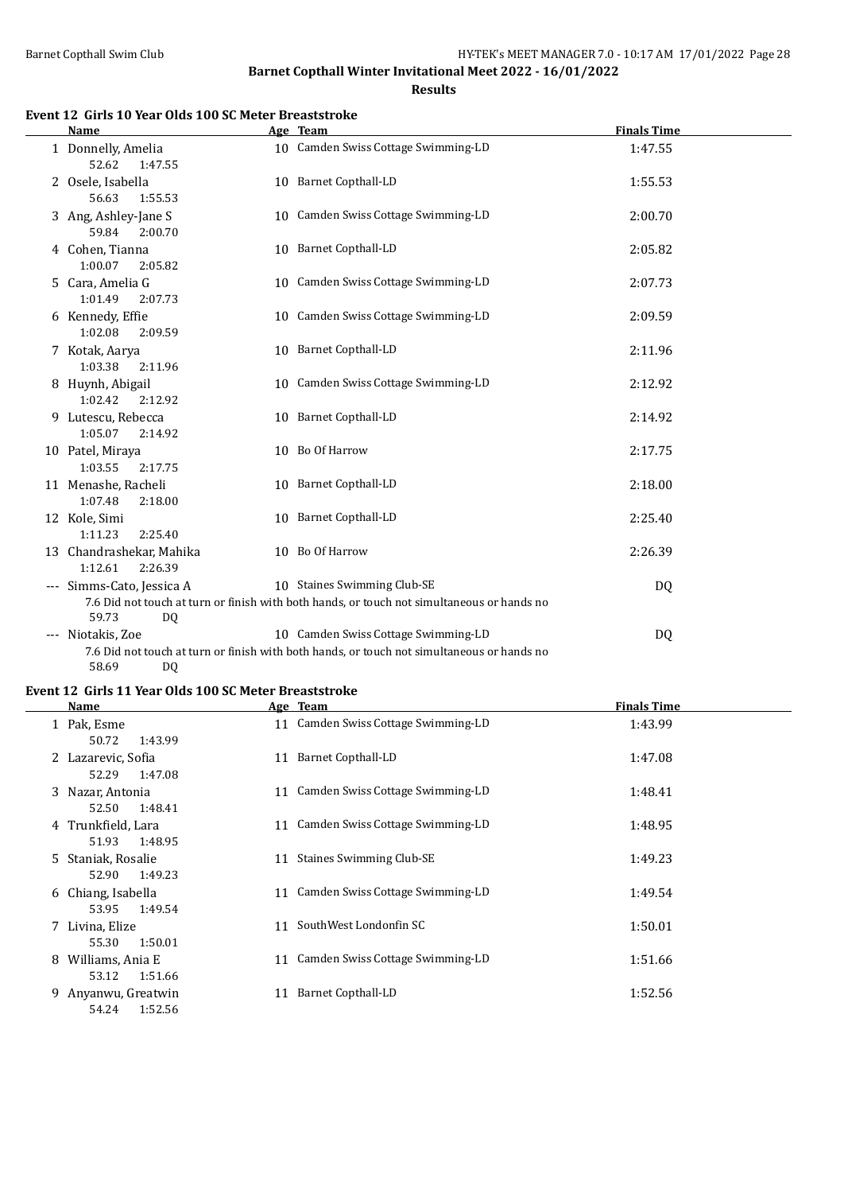## Barnet Copthall Winter Invitational Meet 2022 - 16/01/2022

### Results

#### Event 12 Girls 10 Year Olds 100 SC Meter Breaststroke

| | Name | Age | Team | Finals Time |
|---|---|---|---|---|
| 1 | Donnelly, Amelia | 10 | Camden Swiss Cottage Swimming-LD | 1:47.55 |
| | 52.62 1:47.55 | | | |
| 2 | Osele, Isabella | 10 | Barnet Copthall-LD | 1:55.53 |
| | 56.63 1:55.53 | | | |
| 3 | Ang, Ashley-Jane S | 10 | Camden Swiss Cottage Swimming-LD | 2:00.70 |
| | 59.84 2:00.70 | | | |
| 4 | Cohen, Tianna | 10 | Barnet Copthall-LD | 2:05.82 |
| | 1:00.07 2:05.82 | | | |
| 5 | Cara, Amelia G | 10 | Camden Swiss Cottage Swimming-LD | 2:07.73 |
| | 1:01.49 2:07.73 | | | |
| 6 | Kennedy, Effie | 10 | Camden Swiss Cottage Swimming-LD | 2:09.59 |
| | 1:02.08 2:09.59 | | | |
| 7 | Kotak, Aarya | 10 | Barnet Copthall-LD | 2:11.96 |
| | 1:03.38 2:11.96 | | | |
| 8 | Huynh, Abigail | 10 | Camden Swiss Cottage Swimming-LD | 2:12.92 |
| | 1:02.42 2:12.92 | | | |
| 9 | Lutescu, Rebecca | 10 | Barnet Copthall-LD | 2:14.92 |
| | 1:05.07 2:14.92 | | | |
| 10 | Patel, Miraya | 10 | Bo Of Harrow | 2:17.75 |
| | 1:03.55 2:17.75 | | | |
| 11 | Menashe, Racheli | 10 | Barnet Copthall-LD | 2:18.00 |
| | 1:07.48 2:18.00 | | | |
| 12 | Kole, Simi | 10 | Barnet Copthall-LD | 2:25.40 |
| | 1:11.23 2:25.40 | | | |
| 13 | Chandrashekar, Mahika | 10 | Bo Of Harrow | 2:26.39 |
| | 1:12.61 2:26.39 | | | |
| --- | Simms-Cato, Jessica A | 10 | Staines Swimming Club-SE | DQ |
| | 7.6 Did not touch at turn or finish with both hands, or touch not simultaneous or hands no | | | |
| | 59.73 DQ | | | |
| --- | Niotakis, Zoe | 10 | Camden Swiss Cottage Swimming-LD | DQ |
| | 7.6 Did not touch at turn or finish with both hands, or touch not simultaneous or hands no | | | |
| | 58.69 DQ | | | |

#### Event 12 Girls 11 Year Olds 100 SC Meter Breaststroke

| | Name | Age | Team | Finals Time |
|---|---|---|---|---|
| 1 | Pak, Esme | 11 | Camden Swiss Cottage Swimming-LD | 1:43.99 |
| | 50.72 1:43.99 | | | |
| 2 | Lazarevic, Sofia | 11 | Barnet Copthall-LD | 1:47.08 |
| | 52.29 1:47.08 | | | |
| 3 | Nazar, Antonia | 11 | Camden Swiss Cottage Swimming-LD | 1:48.41 |
| | 52.50 1:48.41 | | | |
| 4 | Trunkfield, Lara | 11 | Camden Swiss Cottage Swimming-LD | 1:48.95 |
| | 51.93 1:48.95 | | | |
| 5 | Staniak, Rosalie | 11 | Staines Swimming Club-SE | 1:49.23 |
| | 52.90 1:49.23 | | | |
| 6 | Chiang, Isabella | 11 | Camden Swiss Cottage Swimming-LD | 1:49.54 |
| | 53.95 1:49.54 | | | |
| 7 | Livina, Elize | 11 | SouthWest Londonfin SC | 1:50.01 |
| | 55.30 1:50.01 | | | |
| 8 | Williams, Ania E | 11 | Camden Swiss Cottage Swimming-LD | 1:51.66 |
| | 53.12 1:51.66 | | | |
| 9 | Anyanwu, Greatwin | 11 | Barnet Copthall-LD | 1:52.56 |
| | 54.24 1:52.56 | | | |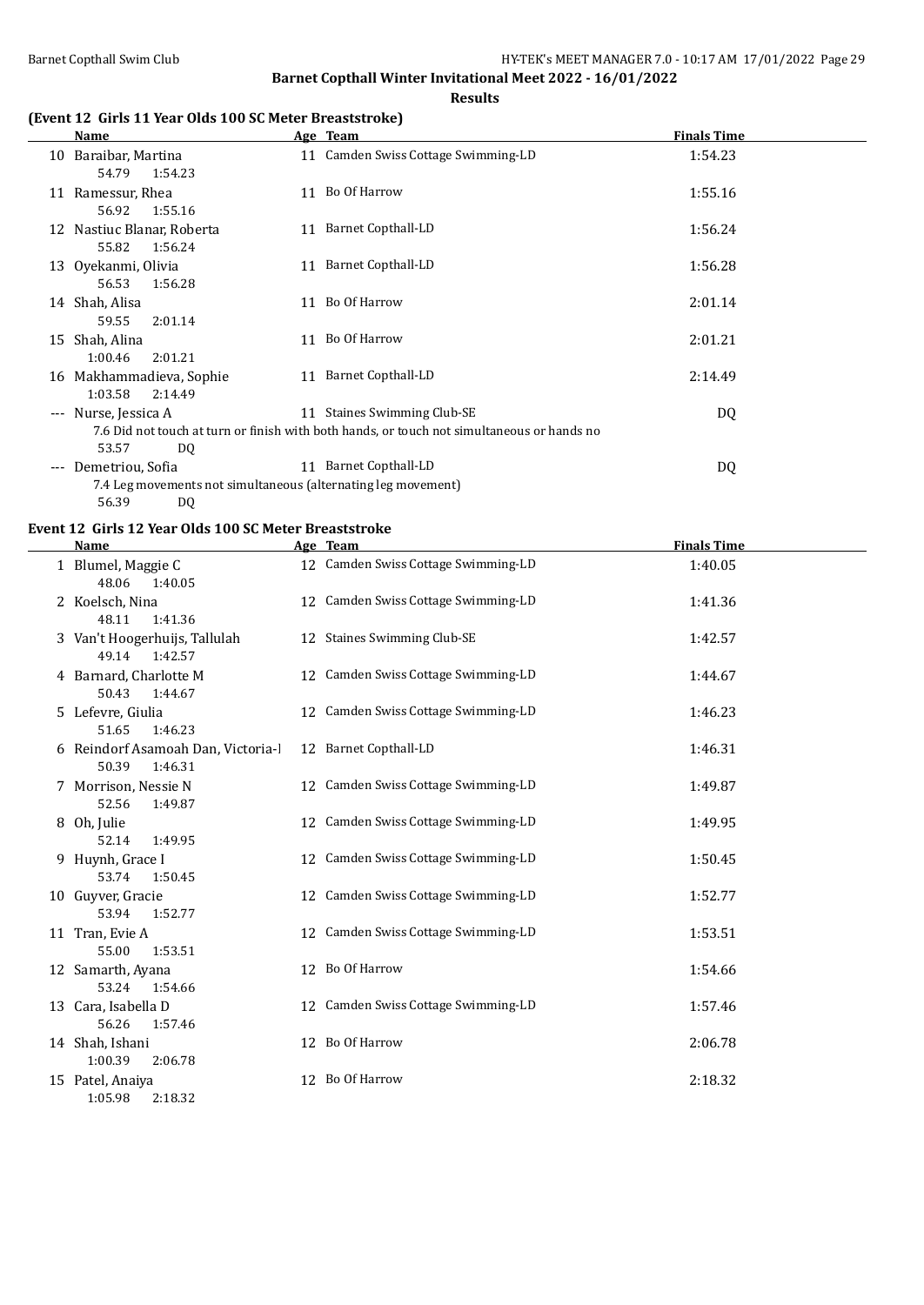# Barnet Copthall Winter Invitational Meet 2022 - 16/01/2022

## Results

### (Event 12 Girls 11 Year Olds 100 SC Meter Breaststroke)

| | Name | Age | Team | Finals Time |
|---|---|---|---|---|
| 10 | Baraibar, Martina | 11 | Camden Swiss Cottage Swimming-LD | 1:54.23 |
| | 54.79 1:54.23 | | | |
| 11 | Ramessur, Rhea | 11 | Bo Of Harrow | 1:55.16 |
| | 56.92 1:55.16 | | | |
| 12 | Nastiuc Blanar, Roberta | 11 | Barnet Copthall-LD | 1:56.24 |
| | 55.82 1:56.24 | | | |
| 13 | Oyekanmi, Olivia | 11 | Barnet Copthall-LD | 1:56.28 |
| | 56.53 1:56.28 | | | |
| 14 | Shah, Alisa | 11 | Bo Of Harrow | 2:01.14 |
| | 59.55 2:01.14 | | | |
| 15 | Shah, Alina | 11 | Bo Of Harrow | 2:01.21 |
| | 1:00.46 2:01.21 | | | |
| 16 | Makhammadieva, Sophie | 11 | Barnet Copthall-LD | 2:14.49 |
| | 1:03.58 2:14.49 | | | |
| --- | Nurse, Jessica A | 11 | Staines Swimming Club-SE | DQ |
| | 7.6 Did not touch at turn or finish with both hands, or touch not simultaneous or hands no | | | |
| | 53.57 DQ | | | |
| --- | Demetriou, Sofia | 11 | Barnet Copthall-LD | DQ |
| | 7.4 Leg movements not simultaneous (alternating leg movement) | | | |
| | 56.39 DQ | | | |

### Event 12 Girls 12 Year Olds 100 SC Meter Breaststroke

| | Name | Age | Team | Finals Time |
|---|---|---|---|---|
| 1 | Blumel, Maggie C | 12 | Camden Swiss Cottage Swimming-LD | 1:40.05 |
| | 48.06 1:40.05 | | | |
| 2 | Koelsch, Nina | 12 | Camden Swiss Cottage Swimming-LD | 1:41.36 |
| | 48.11 1:41.36 | | | |
| 3 | Van't Hoogerhuijs, Tallulah | 12 | Staines Swimming Club-SE | 1:42.57 |
| | 49.14 1:42.57 | | | |
| 4 | Barnard, Charlotte M | 12 | Camden Swiss Cottage Swimming-LD | 1:44.67 |
| | 50.43 1:44.67 | | | |
| 5 | Lefevre, Giulia | 12 | Camden Swiss Cottage Swimming-LD | 1:46.23 |
| | 51.65 1:46.23 | | | |
| 6 | Reindorf Asamoah Dan, Victoria-l | 12 | Barnet Copthall-LD | 1:46.31 |
| | 50.39 1:46.31 | | | |
| 7 | Morrison, Nessie N | 12 | Camden Swiss Cottage Swimming-LD | 1:49.87 |
| | 52.56 1:49.87 | | | |
| 8 | Oh, Julie | 12 | Camden Swiss Cottage Swimming-LD | 1:49.95 |
| | 52.14 1:49.95 | | | |
| 9 | Huynh, Grace I | 12 | Camden Swiss Cottage Swimming-LD | 1:50.45 |
| | 53.74 1:50.45 | | | |
| 10 | Guyver, Gracie | 12 | Camden Swiss Cottage Swimming-LD | 1:52.77 |
| | 53.94 1:52.77 | | | |
| 11 | Tran, Evie A | 12 | Camden Swiss Cottage Swimming-LD | 1:53.51 |
| | 55.00 1:53.51 | | | |
| 12 | Samarth, Ayana | 12 | Bo Of Harrow | 1:54.66 |
| | 53.24 1:54.66 | | | |
| 13 | Cara, Isabella D | 12 | Camden Swiss Cottage Swimming-LD | 1:57.46 |
| | 56.26 1:57.46 | | | |
| 14 | Shah, Ishani | 12 | Bo Of Harrow | 2:06.78 |
| | 1:00.39 2:06.78 | | | |
| 15 | Patel, Anaiya | 12 | Bo Of Harrow | 2:18.32 |
| | 1:05.98 2:18.32 | | | |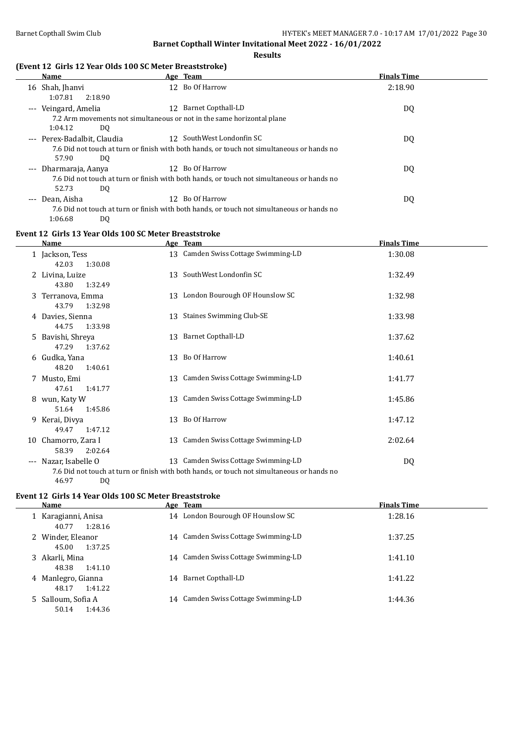## Barnet Copthall Winter Invitational Meet 2022 - 16/01/2022

### Results

#### (Event 12 Girls 12 Year Olds 100 SC Meter Breaststroke)

| | Name | Age | Team | Finals Time |
|---|---|---|---|---|
| 16 | Shah, Jhanvi | 12 | Bo Of Harrow | 2:18.90 |
| | 1:07.81 2:18.90 | | | |
| --- | Veingard, Amelia | 12 | Barnet Copthall-LD | DQ |
| | 7.2 Arm movements not simultaneous or not in the same horizontal plane | | | |
| | 1:04.12 DQ | | | |
| --- | Perex-Badalbit, Claudia | 12 | SouthWest Londonfin SC | DQ |
| | 7.6 Did not touch at turn or finish with both hands, or touch not simultaneous or hands no | | | |
| | 57.90 DQ | | | |
| --- | Dharmaraja, Aanya | 12 | Bo Of Harrow | DQ |
| | 7.6 Did not touch at turn or finish with both hands, or touch not simultaneous or hands no | | | |
| | 52.73 DQ | | | |
| --- | Dean, Aisha | 12 | Bo Of Harrow | DQ |
| | 7.6 Did not touch at turn or finish with both hands, or touch not simultaneous or hands no | | | |
| | 1:06.68 DQ | | | |

#### Event 12 Girls 13 Year Olds 100 SC Meter Breaststroke

| | Name | Age | Team | Finals Time |
|---|---|---|---|---|
| 1 | Jackson, Tess | 13 | Camden Swiss Cottage Swimming-LD | 1:30.08 |
| | 42.03 1:30.08 | | | |
| 2 | Livina, Luize | 13 | SouthWest Londonfin SC | 1:32.49 |
| | 43.80 1:32.49 | | | |
| 3 | Terranova, Emma | 13 | London Bourough OF Hounslow SC | 1:32.98 |
| | 43.79 1:32.98 | | | |
| 4 | Davies, Sienna | 13 | Staines Swimming Club-SE | 1:33.98 |
| | 44.75 1:33.98 | | | |
| 5 | Bavishi, Shreya | 13 | Barnet Copthall-LD | 1:37.62 |
| | 47.29 1:37.62 | | | |
| 6 | Gudka, Yana | 13 | Bo Of Harrow | 1:40.61 |
| | 48.20 1:40.61 | | | |
| 7 | Musto, Emi | 13 | Camden Swiss Cottage Swimming-LD | 1:41.77 |
| | 47.61 1:41.77 | | | |
| 8 | wun, Katy W | 13 | Camden Swiss Cottage Swimming-LD | 1:45.86 |
| | 51.64 1:45.86 | | | |
| 9 | Kerai, Divya | 13 | Bo Of Harrow | 1:47.12 |
| | 49.47 1:47.12 | | | |
| 10 | Chamorro, Zara I | 13 | Camden Swiss Cottage Swimming-LD | 2:02.64 |
| | 58.39 2:02.64 | | | |
| --- | Nazar, Isabelle O | 13 | Camden Swiss Cottage Swimming-LD | DQ |
| | 7.6 Did not touch at turn or finish with both hands, or touch not simultaneous or hands no | | | |
| | 46.97 DQ | | | |

#### Event 12 Girls 14 Year Olds 100 SC Meter Breaststroke

| | Name | Age | Team | Finals Time |
|---|---|---|---|---|
| 1 | Karagianni, Anisa | 14 | London Bourough OF Hounslow SC | 1:28.16 |
| | 40.77 1:28.16 | | | |
| 2 | Winder, Eleanor | 14 | Camden Swiss Cottage Swimming-LD | 1:37.25 |
| | 45.00 1:37.25 | | | |
| 3 | Akarli, Mina | 14 | Camden Swiss Cottage Swimming-LD | 1:41.10 |
| | 48.38 1:41.10 | | | |
| 4 | Manlegro, Gianna | 14 | Barnet Copthall-LD | 1:41.22 |
| | 48.17 1:41.22 | | | |
| 5 | Salloum, Sofia A | 14 | Camden Swiss Cottage Swimming-LD | 1:44.36 |
| | 50.14 1:44.36 | | | |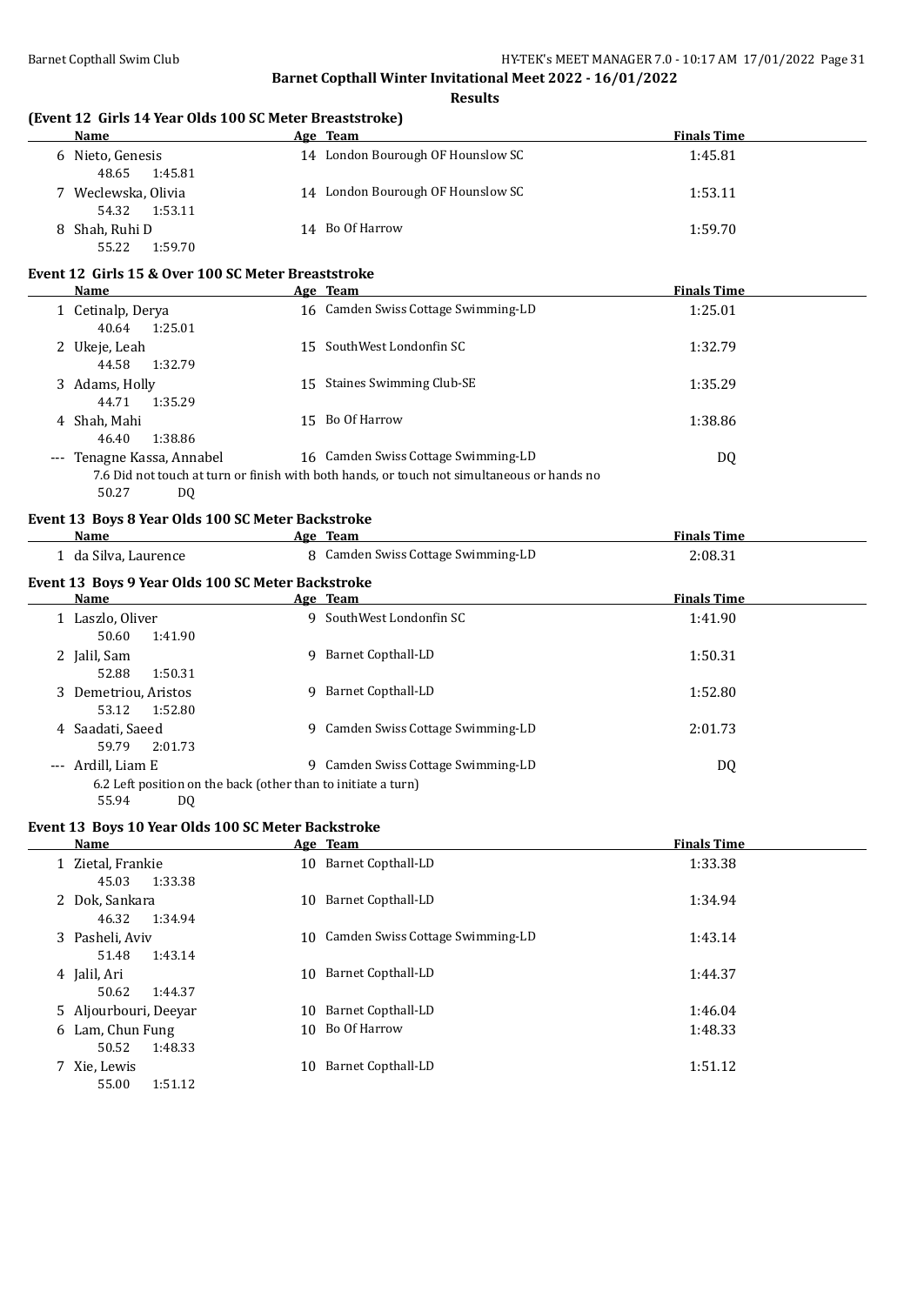## Barnet Copthall Winter Invitational Meet 2022 - 16/01/2022

### Results

### (Event 12 Girls 14 Year Olds 100 SC Meter Breaststroke)

| | Name | Age | Team | Finals Time |
|---|---|---|---|---|
| 6 | Nieto, Genesis | 14 | London Bourough OF Hounslow SC | 1:45.81 |
| | 48.65 1:45.81 | | | |
| 7 | Weclewska, Olivia | 14 | London Bourough OF Hounslow SC | 1:53.11 |
| | 54.32 1:53.11 | | | |
| 8 | Shah, Ruhi D | 14 | Bo Of Harrow | 1:59.70 |
| | 55.22 1:59.70 | | | |

### Event 12 Girls 15 & Over 100 SC Meter Breaststroke

| | Name | Age | Team | Finals Time |
|---|---|---|---|---|
| 1 | Cetinalp, Derya | 16 | Camden Swiss Cottage Swimming-LD | 1:25.01 |
| | 40.64 1:25.01 | | | |
| 2 | Ukeje, Leah | 15 | SouthWest Londonfin SC | 1:32.79 |
| | 44.58 1:32.79 | | | |
| 3 | Adams, Holly | 15 | Staines Swimming Club-SE | 1:35.29 |
| | 44.71 1:35.29 | | | |
| 4 | Shah, Mahi | 15 | Bo Of Harrow | 1:38.86 |
| | 46.40 1:38.86 | | | |
| --- | Tenagne Kassa, Annabel | 16 | Camden Swiss Cottage Swimming-LD | DQ |
| | 7.6 Did not touch at turn or finish with both hands, or touch not simultaneous or hands no | | | |
| | 50.27 DQ | | | |

### Event 13 Boys 8 Year Olds 100 SC Meter Backstroke

| | Name | Age | Team | Finals Time |
|---|---|---|---|---|
| 1 | da Silva, Laurence | 8 | Camden Swiss Cottage Swimming-LD | 2:08.31 |

### Event 13 Boys 9 Year Olds 100 SC Meter Backstroke

| | Name | Age | Team | Finals Time |
|---|---|---|---|---|
| 1 | Laszlo, Oliver | 9 | SouthWest Londonfin SC | 1:41.90 |
| | 50.60 1:41.90 | | | |
| 2 | Jalil, Sam | 9 | Barnet Copthall-LD | 1:50.31 |
| | 52.88 1:50.31 | | | |
| 3 | Demetriou, Aristos | 9 | Barnet Copthall-LD | 1:52.80 |
| | 53.12 1:52.80 | | | |
| 4 | Saadati, Saeed | 9 | Camden Swiss Cottage Swimming-LD | 2:01.73 |
| | 59.79 2:01.73 | | | |
| --- | Ardill, Liam E | 9 | Camden Swiss Cottage Swimming-LD | DQ |
| | 6.2 Left position on the back (other than to initiate a turn) | | | |
| | 55.94 DQ | | | |

### Event 13 Boys 10 Year Olds 100 SC Meter Backstroke

| | Name | Age | Team | Finals Time |
|---|---|---|---|---|
| 1 | Zietal, Frankie | 10 | Barnet Copthall-LD | 1:33.38 |
| | 45.03 1:33.38 | | | |
| 2 | Dok, Sankara | 10 | Barnet Copthall-LD | 1:34.94 |
| | 46.32 1:34.94 | | | |
| 3 | Pasheli, Aviv | 10 | Camden Swiss Cottage Swimming-LD | 1:43.14 |
| | 51.48 1:43.14 | | | |
| 4 | Jalil, Ari | 10 | Barnet Copthall-LD | 1:44.37 |
| | 50.62 1:44.37 | | | |
| 5 | Aljourbouri, Deeyar | 10 | Barnet Copthall-LD | 1:46.04 |
| 6 | Lam, Chun Fung | 10 | Bo Of Harrow | 1:48.33 |
| | 50.52 1:48.33 | | | |
| 7 | Xie, Lewis | 10 | Barnet Copthall-LD | 1:51.12 |
| | 55.00 1:51.12 | | | |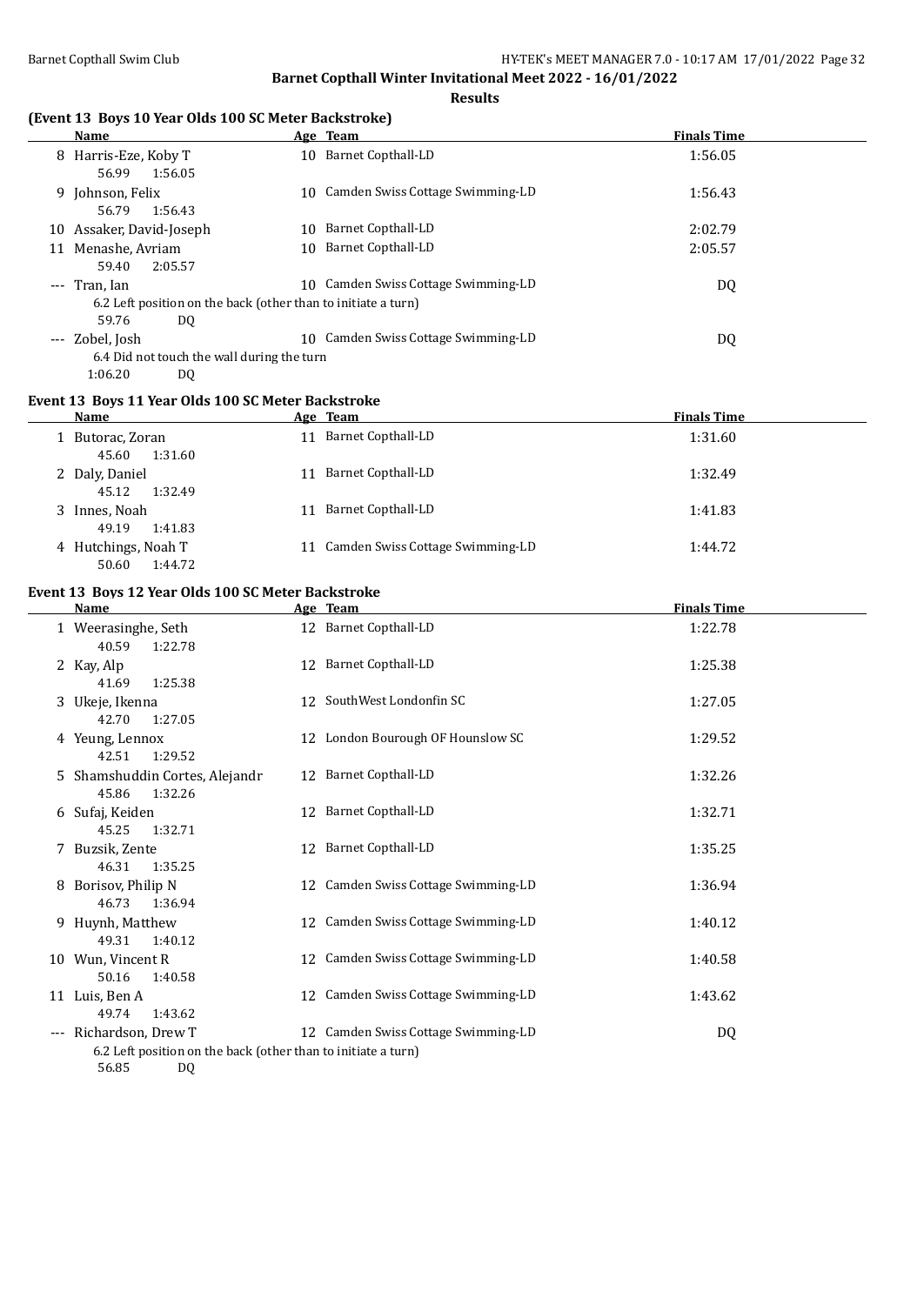**Barnet Copthall Winter Invitational Meet 2022 - 16/01/2022**

**Results**

### (Event 13 Boys 10 Year Olds 100 SC Meter Backstroke)

| | Name | Age | Team | Finals Time |
|---|---|---|---|---|
| 8 | Harris-Eze, Koby T | 10 | Barnet Copthall-LD | 1:56.05 |
| | 56.99 1:56.05 | | | |
| 9 | Johnson, Felix | 10 | Camden Swiss Cottage Swimming-LD | 1:56.43 |
| | 56.79 1:56.43 | | | |
| 10 | Assaker, David-Joseph | 10 | Barnet Copthall-LD | 2:02.79 |
| 11 | Menashe, Avriam | 10 | Barnet Copthall-LD | 2:05.57 |
| | 59.40 2:05.57 | | | |
| --- | Tran, Ian | 10 | Camden Swiss Cottage Swimming-LD | DQ |
| | 6.2 Left position on the back (other than to initiate a turn) | | | |
| | 59.76 DQ | | | |
| --- | Zobel, Josh | 10 | Camden Swiss Cottage Swimming-LD | DQ |
| | 6.4 Did not touch the wall during the turn | | | |
| | 1:06.20 DQ | | | |

### Event 13 Boys 11 Year Olds 100 SC Meter Backstroke

| | Name | Age | Team | Finals Time |
|---|---|---|---|---|
| 1 | Butorac, Zoran | 11 | Barnet Copthall-LD | 1:31.60 |
| | 45.60 1:31.60 | | | |
| 2 | Daly, Daniel | 11 | Barnet Copthall-LD | 1:32.49 |
| | 45.12 1:32.49 | | | |
| 3 | Innes, Noah | 11 | Barnet Copthall-LD | 1:41.83 |
| | 49.19 1:41.83 | | | |
| 4 | Hutchings, Noah T | 11 | Camden Swiss Cottage Swimming-LD | 1:44.72 |
| | 50.60 1:44.72 | | | |

### Event 13 Boys 12 Year Olds 100 SC Meter Backstroke

| | Name | Age | Team | Finals Time |
|---|---|---|---|---|
| 1 | Weerasinghe, Seth | 12 | Barnet Copthall-LD | 1:22.78 |
| | 40.59 1:22.78 | | | |
| 2 | Kay, Alp | 12 | Barnet Copthall-LD | 1:25.38 |
| | 41.69 1:25.38 | | | |
| 3 | Ukeje, Ikenna | 12 | SouthWest Londonfin SC | 1:27.05 |
| | 42.70 1:27.05 | | | |
| 4 | Yeung, Lennox | 12 | London Bourough OF Hounslow SC | 1:29.52 |
| | 42.51 1:29.52 | | | |
| 5 | Shamshuddin Cortes, Alejandr | 12 | Barnet Copthall-LD | 1:32.26 |
| | 45.86 1:32.26 | | | |
| 6 | Sufaj, Keiden | 12 | Barnet Copthall-LD | 1:32.71 |
| | 45.25 1:32.71 | | | |
| 7 | Buzsik, Zente | 12 | Barnet Copthall-LD | 1:35.25 |
| | 46.31 1:35.25 | | | |
| 8 | Borisov, Philip N | 12 | Camden Swiss Cottage Swimming-LD | 1:36.94 |
| | 46.73 1:36.94 | | | |
| 9 | Huynh, Matthew | 12 | Camden Swiss Cottage Swimming-LD | 1:40.12 |
| | 49.31 1:40.12 | | | |
| 10 | Wun, Vincent R | 12 | Camden Swiss Cottage Swimming-LD | 1:40.58 |
| | 50.16 1:40.58 | | | |
| 11 | Luis, Ben A | 12 | Camden Swiss Cottage Swimming-LD | 1:43.62 |
| | 49.74 1:43.62 | | | |
| --- | Richardson, Drew T | 12 | Camden Swiss Cottage Swimming-LD | DQ |
| | 6.2 Left position on the back (other than to initiate a turn) | | | |
| | 56.85 DQ | | | |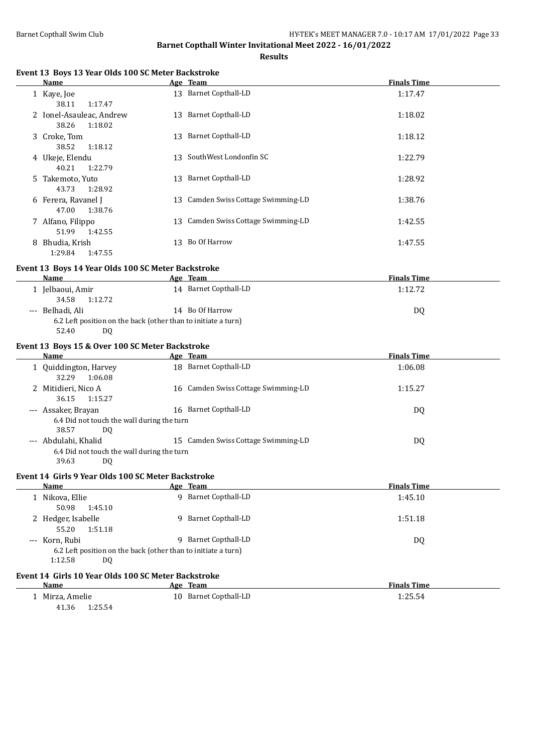## Barnet Copthall Winter Invitational Meet 2022 - 16/01/2022

### Results

#### Event 13 Boys 13 Year Olds 100 SC Meter Backstroke

| | Name | Age | Team | Finals Time |
|---|---|---|---|---|
| 1 | Kaye, Joe | 13 | Barnet Copthall-LD | 1:17.47 |
| | 38.11 1:17.47 | | | |
| 2 | Ionel-Asauleac, Andrew | 13 | Barnet Copthall-LD | 1:18.02 |
| | 38.26 1:18.02 | | | |
| 3 | Croke, Tom | 13 | Barnet Copthall-LD | 1:18.12 |
| | 38.52 1:18.12 | | | |
| 4 | Ukeje, Elendu | 13 | SouthWest Londonfin SC | 1:22.79 |
| | 40.21 1:22.79 | | | |
| 5 | Takemoto, Yuto | 13 | Barnet Copthall-LD | 1:28.92 |
| | 43.73 1:28.92 | | | |
| 6 | Ferera, Ravanel J | 13 | Camden Swiss Cottage Swimming-LD | 1:38.76 |
| | 47.00 1:38.76 | | | |
| 7 | Alfano, Filippo | 13 | Camden Swiss Cottage Swimming-LD | 1:42.55 |
| | 51.99 1:42.55 | | | |
| 8 | Bhudia, Krish | 13 | Bo Of Harrow | 1:47.55 |
| | 1:29.84 1:47.55 | | | |

#### Event 13 Boys 14 Year Olds 100 SC Meter Backstroke

| | Name | Age | Team | Finals Time |
|---|---|---|---|---|
| 1 | Jelbaoui, Amir | 14 | Barnet Copthall-LD | 1:12.72 |
| | 34.58 1:12.72 | | | |
| --- | Belhadi, Ali | 14 | Bo Of Harrow | DQ |
| | 6.2 Left position on the back (other than to initiate a turn) | | | |
| | 52.40 DQ | | | |

#### Event 13 Boys 15 & Over 100 SC Meter Backstroke

| | Name | Age | Team | Finals Time |
|---|---|---|---|---|
| 1 | Quiddington, Harvey | 18 | Barnet Copthall-LD | 1:06.08 |
| | 32.29 1:06.08 | | | |
| 2 | Mitidieri, Nico A | 16 | Camden Swiss Cottage Swimming-LD | 1:15.27 |
| | 36.15 1:15.27 | | | |
| --- | Assaker, Brayan | 16 | Barnet Copthall-LD | DQ |
| | 6.4 Did not touch the wall during the turn | | | |
| | 38.57 DQ | | | |
| --- | Abdulahi, Khalid | 15 | Camden Swiss Cottage Swimming-LD | DQ |
| | 6.4 Did not touch the wall during the turn | | | |
| | 39.63 DQ | | | |

#### Event 14 Girls 9 Year Olds 100 SC Meter Backstroke

| | Name | Age | Team | Finals Time |
|---|---|---|---|---|
| 1 | Nikova, Ellie | 9 | Barnet Copthall-LD | 1:45.10 |
| | 50.98 1:45.10 | | | |
| 2 | Hedger, Isabelle | 9 | Barnet Copthall-LD | 1:51.18 |
| | 55.20 1:51.18 | | | |
| --- | Korn, Rubi | 9 | Barnet Copthall-LD | DQ |
| | 6.2 Left position on the back (other than to initiate a turn) | | | |
| | 1:12.58 DQ | | | |

#### Event 14 Girls 10 Year Olds 100 SC Meter Backstroke

| | Name | Age | Team | Finals Time |
|---|---|---|---|---|
| 1 | Mirza, Amelie | 10 | Barnet Copthall-LD | 1:25.54 |
| | 41.36 1:25.54 | | | |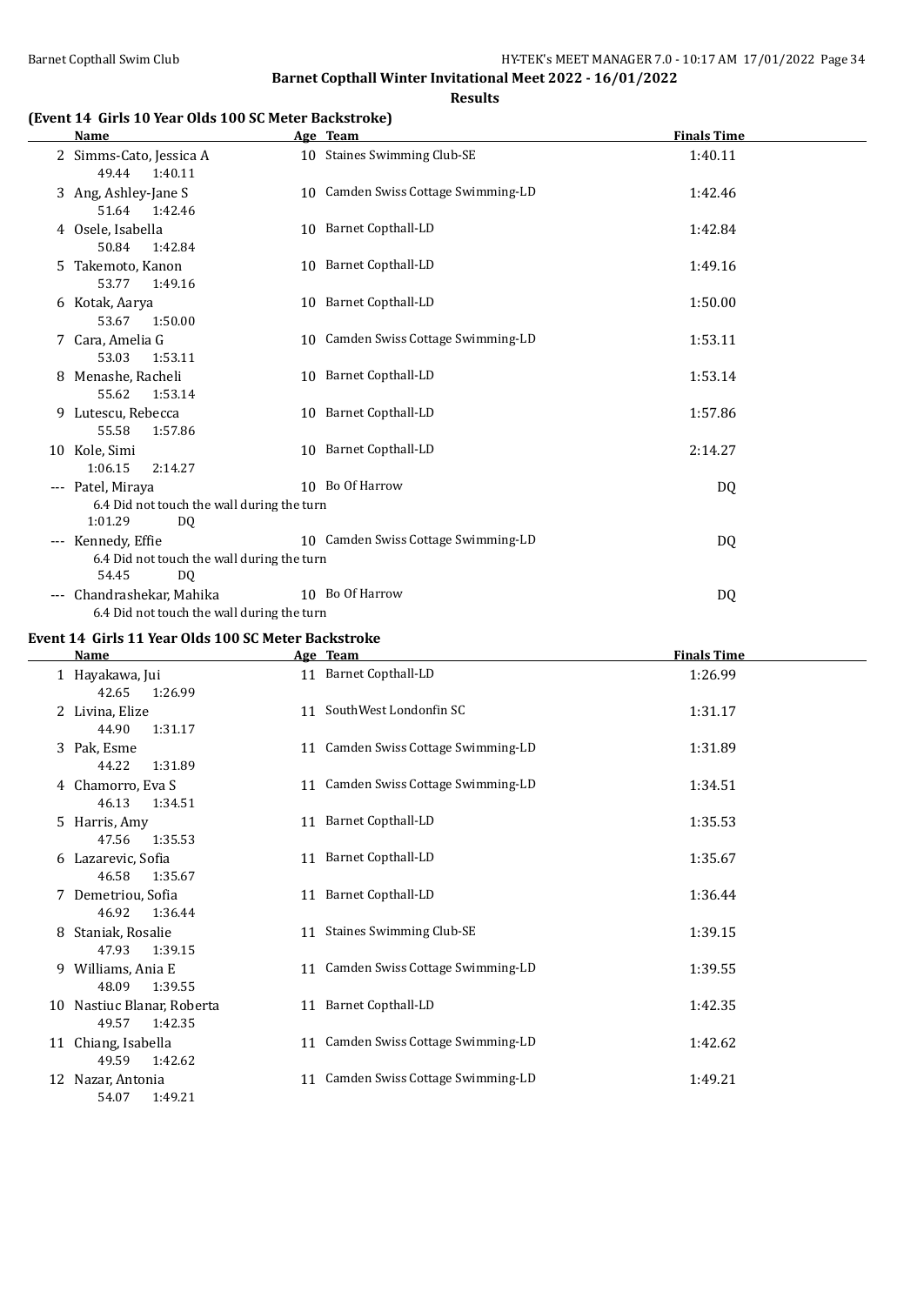**Barnet Copthall Winter Invitational Meet 2022 - 16/01/2022**

**Results**

### (Event 14 Girls 10 Year Olds 100 SC Meter Backstroke)

| | Name | Age | Team | Finals Time |
|---|---|---|---|---|
| 2 | Simms-Cato, Jessica A | 10 | Staines Swimming Club-SE | 1:40.11 |
| | 49.44 1:40.11 | | | |
| 3 | Ang, Ashley-Jane S | 10 | Camden Swiss Cottage Swimming-LD | 1:42.46 |
| | 51.64 1:42.46 | | | |
| 4 | Osele, Isabella | 10 | Barnet Copthall-LD | 1:42.84 |
| | 50.84 1:42.84 | | | |
| 5 | Takemoto, Kanon | 10 | Barnet Copthall-LD | 1:49.16 |
| | 53.77 1:49.16 | | | |
| 6 | Kotak, Aarya | 10 | Barnet Copthall-LD | 1:50.00 |
| | 53.67 1:50.00 | | | |
| 7 | Cara, Amelia G | 10 | Camden Swiss Cottage Swimming-LD | 1:53.11 |
| | 53.03 1:53.11 | | | |
| 8 | Menashe, Racheli | 10 | Barnet Copthall-LD | 1:53.14 |
| | 55.62 1:53.14 | | | |
| 9 | Lutescu, Rebecca | 10 | Barnet Copthall-LD | 1:57.86 |
| | 55.58 1:57.86 | | | |
| 10 | Kole, Simi | 10 | Barnet Copthall-LD | 2:14.27 |
| | 1:06.15 2:14.27 | | | |
| --- | Patel, Miraya | 10 | Bo Of Harrow | DQ |
| | 6.4 Did not touch the wall during the turn | | | |
| | 1:01.29 DQ | | | |
| --- | Kennedy, Effie | 10 | Camden Swiss Cottage Swimming-LD | DQ |
| | 6.4 Did not touch the wall during the turn | | | |
| | 54.45 DQ | | | |
| --- | Chandrashekar, Mahika | 10 | Bo Of Harrow | DQ |
| | 6.4 Did not touch the wall during the turn | | | |

### Event 14 Girls 11 Year Olds 100 SC Meter Backstroke

| | Name | Age | Team | Finals Time |
|---|---|---|---|---|
| 1 | Hayakawa, Jui | 11 | Barnet Copthall-LD | 1:26.99 |
| | 42.65 1:26.99 | | | |
| 2 | Livina, Elize | 11 | SouthWest Londonfin SC | 1:31.17 |
| | 44.90 1:31.17 | | | |
| 3 | Pak, Esme | 11 | Camden Swiss Cottage Swimming-LD | 1:31.89 |
| | 44.22 1:31.89 | | | |
| 4 | Chamorro, Eva S | 11 | Camden Swiss Cottage Swimming-LD | 1:34.51 |
| | 46.13 1:34.51 | | | |
| 5 | Harris, Amy | 11 | Barnet Copthall-LD | 1:35.53 |
| | 47.56 1:35.53 | | | |
| 6 | Lazarevic, Sofia | 11 | Barnet Copthall-LD | 1:35.67 |
| | 46.58 1:35.67 | | | |
| 7 | Demetriou, Sofia | 11 | Barnet Copthall-LD | 1:36.44 |
| | 46.92 1:36.44 | | | |
| 8 | Staniak, Rosalie | 11 | Staines Swimming Club-SE | 1:39.15 |
| | 47.93 1:39.15 | | | |
| 9 | Williams, Ania E | 11 | Camden Swiss Cottage Swimming-LD | 1:39.55 |
| | 48.09 1:39.55 | | | |
| 10 | Nastiuc Blanar, Roberta | 11 | Barnet Copthall-LD | 1:42.35 |
| | 49.57 1:42.35 | | | |
| 11 | Chiang, Isabella | 11 | Camden Swiss Cottage Swimming-LD | 1:42.62 |
| | 49.59 1:42.62 | | | |
| 12 | Nazar, Antonia | 11 | Camden Swiss Cottage Swimming-LD | 1:49.21 |
| | 54.07 1:49.21 | | | |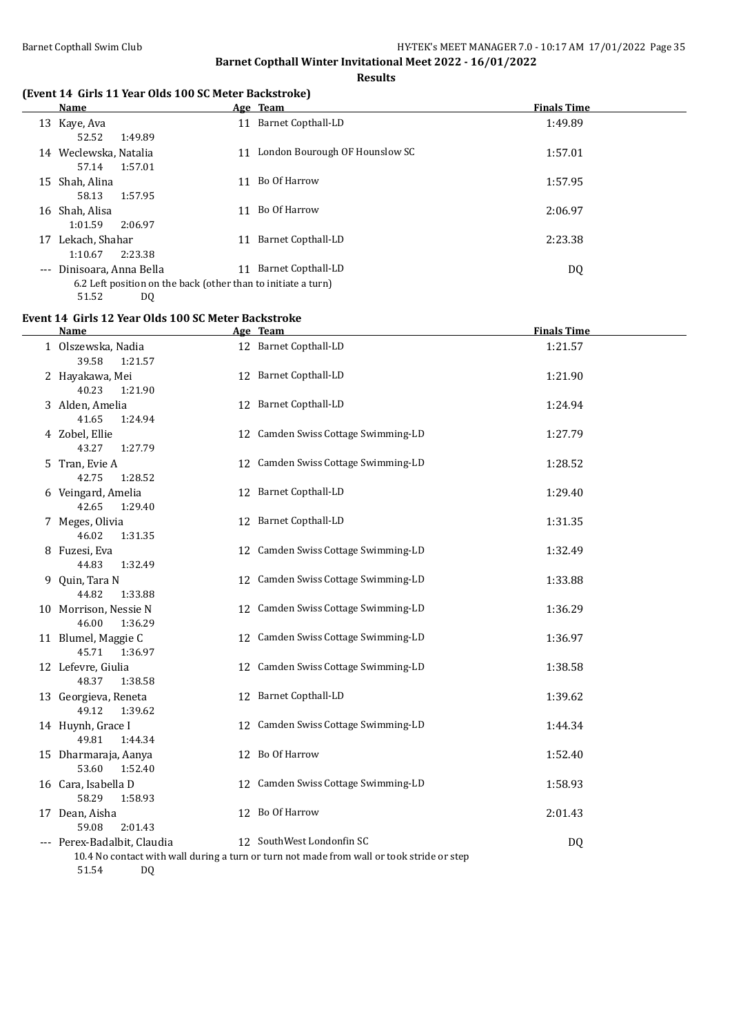# Barnet Copthall Winter Invitational Meet 2022 - 16/01/2022

## Results

### (Event 14 Girls 11 Year Olds 100 SC Meter Backstroke)

| | Name | Age | Team | Finals Time |
|---|---|---|---|---|
| 13 | Kaye, Ava | 11 | Barnet Copthall-LD | 1:49.89 |
| | 52.52 1:49.89 | | | |
| 14 | Weclewska, Natalia | 11 | London Bourough OF Hounslow SC | 1:57.01 |
| | 57.14 1:57.01 | | | |
| 15 | Shah, Alina | 11 | Bo Of Harrow | 1:57.95 |
| | 58.13 1:57.95 | | | |
| 16 | Shah, Alisa | 11 | Bo Of Harrow | 2:06.97 |
| | 1:01.59 2:06.97 | | | |
| 17 | Lekach, Shahar | 11 | Barnet Copthall-LD | 2:23.38 |
| | 1:10.67 2:23.38 | | | |
| --- | Dinisoara, Anna Bella | 11 | Barnet Copthall-LD | DQ |
| | 6.2 Left position on the back (other than to initiate a turn) | | | |
| | 51.52 DQ | | | |

### Event 14 Girls 12 Year Olds 100 SC Meter Backstroke

| | Name | Age | Team | Finals Time |
|---|---|---|---|---|
| 1 | Olszewska, Nadia | 12 | Barnet Copthall-LD | 1:21.57 |
| | 39.58 1:21.57 | | | |
| 2 | Hayakawa, Mei | 12 | Barnet Copthall-LD | 1:21.90 |
| | 40.23 1:21.90 | | | |
| 3 | Alden, Amelia | 12 | Barnet Copthall-LD | 1:24.94 |
| | 41.65 1:24.94 | | | |
| 4 | Zobel, Ellie | 12 | Camden Swiss Cottage Swimming-LD | 1:27.79 |
| | 43.27 1:27.79 | | | |
| 5 | Tran, Evie A | 12 | Camden Swiss Cottage Swimming-LD | 1:28.52 |
| | 42.75 1:28.52 | | | |
| 6 | Veingard, Amelia | 12 | Barnet Copthall-LD | 1:29.40 |
| | 42.65 1:29.40 | | | |
| 7 | Meges, Olivia | 12 | Barnet Copthall-LD | 1:31.35 |
| | 46.02 1:31.35 | | | |
| 8 | Fuzesi, Eva | 12 | Camden Swiss Cottage Swimming-LD | 1:32.49 |
| | 44.83 1:32.49 | | | |
| 9 | Quin, Tara N | 12 | Camden Swiss Cottage Swimming-LD | 1:33.88 |
| | 44.82 1:33.88 | | | |
| 10 | Morrison, Nessie N | 12 | Camden Swiss Cottage Swimming-LD | 1:36.29 |
| | 46.00 1:36.29 | | | |
| 11 | Blumel, Maggie C | 12 | Camden Swiss Cottage Swimming-LD | 1:36.97 |
| | 45.71 1:36.97 | | | |
| 12 | Lefevre, Giulia | 12 | Camden Swiss Cottage Swimming-LD | 1:38.58 |
| | 48.37 1:38.58 | | | |
| 13 | Georgieva, Reneta | 12 | Barnet Copthall-LD | 1:39.62 |
| | 49.12 1:39.62 | | | |
| 14 | Huynh, Grace I | 12 | Camden Swiss Cottage Swimming-LD | 1:44.34 |
| | 49.81 1:44.34 | | | |
| 15 | Dharmaraja, Aanya | 12 | Bo Of Harrow | 1:52.40 |
| | 53.60 1:52.40 | | | |
| 16 | Cara, Isabella D | 12 | Camden Swiss Cottage Swimming-LD | 1:58.93 |
| | 58.29 1:58.93 | | | |
| 17 | Dean, Aisha | 12 | Bo Of Harrow | 2:01.43 |
| | 59.08 2:01.43 | | | |
| --- | Perex-Badalbit, Claudia | 12 | SouthWest Londonfin SC | DQ |
| | 10.4 No contact with wall during a turn or turn not made from wall or took stride or step | | | |
| | 51.54 DQ | | | |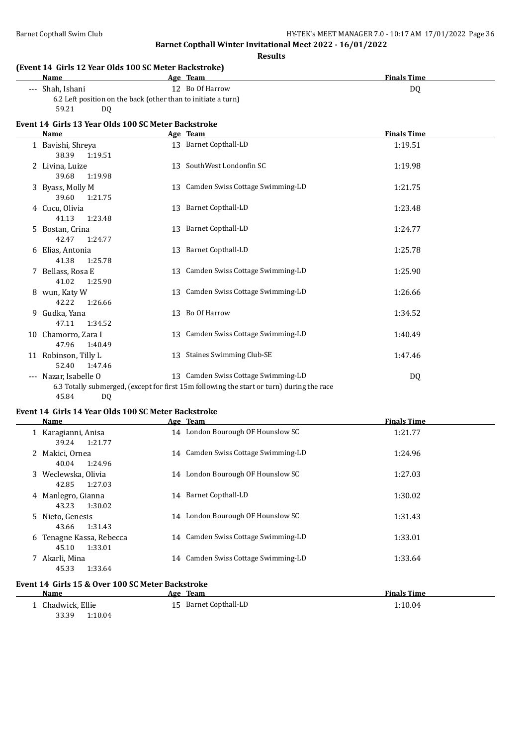**Barnet Copthall Winter Invitational Meet 2022 - 16/01/2022**

**Results**

### (Event 14 Girls 12 Year Olds 100 SC Meter Backstroke)

| | Name | Age | Team | Finals Time |
|---|---|---|---|---|
| --- | Shah, Ishani | 12 | Bo Of Harrow | DQ |

6.2 Left position on the back (other than to initiate a turn)
59.21 DQ

### Event 14 Girls 13 Year Olds 100 SC Meter Backstroke

| | Name | Age | Team | Finals Time |
|---|---|---|---|---|
| 1 | Bavishi, Shreya | 13 | Barnet Copthall-LD | 1:19.51 |
| | 38.39 1:19.51 | | | |
| 2 | Livina, Luize | 13 | SouthWest Londonfin SC | 1:19.98 |
| | 39.68 1:19.98 | | | |
| 3 | Byass, Molly M | 13 | Camden Swiss Cottage Swimming-LD | 1:21.75 |
| | 39.60 1:21.75 | | | |
| 4 | Cucu, Olivia | 13 | Barnet Copthall-LD | 1:23.48 |
| | 41.13 1:23.48 | | | |
| 5 | Bostan, Crina | 13 | Barnet Copthall-LD | 1:24.77 |
| | 42.47 1:24.77 | | | |
| 6 | Elias, Antonia | 13 | Barnet Copthall-LD | 1:25.78 |
| | 41.38 1:25.78 | | | |
| 7 | Bellass, Rosa E | 13 | Camden Swiss Cottage Swimming-LD | 1:25.90 |
| | 41.02 1:25.90 | | | |
| 8 | wun, Katy W | 13 | Camden Swiss Cottage Swimming-LD | 1:26.66 |
| | 42.22 1:26.66 | | | |
| 9 | Gudka, Yana | 13 | Bo Of Harrow | 1:34.52 |
| | 47.11 1:34.52 | | | |
| 10 | Chamorro, Zara I | 13 | Camden Swiss Cottage Swimming-LD | 1:40.49 |
| | 47.96 1:40.49 | | | |
| 11 | Robinson, Tilly L | 13 | Staines Swimming Club-SE | 1:47.46 |
| | 52.40 1:47.46 | | | |
| --- | Nazar, Isabelle O | 13 | Camden Swiss Cottage Swimming-LD | DQ |

6.3 Totally submerged, (except for first 15m following the start or turn) during the race
45.84 DQ

### Event 14 Girls 14 Year Olds 100 SC Meter Backstroke

| | Name | Age | Team | Finals Time |
|---|---|---|---|---|
| 1 | Karagianni, Anisa | 14 | London Bourough OF Hounslow SC | 1:21.77 |
| | 39.24 1:21.77 | | | |
| 2 | Makici, Ornea | 14 | Camden Swiss Cottage Swimming-LD | 1:24.96 |
| | 40.04 1:24.96 | | | |
| 3 | Weclewska, Olivia | 14 | London Bourough OF Hounslow SC | 1:27.03 |
| | 42.85 1:27.03 | | | |
| 4 | Manlegro, Gianna | 14 | Barnet Copthall-LD | 1:30.02 |
| | 43.23 1:30.02 | | | |
| 5 | Nieto, Genesis | 14 | London Bourough OF Hounslow SC | 1:31.43 |
| | 43.66 1:31.43 | | | |
| 6 | Tenagne Kassa, Rebecca | 14 | Camden Swiss Cottage Swimming-LD | 1:33.01 |
| | 45.10 1:33.01 | | | |
| 7 | Akarli, Mina | 14 | Camden Swiss Cottage Swimming-LD | 1:33.64 |
| | 45.33 1:33.64 | | | |

### Event 14 Girls 15 & Over 100 SC Meter Backstroke

| | Name | Age | Team | Finals Time |
|---|---|---|---|---|
| 1 | Chadwick, Ellie | 15 | Barnet Copthall-LD | 1:10.04 |
| | 33.39 1:10.04 | | | |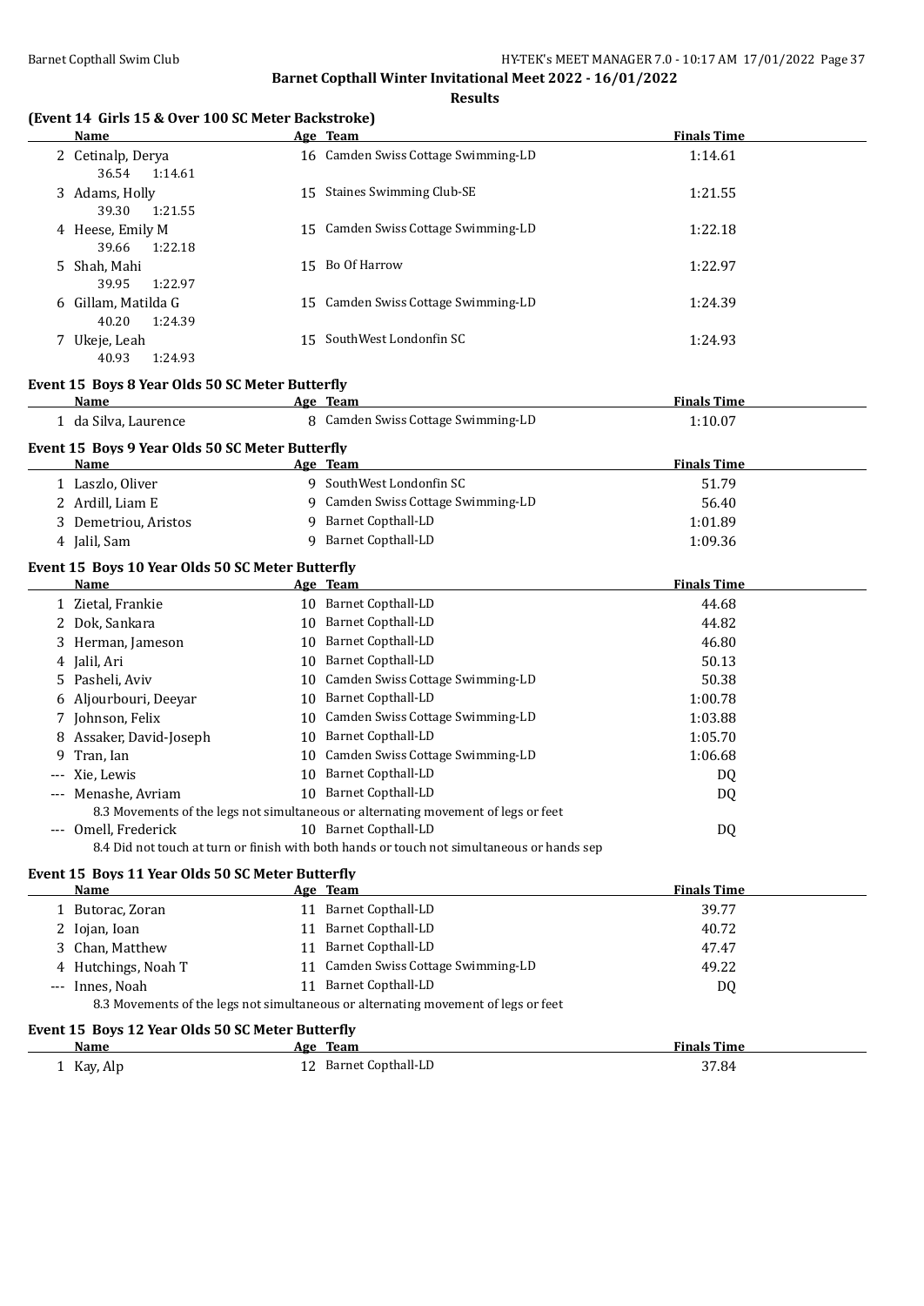**Barnet Copthall Winter Invitational Meet 2022 - 16/01/2022**

**Results**

### (Event 14 Girls 15 & Over 100 SC Meter Backstroke)

| | Name | Age | Team | Finals Time |
|---|---|---|---|---|
| 2 | Cetinalp, Derya | 16 | Camden Swiss Cottage Swimming-LD | 1:14.61 |
| | 36.54 1:14.61 | | | |
| 3 | Adams, Holly | 15 | Staines Swimming Club-SE | 1:21.55 |
| | 39.30 1:21.55 | | | |
| 4 | Heese, Emily M | 15 | Camden Swiss Cottage Swimming-LD | 1:22.18 |
| | 39.66 1:22.18 | | | |
| 5 | Shah, Mahi | 15 | Bo Of Harrow | 1:22.97 |
| | 39.95 1:22.97 | | | |
| 6 | Gillam, Matilda G | 15 | Camden Swiss Cottage Swimming-LD | 1:24.39 |
| | 40.20 1:24.39 | | | |
| 7 | Ukeje, Leah | 15 | SouthWest Londonfin SC | 1:24.93 |
| | 40.93 1:24.93 | | | |

### Event 15 Boys 8 Year Olds 50 SC Meter Butterfly

| | Name | Age | Team | Finals Time |
|---|---|---|---|---|
| 1 | da Silva, Laurence | 8 | Camden Swiss Cottage Swimming-LD | 1:10.07 |

### Event 15 Boys 9 Year Olds 50 SC Meter Butterfly

| | Name | Age | Team | Finals Time |
|---|---|---|---|---|
| 1 | Laszlo, Oliver | 9 | SouthWest Londonfin SC | 51.79 |
| 2 | Ardill, Liam E | 9 | Camden Swiss Cottage Swimming-LD | 56.40 |
| 3 | Demetriou, Aristos | 9 | Barnet Copthall-LD | 1:01.89 |
| 4 | Jalil, Sam | 9 | Barnet Copthall-LD | 1:09.36 |

### Event 15 Boys 10 Year Olds 50 SC Meter Butterfly

| | Name | Age | Team | Finals Time |
|---|---|---|---|---|
| 1 | Zietal, Frankie | 10 | Barnet Copthall-LD | 44.68 |
| 2 | Dok, Sankara | 10 | Barnet Copthall-LD | 44.82 |
| 3 | Herman, Jameson | 10 | Barnet Copthall-LD | 46.80 |
| 4 | Jalil, Ari | 10 | Barnet Copthall-LD | 50.13 |
| 5 | Pasheli, Aviv | 10 | Camden Swiss Cottage Swimming-LD | 50.38 |
| 6 | Aljourbouri, Deeyar | 10 | Barnet Copthall-LD | 1:00.78 |
| 7 | Johnson, Felix | 10 | Camden Swiss Cottage Swimming-LD | 1:03.88 |
| 8 | Assaker, David-Joseph | 10 | Barnet Copthall-LD | 1:05.70 |
| 9 | Tran, Ian | 10 | Camden Swiss Cottage Swimming-LD | 1:06.68 |
| --- | Xie, Lewis | 10 | Barnet Copthall-LD | DQ |
| --- | Menashe, Avriam | 10 | Barnet Copthall-LD | DQ |
| | 8.3 Movements of the legs not simultaneous or alternating movement of legs or feet | | | |
| --- | Omell, Frederick | 10 | Barnet Copthall-LD | DQ |
| | 8.4 Did not touch at turn or finish with both hands or touch not simultaneous or hands sep | | | |

### Event 15 Boys 11 Year Olds 50 SC Meter Butterfly

| | Name | Age | Team | Finals Time |
|---|---|---|---|---|
| 1 | Butorac, Zoran | 11 | Barnet Copthall-LD | 39.77 |
| 2 | Iojan, Ioan | 11 | Barnet Copthall-LD | 40.72 |
| 3 | Chan, Matthew | 11 | Barnet Copthall-LD | 47.47 |
| 4 | Hutchings, Noah T | 11 | Camden Swiss Cottage Swimming-LD | 49.22 |
| --- | Innes, Noah | 11 | Barnet Copthall-LD | DQ |
| | 8.3 Movements of the legs not simultaneous or alternating movement of legs or feet | | | |

### Event 15 Boys 12 Year Olds 50 SC Meter Butterfly

| | Name | Age | Team | Finals Time |
|---|---|---|---|---|
| 1 | Kay, Alp | 12 | Barnet Copthall-LD | 37.84 |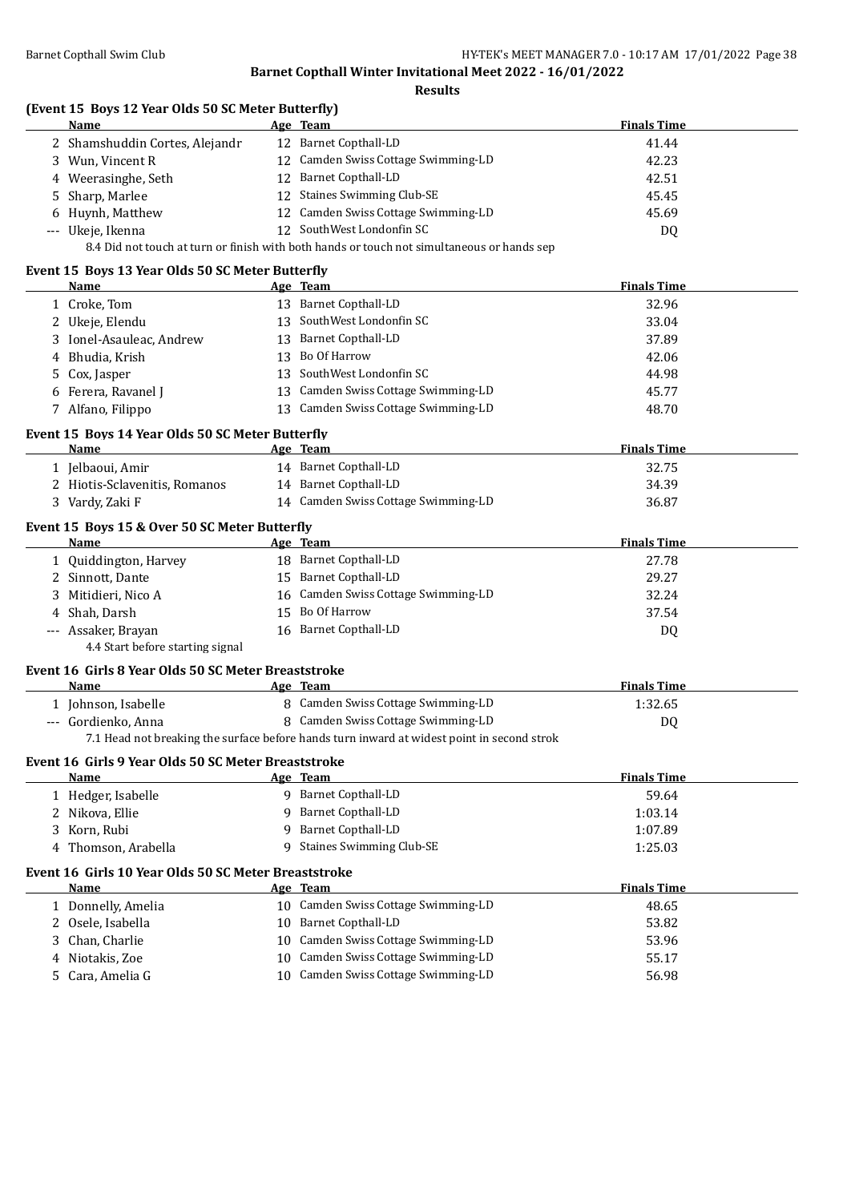## Barnet Copthall Winter Invitational Meet 2022 - 16/01/2022

### Results

#### (Event 15 Boys 12 Year Olds 50 SC Meter Butterfly)

| | Name | Age | Team | Finals Time |
|---|---|---|---|---|
| 2 | Shamshuddin Cortes, Alejandr | 12 | Barnet Copthall-LD | 41.44 |
| 3 | Wun, Vincent R | 12 | Camden Swiss Cottage Swimming-LD | 42.23 |
| 4 | Weerasinghe, Seth | 12 | Barnet Copthall-LD | 42.51 |
| 5 | Sharp, Marlee | 12 | Staines Swimming Club-SE | 45.45 |
| 6 | Huynh, Matthew | 12 | Camden Swiss Cottage Swimming-LD | 45.69 |
| --- | Ukeje, Ikenna | 12 | SouthWest Londonfin SC | DQ |

8.4 Did not touch at turn or finish with both hands or touch not simultaneous or hands sep

#### Event 15 Boys 13 Year Olds 50 SC Meter Butterfly

| | Name | Age | Team | Finals Time |
|---|---|---|---|---|
| 1 | Croke, Tom | 13 | Barnet Copthall-LD | 32.96 |
| 2 | Ukeje, Elendu | 13 | SouthWest Londonfin SC | 33.04 |
| 3 | Ionel-Asauleac, Andrew | 13 | Barnet Copthall-LD | 37.89 |
| 4 | Bhudia, Krish | 13 | Bo Of Harrow | 42.06 |
| 5 | Cox, Jasper | 13 | SouthWest Londonfin SC | 44.98 |
| 6 | Ferera, Ravanel J | 13 | Camden Swiss Cottage Swimming-LD | 45.77 |
| 7 | Alfano, Filippo | 13 | Camden Swiss Cottage Swimming-LD | 48.70 |

#### Event 15 Boys 14 Year Olds 50 SC Meter Butterfly

| | Name | Age | Team | Finals Time |
|---|---|---|---|---|
| 1 | Jelbaoui, Amir | 14 | Barnet Copthall-LD | 32.75 |
| 2 | Hiotis-Sclavenitis, Romanos | 14 | Barnet Copthall-LD | 34.39 |
| 3 | Vardy, Zaki F | 14 | Camden Swiss Cottage Swimming-LD | 36.87 |

#### Event 15 Boys 15 & Over 50 SC Meter Butterfly

| | Name | Age | Team | Finals Time |
|---|---|---|---|---|
| 1 | Quiddington, Harvey | 18 | Barnet Copthall-LD | 27.78 |
| 2 | Sinnott, Dante | 15 | Barnet Copthall-LD | 29.27 |
| 3 | Mitidieri, Nico A | 16 | Camden Swiss Cottage Swimming-LD | 32.24 |
| 4 | Shah, Darsh | 15 | Bo Of Harrow | 37.54 |
| --- | Assaker, Brayan | 16 | Barnet Copthall-LD | DQ |

4.4 Start before starting signal

#### Event 16 Girls 8 Year Olds 50 SC Meter Breaststroke

| | Name | Age | Team | Finals Time |
|---|---|---|---|---|
| 1 | Johnson, Isabelle | 8 | Camden Swiss Cottage Swimming-LD | 1:32.65 |
| --- | Gordienko, Anna | 8 | Camden Swiss Cottage Swimming-LD | DQ |

7.1 Head not breaking the surface before hands turn inward at widest point in second strok

#### Event 16 Girls 9 Year Olds 50 SC Meter Breaststroke

| | Name | Age | Team | Finals Time |
|---|---|---|---|---|
| 1 | Hedger, Isabelle | 9 | Barnet Copthall-LD | 59.64 |
| 2 | Nikova, Ellie | 9 | Barnet Copthall-LD | 1:03.14 |
| 3 | Korn, Rubi | 9 | Barnet Copthall-LD | 1:07.89 |
| 4 | Thomson, Arabella | 9 | Staines Swimming Club-SE | 1:25.03 |

#### Event 16 Girls 10 Year Olds 50 SC Meter Breaststroke

| | Name | Age | Team | Finals Time |
|---|---|---|---|---|
| 1 | Donnelly, Amelia | 10 | Camden Swiss Cottage Swimming-LD | 48.65 |
| 2 | Osele, Isabella | 10 | Barnet Copthall-LD | 53.82 |
| 3 | Chan, Charlie | 10 | Camden Swiss Cottage Swimming-LD | 53.96 |
| 4 | Niotakis, Zoe | 10 | Camden Swiss Cottage Swimming-LD | 55.17 |
| 5 | Cara, Amelia G | 10 | Camden Swiss Cottage Swimming-LD | 56.98 |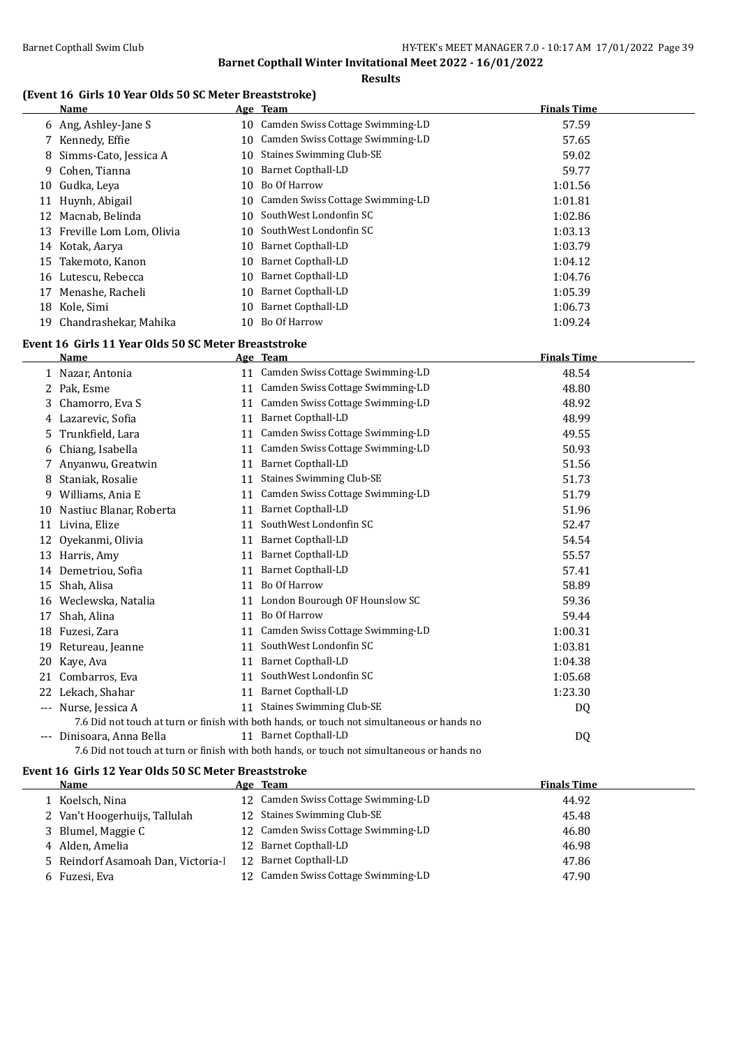## Barnet Copthall Winter Invitational Meet 2022 - 16/01/2022

### Results

#### (Event 16 Girls 10 Year Olds 50 SC Meter Breaststroke)

| | Name | Age | Team | Finals Time |
|---|---|---|---|---|
| 6 | Ang, Ashley-Jane S | 10 | Camden Swiss Cottage Swimming-LD | 57.59 |
| 7 | Kennedy, Effie | 10 | Camden Swiss Cottage Swimming-LD | 57.65 |
| 8 | Simms-Cato, Jessica A | 10 | Staines Swimming Club-SE | 59.02 |
| 9 | Cohen, Tianna | 10 | Barnet Copthall-LD | 59.77 |
| 10 | Gudka, Leya | 10 | Bo Of Harrow | 1:01.56 |
| 11 | Huynh, Abigail | 10 | Camden Swiss Cottage Swimming-LD | 1:01.81 |
| 12 | Macnab, Belinda | 10 | SouthWest Londonfin SC | 1:02.86 |
| 13 | Freville Lom Lom, Olivia | 10 | SouthWest Londonfin SC | 1:03.13 |
| 14 | Kotak, Aarya | 10 | Barnet Copthall-LD | 1:03.79 |
| 15 | Takemoto, Kanon | 10 | Barnet Copthall-LD | 1:04.12 |
| 16 | Lutescu, Rebecca | 10 | Barnet Copthall-LD | 1:04.76 |
| 17 | Menashe, Racheli | 10 | Barnet Copthall-LD | 1:05.39 |
| 18 | Kole, Simi | 10 | Barnet Copthall-LD | 1:06.73 |
| 19 | Chandrashekar, Mahika | 10 | Bo Of Harrow | 1:09.24 |

#### Event 16 Girls 11 Year Olds 50 SC Meter Breaststroke

| | Name | Age | Team | Finals Time |
|---|---|---|---|---|
| 1 | Nazar, Antonia | 11 | Camden Swiss Cottage Swimming-LD | 48.54 |
| 2 | Pak, Esme | 11 | Camden Swiss Cottage Swimming-LD | 48.80 |
| 3 | Chamorro, Eva S | 11 | Camden Swiss Cottage Swimming-LD | 48.92 |
| 4 | Lazarevic, Sofia | 11 | Barnet Copthall-LD | 48.99 |
| 5 | Trunkfield, Lara | 11 | Camden Swiss Cottage Swimming-LD | 49.55 |
| 6 | Chiang, Isabella | 11 | Camden Swiss Cottage Swimming-LD | 50.93 |
| 7 | Anyanwu, Greatwin | 11 | Barnet Copthall-LD | 51.56 |
| 8 | Staniak, Rosalie | 11 | Staines Swimming Club-SE | 51.73 |
| 9 | Williams, Ania E | 11 | Camden Swiss Cottage Swimming-LD | 51.79 |
| 10 | Nastiuc Blanar, Roberta | 11 | Barnet Copthall-LD | 51.96 |
| 11 | Livina, Elize | 11 | SouthWest Londonfin SC | 52.47 |
| 12 | Oyekanmi, Olivia | 11 | Barnet Copthall-LD | 54.54 |
| 13 | Harris, Amy | 11 | Barnet Copthall-LD | 55.57 |
| 14 | Demetriou, Sofia | 11 | Barnet Copthall-LD | 57.41 |
| 15 | Shah, Alisa | 11 | Bo Of Harrow | 58.89 |
| 16 | Weclewska, Natalia | 11 | London Bourough OF Hounslow SC | 59.36 |
| 17 | Shah, Alina | 11 | Bo Of Harrow | 59.44 |
| 18 | Fuzesi, Zara | 11 | Camden Swiss Cottage Swimming-LD | 1:00.31 |
| 19 | Retureau, Jeanne | 11 | SouthWest Londonfin SC | 1:03.81 |
| 20 | Kaye, Ava | 11 | Barnet Copthall-LD | 1:04.38 |
| 21 | Combarros, Eva | 11 | SouthWest Londonfin SC | 1:05.68 |
| 22 | Lekach, Shahar | 11 | Barnet Copthall-LD | 1:23.30 |
| --- | Nurse, Jessica A | 11 | Staines Swimming Club-SE | DQ |
| | 7.6 Did not touch at turn or finish with both hands, or touch not simultaneous or hands no | | | |
| --- | Dinisoara, Anna Bella | 11 | Barnet Copthall-LD | DQ |
| | 7.6 Did not touch at turn or finish with both hands, or touch not simultaneous or hands no | | | |

#### Event 16 Girls 12 Year Olds 50 SC Meter Breaststroke

| | Name | Age | Team | Finals Time |
|---|---|---|---|---|
| 1 | Koelsch, Nina | 12 | Camden Swiss Cottage Swimming-LD | 44.92 |
| 2 | Van't Hoogerhuijs, Tallulah | 12 | Staines Swimming Club-SE | 45.48 |
| 3 | Blumel, Maggie C | 12 | Camden Swiss Cottage Swimming-LD | 46.80 |
| 4 | Alden, Amelia | 12 | Barnet Copthall-LD | 46.98 |
| 5 | Reindorf Asamoah Dan, Victoria-l | 12 | Barnet Copthall-LD | 47.86 |
| 6 | Fuzesi, Eva | 12 | Camden Swiss Cottage Swimming-LD | 47.90 |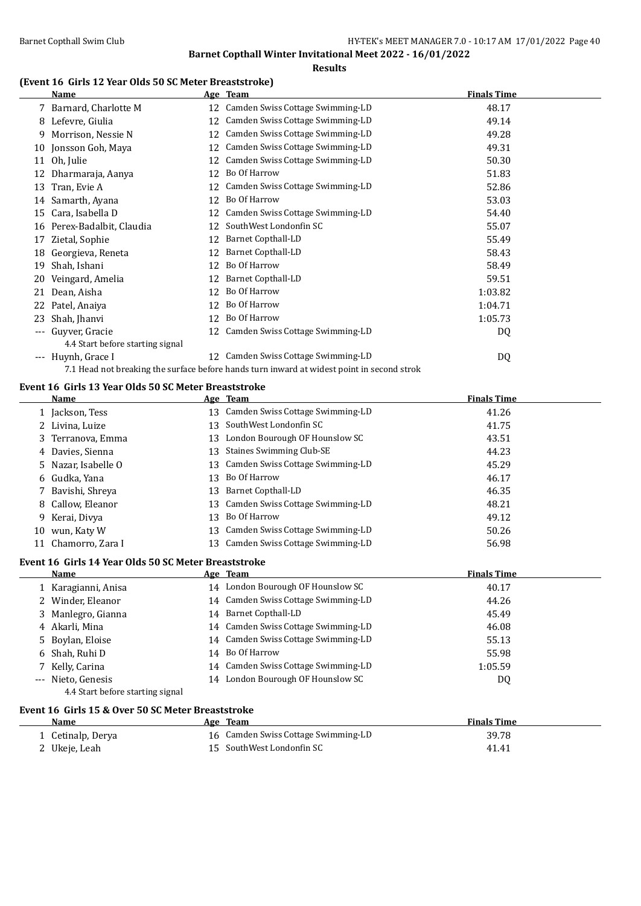# Barnet Copthall Winter Invitational Meet 2022 - 16/01/2022

## Results

### (Event 16 Girls 12 Year Olds 50 SC Meter Breaststroke)

| | Name | Age | Team | Finals Time |
|---|---|---|---|---|
| 7 | Barnard, Charlotte M | 12 | Camden Swiss Cottage Swimming-LD | 48.17 |
| 8 | Lefevre, Giulia | 12 | Camden Swiss Cottage Swimming-LD | 49.14 |
| 9 | Morrison, Nessie N | 12 | Camden Swiss Cottage Swimming-LD | 49.28 |
| 10 | Jonsson Goh, Maya | 12 | Camden Swiss Cottage Swimming-LD | 49.31 |
| 11 | Oh, Julie | 12 | Camden Swiss Cottage Swimming-LD | 50.30 |
| 12 | Dharmaraja, Aanya | 12 | Bo Of Harrow | 51.83 |
| 13 | Tran, Evie A | 12 | Camden Swiss Cottage Swimming-LD | 52.86 |
| 14 | Samarth, Ayana | 12 | Bo Of Harrow | 53.03 |
| 15 | Cara, Isabella D | 12 | Camden Swiss Cottage Swimming-LD | 54.40 |
| 16 | Perex-Badalbit, Claudia | 12 | SouthWest Londonfin SC | 55.07 |
| 17 | Zietal, Sophie | 12 | Barnet Copthall-LD | 55.49 |
| 18 | Georgieva, Reneta | 12 | Barnet Copthall-LD | 58.43 |
| 19 | Shah, Ishani | 12 | Bo Of Harrow | 58.49 |
| 20 | Veingard, Amelia | 12 | Barnet Copthall-LD | 59.51 |
| 21 | Dean, Aisha | 12 | Bo Of Harrow | 1:03.82 |
| 22 | Patel, Anaiya | 12 | Bo Of Harrow | 1:04.71 |
| 23 | Shah, Jhanvi | 12 | Bo Of Harrow | 1:05.73 |
| --- | Guyver, Gracie | 12 | Camden Swiss Cottage Swimming-LD | DQ |
| | 4.4 Start before starting signal | | | |
| --- | Huynh, Grace I | 12 | Camden Swiss Cottage Swimming-LD | DQ |
| | 7.1 Head not breaking the surface before hands turn inward at widest point in second strok | | | |

### Event 16 Girls 13 Year Olds 50 SC Meter Breaststroke

| | Name | Age | Team | Finals Time |
|---|---|---|---|---|
| 1 | Jackson, Tess | 13 | Camden Swiss Cottage Swimming-LD | 41.26 |
| 2 | Livina, Luize | 13 | SouthWest Londonfin SC | 41.75 |
| 3 | Terranova, Emma | 13 | London Bourough OF Hounslow SC | 43.51 |
| 4 | Davies, Sienna | 13 | Staines Swimming Club-SE | 44.23 |
| 5 | Nazar, Isabelle O | 13 | Camden Swiss Cottage Swimming-LD | 45.29 |
| 6 | Gudka, Yana | 13 | Bo Of Harrow | 46.17 |
| 7 | Bavishi, Shreya | 13 | Barnet Copthall-LD | 46.35 |
| 8 | Callow, Eleanor | 13 | Camden Swiss Cottage Swimming-LD | 48.21 |
| 9 | Kerai, Divya | 13 | Bo Of Harrow | 49.12 |
| 10 | wun, Katy W | 13 | Camden Swiss Cottage Swimming-LD | 50.26 |
| 11 | Chamorro, Zara I | 13 | Camden Swiss Cottage Swimming-LD | 56.98 |

### Event 16 Girls 14 Year Olds 50 SC Meter Breaststroke

| | Name | Age | Team | Finals Time |
|---|---|---|---|---|
| 1 | Karagianni, Anisa | 14 | London Bourough OF Hounslow SC | 40.17 |
| 2 | Winder, Eleanor | 14 | Camden Swiss Cottage Swimming-LD | 44.26 |
| 3 | Manlegro, Gianna | 14 | Barnet Copthall-LD | 45.49 |
| 4 | Akarli, Mina | 14 | Camden Swiss Cottage Swimming-LD | 46.08 |
| 5 | Boylan, Eloise | 14 | Camden Swiss Cottage Swimming-LD | 55.13 |
| 6 | Shah, Ruhi D | 14 | Bo Of Harrow | 55.98 |
| 7 | Kelly, Carina | 14 | Camden Swiss Cottage Swimming-LD | 1:05.59 |
| --- | Nieto, Genesis | 14 | London Bourough OF Hounslow SC | DQ |
| | 4.4 Start before starting signal | | | |

### Event 16 Girls 15 & Over 50 SC Meter Breaststroke

| | Name | Age | Team | Finals Time |
|---|---|---|---|---|
| 1 | Cetinalp, Derya | 16 | Camden Swiss Cottage Swimming-LD | 39.78 |
| 2 | Ukeje, Leah | 15 | SouthWest Londonfin SC | 41.41 |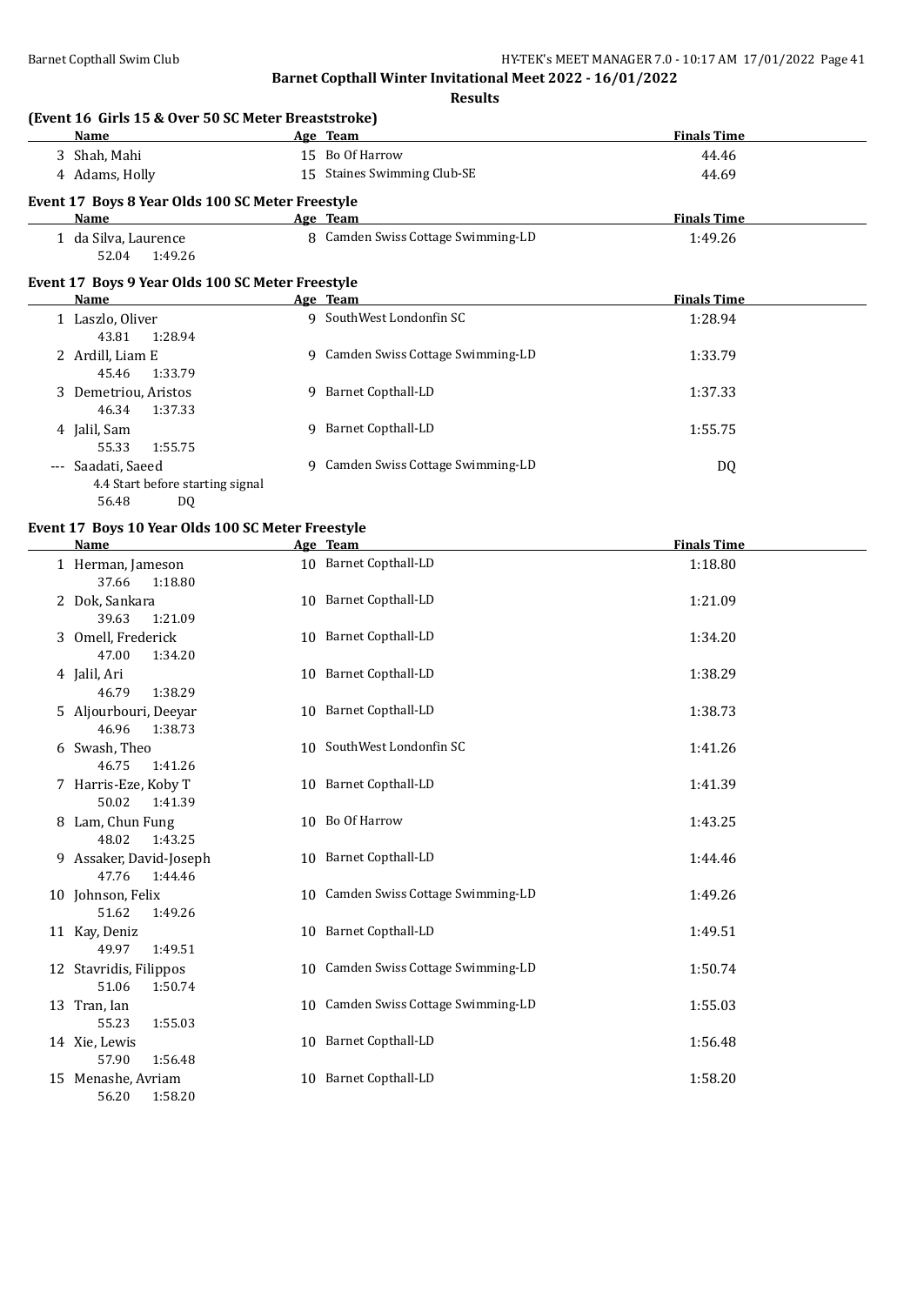**Results**

### (Event 16 Girls 15 & Over 50 SC Meter Breaststroke)

| | Name | Age | Team | Finals Time |
|---|---|---|---|---|
| 3 | Shah, Mahi | 15 | Bo Of Harrow | 44.46 |
| 4 | Adams, Holly | 15 | Staines Swimming Club-SE | 44.69 |

### Event 17 Boys 8 Year Olds 100 SC Meter Freestyle

| | Name | Age | Team | Finals Time |
|---|---|---|---|---|
| 1 | da Silva, Laurence | 8 | Camden Swiss Cottage Swimming-LD | 1:49.26 |
| | 52.04 1:49.26 | | | |

### Event 17 Boys 9 Year Olds 100 SC Meter Freestyle

| | Name | Age | Team | Finals Time |
|---|---|---|---|---|
| 1 | Laszlo, Oliver | 9 | SouthWest Londonfin SC | 1:28.94 |
| | 43.81 1:28.94 | | | |
| 2 | Ardill, Liam E | 9 | Camden Swiss Cottage Swimming-LD | 1:33.79 |
| | 45.46 1:33.79 | | | |
| 3 | Demetriou, Aristos | 9 | Barnet Copthall-LD | 1:37.33 |
| | 46.34 1:37.33 | | | |
| 4 | Jalil, Sam | 9 | Barnet Copthall-LD | 1:55.75 |
| | 55.33 1:55.75 | | | |
| --- | Saadati, Saeed | 9 | Camden Swiss Cottage Swimming-LD | DQ |
| | 4.4 Start before starting signal | | | |
| | 56.48 DQ | | | |

### Event 17 Boys 10 Year Olds 100 SC Meter Freestyle

| | Name | Age | Team | Finals Time |
|---|---|---|---|---|
| 1 | Herman, Jameson | 10 | Barnet Copthall-LD | 1:18.80 |
| | 37.66 1:18.80 | | | |
| 2 | Dok, Sankara | 10 | Barnet Copthall-LD | 1:21.09 |
| | 39.63 1:21.09 | | | |
| 3 | Omell, Frederick | 10 | Barnet Copthall-LD | 1:34.20 |
| | 47.00 1:34.20 | | | |
| 4 | Jalil, Ari | 10 | Barnet Copthall-LD | 1:38.29 |
| | 46.79 1:38.29 | | | |
| 5 | Aljourbouri, Deeyar | 10 | Barnet Copthall-LD | 1:38.73 |
| | 46.96 1:38.73 | | | |
| 6 | Swash, Theo | 10 | SouthWest Londonfin SC | 1:41.26 |
| | 46.75 1:41.26 | | | |
| 7 | Harris-Eze, Koby T | 10 | Barnet Copthall-LD | 1:41.39 |
| | 50.02 1:41.39 | | | |
| 8 | Lam, Chun Fung | 10 | Bo Of Harrow | 1:43.25 |
| | 48.02 1:43.25 | | | |
| 9 | Assaker, David-Joseph | 10 | Barnet Copthall-LD | 1:44.46 |
| | 47.76 1:44.46 | | | |
| 10 | Johnson, Felix | 10 | Camden Swiss Cottage Swimming-LD | 1:49.26 |
| | 51.62 1:49.26 | | | |
| 11 | Kay, Deniz | 10 | Barnet Copthall-LD | 1:49.51 |
| | 49.97 1:49.51 | | | |
| 12 | Stavridis, Filippos | 10 | Camden Swiss Cottage Swimming-LD | 1:50.74 |
| | 51.06 1:50.74 | | | |
| 13 | Tran, Ian | 10 | Camden Swiss Cottage Swimming-LD | 1:55.03 |
| | 55.23 1:55.03 | | | |
| 14 | Xie, Lewis | 10 | Barnet Copthall-LD | 1:56.48 |
| | 57.90 1:56.48 | | | |
| 15 | Menashe, Avriam | 10 | Barnet Copthall-LD | 1:58.20 |
| | 56.20 1:58.20 | | | |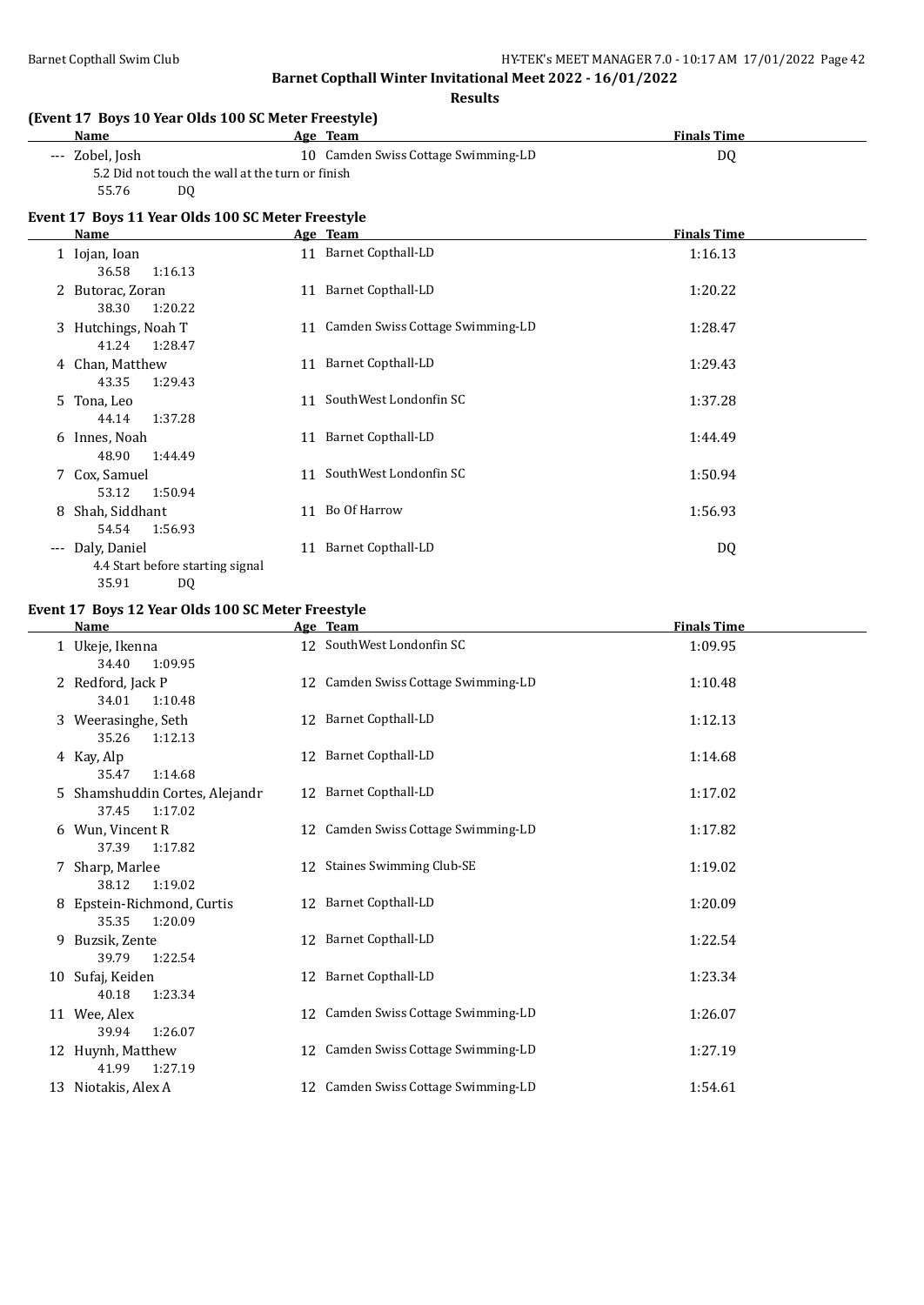**Barnet Copthall Winter Invitational Meet 2022 - 16/01/2022**

**Results**

### (Event 17 Boys 10 Year Olds 100 SC Meter Freestyle)

| | Name | Age | Team | Finals Time |
|---|---|---|---|---|
| --- | Zobel, Josh | 10 | Camden Swiss Cottage Swimming-LD | DQ |
| | 5.2 Did not touch the wall at the turn or finish | | | |
| | 55.76 DQ | | | |

### Event 17 Boys 11 Year Olds 100 SC Meter Freestyle

| | Name | Age | Team | Finals Time |
|---|---|---|---|---|
| 1 | Iojan, Ioan | 11 | Barnet Copthall-LD | 1:16.13 |
| | 36.58 1:16.13 | | | |
| 2 | Butorac, Zoran | 11 | Barnet Copthall-LD | 1:20.22 |
| | 38.30 1:20.22 | | | |
| 3 | Hutchings, Noah T | 11 | Camden Swiss Cottage Swimming-LD | 1:28.47 |
| | 41.24 1:28.47 | | | |
| 4 | Chan, Matthew | 11 | Barnet Copthall-LD | 1:29.43 |
| | 43.35 1:29.43 | | | |
| 5 | Tona, Leo | 11 | SouthWest Londonfin SC | 1:37.28 |
| | 44.14 1:37.28 | | | |
| 6 | Innes, Noah | 11 | Barnet Copthall-LD | 1:44.49 |
| | 48.90 1:44.49 | | | |
| 7 | Cox, Samuel | 11 | SouthWest Londonfin SC | 1:50.94 |
| | 53.12 1:50.94 | | | |
| 8 | Shah, Siddhant | 11 | Bo Of Harrow | 1:56.93 |
| | 54.54 1:56.93 | | | |
| --- | Daly, Daniel | 11 | Barnet Copthall-LD | DQ |
| | 4.4 Start before starting signal | | | |
| | 35.91 DQ | | | |

### Event 17 Boys 12 Year Olds 100 SC Meter Freestyle

| | Name | Age | Team | Finals Time |
|---|---|---|---|---|
| 1 | Ukeje, Ikenna | 12 | SouthWest Londonfin SC | 1:09.95 |
| | 34.40 1:09.95 | | | |
| 2 | Redford, Jack P | 12 | Camden Swiss Cottage Swimming-LD | 1:10.48 |
| | 34.01 1:10.48 | | | |
| 3 | Weerasinghe, Seth | 12 | Barnet Copthall-LD | 1:12.13 |
| | 35.26 1:12.13 | | | |
| 4 | Kay, Alp | 12 | Barnet Copthall-LD | 1:14.68 |
| | 35.47 1:14.68 | | | |
| 5 | Shamshuddin Cortes, Alejandr | 12 | Barnet Copthall-LD | 1:17.02 |
| | 37.45 1:17.02 | | | |
| 6 | Wun, Vincent R | 12 | Camden Swiss Cottage Swimming-LD | 1:17.82 |
| | 37.39 1:17.82 | | | |
| 7 | Sharp, Marlee | 12 | Staines Swimming Club-SE | 1:19.02 |
| | 38.12 1:19.02 | | | |
| 8 | Epstein-Richmond, Curtis | 12 | Barnet Copthall-LD | 1:20.09 |
| | 35.35 1:20.09 | | | |
| 9 | Buzsik, Zente | 12 | Barnet Copthall-LD | 1:22.54 |
| | 39.79 1:22.54 | | | |
| 10 | Sufaj, Keiden | 12 | Barnet Copthall-LD | 1:23.34 |
| | 40.18 1:23.34 | | | |
| 11 | Wee, Alex | 12 | Camden Swiss Cottage Swimming-LD | 1:26.07 |
| | 39.94 1:26.07 | | | |
| 12 | Huynh, Matthew | 12 | Camden Swiss Cottage Swimming-LD | 1:27.19 |
| | 41.99 1:27.19 | | | |
| 13 | Niotakis, Alex A | 12 | Camden Swiss Cottage Swimming-LD | 1:54.61 |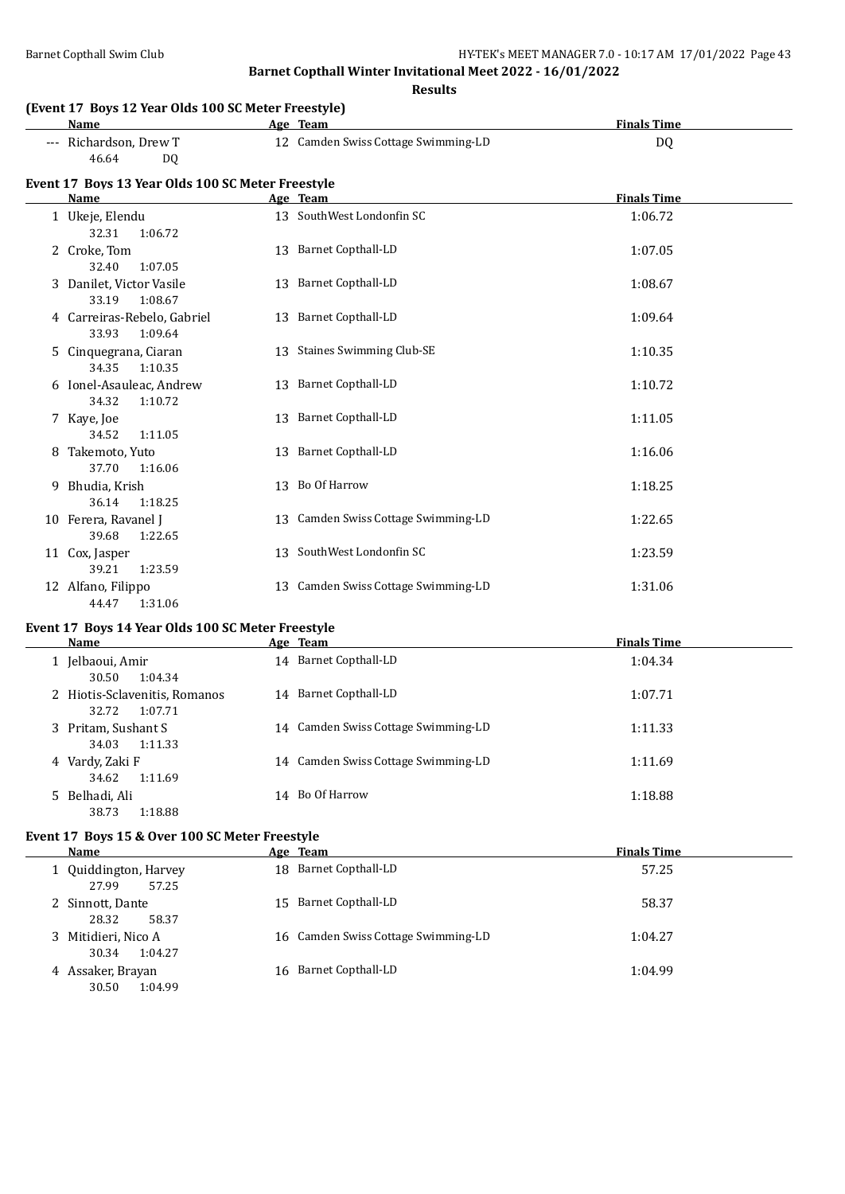**Barnet Copthall Winter Invitational Meet 2022 - 16/01/2022**

**Results**

### (Event 17 Boys 12 Year Olds 100 SC Meter Freestyle)

| | Name | Age | Team | Finals Time |
|---|---|---|---|---|
| --- | Richardson, Drew T | 12 | Camden Swiss Cottage Swimming-LD | DQ |
| | 46.64 DQ | | | |

### Event 17 Boys 13 Year Olds 100 SC Meter Freestyle

| | Name | Age | Team | Finals Time |
|---|---|---|---|---|
| 1 | Ukeje, Elendu | 13 | SouthWest Londonfin SC | 1:06.72 |
| | 32.31 1:06.72 | | | |
| 2 | Croke, Tom | 13 | Barnet Copthall-LD | 1:07.05 |
| | 32.40 1:07.05 | | | |
| 3 | Danilet, Victor Vasile | 13 | Barnet Copthall-LD | 1:08.67 |
| | 33.19 1:08.67 | | | |
| 4 | Carreiras-Rebelo, Gabriel | 13 | Barnet Copthall-LD | 1:09.64 |
| | 33.93 1:09.64 | | | |
| 5 | Cinquegrana, Ciaran | 13 | Staines Swimming Club-SE | 1:10.35 |
| | 34.35 1:10.35 | | | |
| 6 | Ionel-Asauleac, Andrew | 13 | Barnet Copthall-LD | 1:10.72 |
| | 34.32 1:10.72 | | | |
| 7 | Kaye, Joe | 13 | Barnet Copthall-LD | 1:11.05 |
| | 34.52 1:11.05 | | | |
| 8 | Takemoto, Yuto | 13 | Barnet Copthall-LD | 1:16.06 |
| | 37.70 1:16.06 | | | |
| 9 | Bhudia, Krish | 13 | Bo Of Harrow | 1:18.25 |
| | 36.14 1:18.25 | | | |
| 10 | Ferera, Ravanel J | 13 | Camden Swiss Cottage Swimming-LD | 1:22.65 |
| | 39.68 1:22.65 | | | |
| 11 | Cox, Jasper | 13 | SouthWest Londonfin SC | 1:23.59 |
| | 39.21 1:23.59 | | | |
| 12 | Alfano, Filippo | 13 | Camden Swiss Cottage Swimming-LD | 1:31.06 |
| | 44.47 1:31.06 | | | |

### Event 17 Boys 14 Year Olds 100 SC Meter Freestyle

| | Name | Age | Team | Finals Time |
|---|---|---|---|---|
| 1 | Jelbaoui, Amir | 14 | Barnet Copthall-LD | 1:04.34 |
| | 30.50 1:04.34 | | | |
| 2 | Hiotis-Sclavenitis, Romanos | 14 | Barnet Copthall-LD | 1:07.71 |
| | 32.72 1:07.71 | | | |
| 3 | Pritam, Sushant S | 14 | Camden Swiss Cottage Swimming-LD | 1:11.33 |
| | 34.03 1:11.33 | | | |
| 4 | Vardy, Zaki F | 14 | Camden Swiss Cottage Swimming-LD | 1:11.69 |
| | 34.62 1:11.69 | | | |
| 5 | Belhadi, Ali | 14 | Bo Of Harrow | 1:18.88 |
| | 38.73 1:18.88 | | | |

### Event 17 Boys 15 & Over 100 SC Meter Freestyle

| | Name | Age | Team | Finals Time |
|---|---|---|---|---|
| 1 | Quiddington, Harvey | 18 | Barnet Copthall-LD | 57.25 |
| | 27.99 57.25 | | | |
| 2 | Sinnott, Dante | 15 | Barnet Copthall-LD | 58.37 |
| | 28.32 58.37 | | | |
| 3 | Mitidieri, Nico A | 16 | Camden Swiss Cottage Swimming-LD | 1:04.27 |
| | 30.34 1:04.27 | | | |
| 4 | Assaker, Brayan | 16 | Barnet Copthall-LD | 1:04.99 |
| | 30.50 1:04.99 | | | |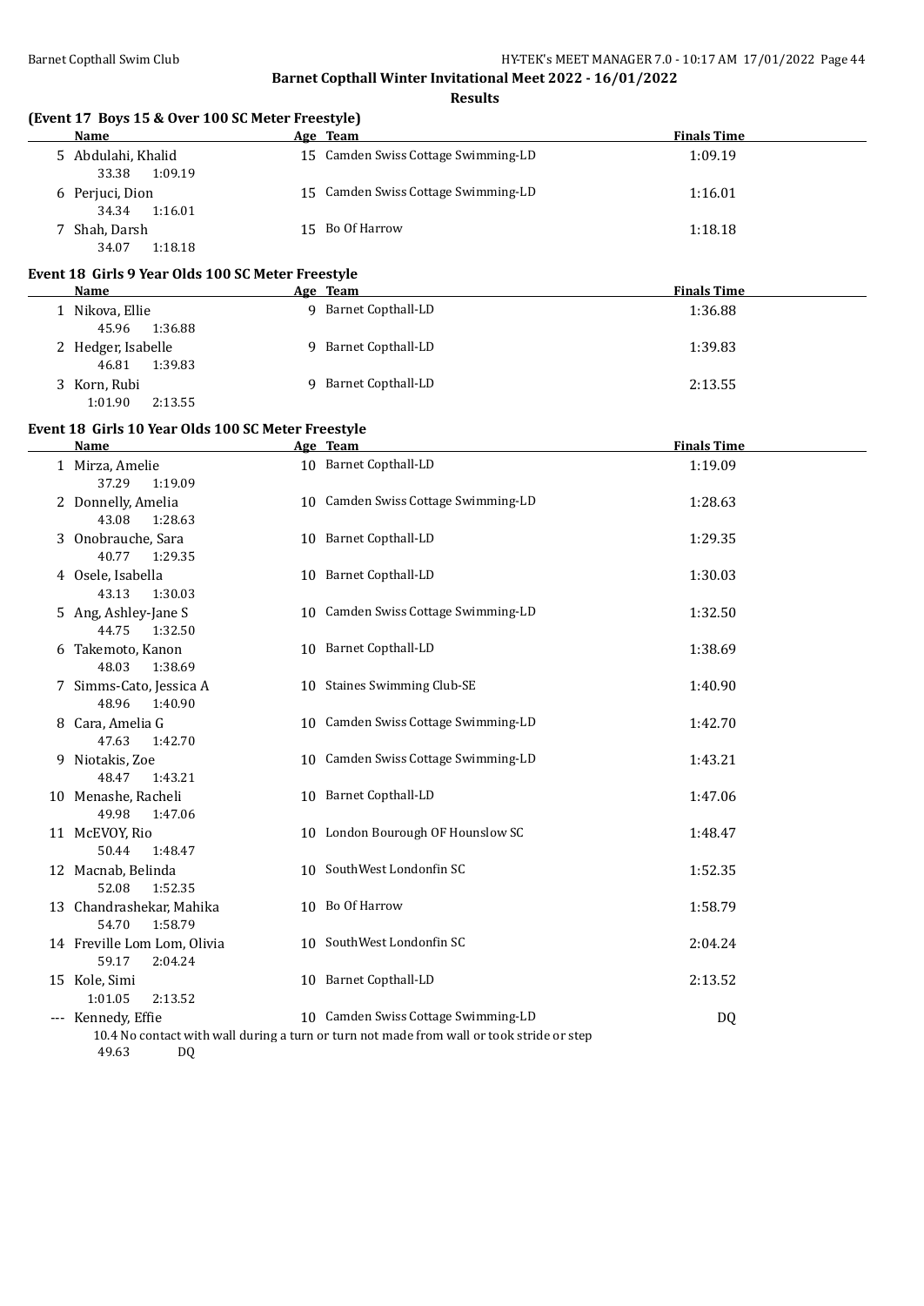**Barnet Copthall Winter Invitational Meet 2022 - 16/01/2022**

**Results**

### (Event 17 Boys 15 & Over 100 SC Meter Freestyle)

| | Name | Age | Team | Finals Time |
|---|---|---|---|---|
| 5 | Abdulahi, Khalid | 15 | Camden Swiss Cottage Swimming-LD | 1:09.19 |
| | 33.38 1:09.19 | | | |
| 6 | Perjuci, Dion | 15 | Camden Swiss Cottage Swimming-LD | 1:16.01 |
| | 34.34 1:16.01 | | | |
| 7 | Shah, Darsh | 15 | Bo Of Harrow | 1:18.18 |
| | 34.07 1:18.18 | | | |

### Event 18 Girls 9 Year Olds 100 SC Meter Freestyle

| | Name | Age | Team | Finals Time |
|---|---|---|---|---|
| 1 | Nikova, Ellie | 9 | Barnet Copthall-LD | 1:36.88 |
| | 45.96 1:36.88 | | | |
| 2 | Hedger, Isabelle | 9 | Barnet Copthall-LD | 1:39.83 |
| | 46.81 1:39.83 | | | |
| 3 | Korn, Rubi | 9 | Barnet Copthall-LD | 2:13.55 |
| | 1:01.90 2:13.55 | | | |

### Event 18 Girls 10 Year Olds 100 SC Meter Freestyle

| | Name | Age | Team | Finals Time |
|---|---|---|---|---|
| 1 | Mirza, Amelie | 10 | Barnet Copthall-LD | 1:19.09 |
| | 37.29 1:19.09 | | | |
| 2 | Donnelly, Amelia | 10 | Camden Swiss Cottage Swimming-LD | 1:28.63 |
| | 43.08 1:28.63 | | | |
| 3 | Onobrauche, Sara | 10 | Barnet Copthall-LD | 1:29.35 |
| | 40.77 1:29.35 | | | |
| 4 | Osele, Isabella | 10 | Barnet Copthall-LD | 1:30.03 |
| | 43.13 1:30.03 | | | |
| 5 | Ang, Ashley-Jane S | 10 | Camden Swiss Cottage Swimming-LD | 1:32.50 |
| | 44.75 1:32.50 | | | |
| 6 | Takemoto, Kanon | 10 | Barnet Copthall-LD | 1:38.69 |
| | 48.03 1:38.69 | | | |
| 7 | Simms-Cato, Jessica A | 10 | Staines Swimming Club-SE | 1:40.90 |
| | 48.96 1:40.90 | | | |
| 8 | Cara, Amelia G | 10 | Camden Swiss Cottage Swimming-LD | 1:42.70 |
| | 47.63 1:42.70 | | | |
| 9 | Niotakis, Zoe | 10 | Camden Swiss Cottage Swimming-LD | 1:43.21 |
| | 48.47 1:43.21 | | | |
| 10 | Menashe, Racheli | 10 | Barnet Copthall-LD | 1:47.06 |
| | 49.98 1:47.06 | | | |
| 11 | McEVOY, Rio | 10 | London Bourough OF Hounslow SC | 1:48.47 |
| | 50.44 1:48.47 | | | |
| 12 | Macnab, Belinda | 10 | SouthWest Londonfin SC | 1:52.35 |
| | 52.08 1:52.35 | | | |
| 13 | Chandrashekar, Mahika | 10 | Bo Of Harrow | 1:58.79 |
| | 54.70 1:58.79 | | | |
| 14 | Freville Lom Lom, Olivia | 10 | SouthWest Londonfin SC | 2:04.24 |
| | 59.17 2:04.24 | | | |
| 15 | Kole, Simi | 10 | Barnet Copthall-LD | 2:13.52 |
| | 1:01.05 2:13.52 | | | |
| --- | Kennedy, Effie | 10 | Camden Swiss Cottage Swimming-LD | DQ |
| | 10.4 No contact with wall during a turn or turn not made from wall or took stride or step | | | |
| | 49.63 DQ | | | |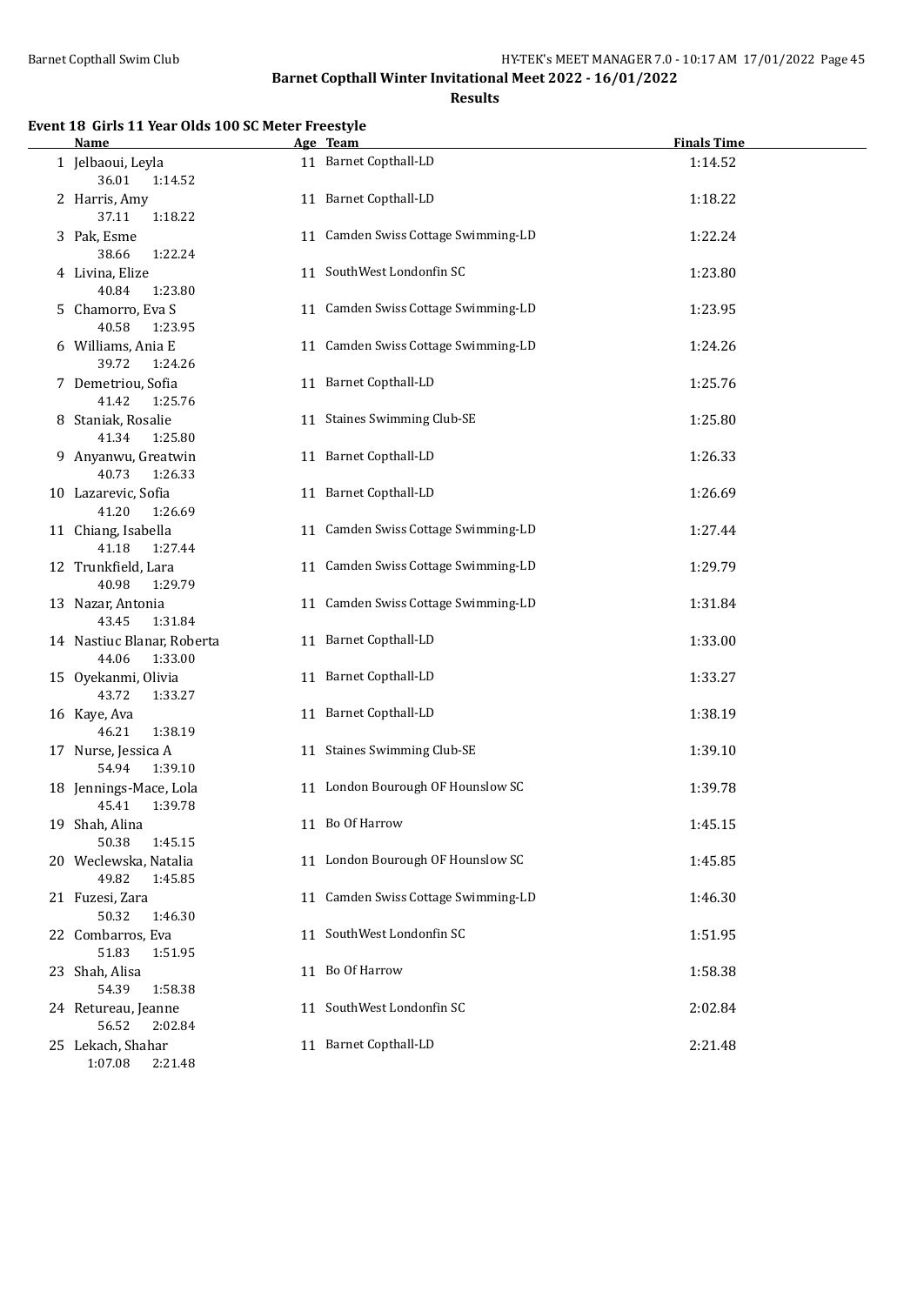# Barnet Copthall Winter Invitational Meet 2022 - 16/01/2022

## Results

### Event 18 Girls 11 Year Olds 100 SC Meter Freestyle

| | Name | Age | Team | Splits | Finals Time |
|---|---|---|---|---|---|
| 1 | Jelbaoui, Leyla | 11 | Barnet Copthall-LD | 36.01 1:14.52 | 1:14.52 |
| 2 | Harris, Amy | 11 | Barnet Copthall-LD | 37.11 1:18.22 | 1:18.22 |
| 3 | Pak, Esme | 11 | Camden Swiss Cottage Swimming-LD | 38.66 1:22.24 | 1:22.24 |
| 4 | Livina, Elize | 11 | SouthWest Londonfin SC | 40.84 1:23.80 | 1:23.80 |
| 5 | Chamorro, Eva S | 11 | Camden Swiss Cottage Swimming-LD | 40.58 1:23.95 | 1:23.95 |
| 6 | Williams, Ania E | 11 | Camden Swiss Cottage Swimming-LD | 39.72 1:24.26 | 1:24.26 |
| 7 | Demetriou, Sofia | 11 | Barnet Copthall-LD | 41.42 1:25.76 | 1:25.76 |
| 8 | Staniak, Rosalie | 11 | Staines Swimming Club-SE | 41.34 1:25.80 | 1:25.80 |
| 9 | Anyanwu, Greatwin | 11 | Barnet Copthall-LD | 40.73 1:26.33 | 1:26.33 |
| 10 | Lazarevic, Sofia | 11 | Barnet Copthall-LD | 41.20 1:26.69 | 1:26.69 |
| 11 | Chiang, Isabella | 11 | Camden Swiss Cottage Swimming-LD | 41.18 1:27.44 | 1:27.44 |
| 12 | Trunkfield, Lara | 11 | Camden Swiss Cottage Swimming-LD | 40.98 1:29.79 | 1:29.79 |
| 13 | Nazar, Antonia | 11 | Camden Swiss Cottage Swimming-LD | 43.45 1:31.84 | 1:31.84 |
| 14 | Nastiuc Blanar, Roberta | 11 | Barnet Copthall-LD | 44.06 1:33.00 | 1:33.00 |
| 15 | Oyekanmi, Olivia | 11 | Barnet Copthall-LD | 43.72 1:33.27 | 1:33.27 |
| 16 | Kaye, Ava | 11 | Barnet Copthall-LD | 46.21 1:38.19 | 1:38.19 |
| 17 | Nurse, Jessica A | 11 | Staines Swimming Club-SE | 54.94 1:39.10 | 1:39.10 |
| 18 | Jennings-Mace, Lola | 11 | London Bourough OF Hounslow SC | 45.41 1:39.78 | 1:39.78 |
| 19 | Shah, Alina | 11 | Bo Of Harrow | 50.38 1:45.15 | 1:45.15 |
| 20 | Weclewska, Natalia | 11 | London Bourough OF Hounslow SC | 49.82 1:45.85 | 1:45.85 |
| 21 | Fuzesi, Zara | 11 | Camden Swiss Cottage Swimming-LD | 50.32 1:46.30 | 1:46.30 |
| 22 | Combarros, Eva | 11 | SouthWest Londonfin SC | 51.83 1:51.95 | 1:51.95 |
| 23 | Shah, Alisa | 11 | Bo Of Harrow | 54.39 1:58.38 | 1:58.38 |
| 24 | Retureau, Jeanne | 11 | SouthWest Londonfin SC | 56.52 2:02.84 | 2:02.84 |
| 25 | Lekach, Shahar | 11 | Barnet Copthall-LD | 1:07.08 2:21.48 | 2:21.48 |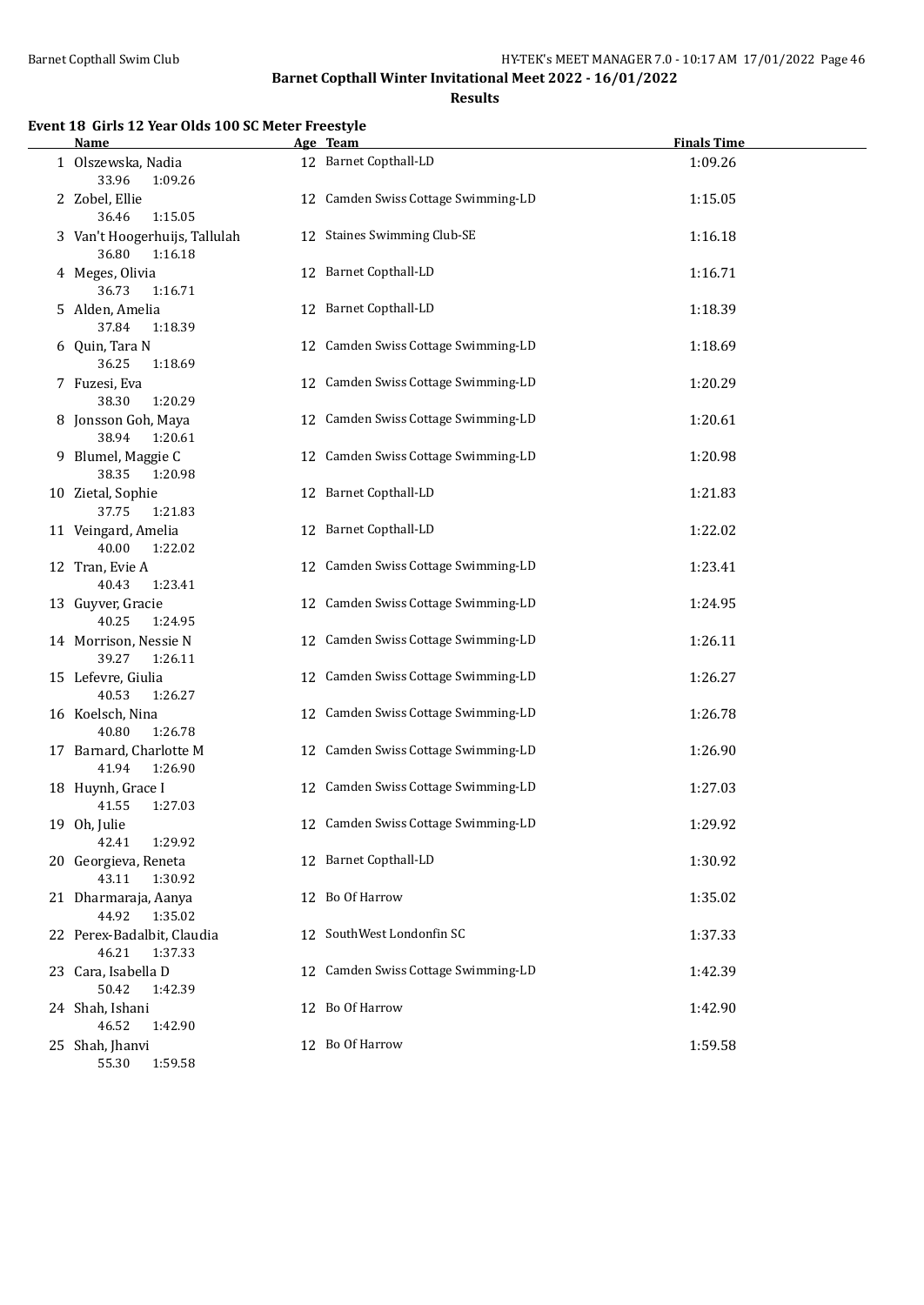## Barnet Copthall Winter Invitational Meet 2022 - 16/01/2022

### Results

#### Event 18 Girls 12 Year Olds 100 SC Meter Freestyle

| | Name | Age | Team | Finals Time |
|---|---|---|---|---|
| 1 | Olszewska, Nadia | 12 | Barnet Copthall-LD | 1:09.26 |
| | 33.96 1:09.26 | | | |
| 2 | Zobel, Ellie | 12 | Camden Swiss Cottage Swimming-LD | 1:15.05 |
| | 36.46 1:15.05 | | | |
| 3 | Van't Hoogerhuijs, Tallulah | 12 | Staines Swimming Club-SE | 1:16.18 |
| | 36.80 1:16.18 | | | |
| 4 | Meges, Olivia | 12 | Barnet Copthall-LD | 1:16.71 |
| | 36.73 1:16.71 | | | |
| 5 | Alden, Amelia | 12 | Barnet Copthall-LD | 1:18.39 |
| | 37.84 1:18.39 | | | |
| 6 | Quin, Tara N | 12 | Camden Swiss Cottage Swimming-LD | 1:18.69 |
| | 36.25 1:18.69 | | | |
| 7 | Fuzesi, Eva | 12 | Camden Swiss Cottage Swimming-LD | 1:20.29 |
| | 38.30 1:20.29 | | | |
| 8 | Jonsson Goh, Maya | 12 | Camden Swiss Cottage Swimming-LD | 1:20.61 |
| | 38.94 1:20.61 | | | |
| 9 | Blumel, Maggie C | 12 | Camden Swiss Cottage Swimming-LD | 1:20.98 |
| | 38.35 1:20.98 | | | |
| 10 | Zietal, Sophie | 12 | Barnet Copthall-LD | 1:21.83 |
| | 37.75 1:21.83 | | | |
| 11 | Veingard, Amelia | 12 | Barnet Copthall-LD | 1:22.02 |
| | 40.00 1:22.02 | | | |
| 12 | Tran, Evie A | 12 | Camden Swiss Cottage Swimming-LD | 1:23.41 |
| | 40.43 1:23.41 | | | |
| 13 | Guyver, Gracie | 12 | Camden Swiss Cottage Swimming-LD | 1:24.95 |
| | 40.25 1:24.95 | | | |
| 14 | Morrison, Nessie N | 12 | Camden Swiss Cottage Swimming-LD | 1:26.11 |
| | 39.27 1:26.11 | | | |
| 15 | Lefevre, Giulia | 12 | Camden Swiss Cottage Swimming-LD | 1:26.27 |
| | 40.53 1:26.27 | | | |
| 16 | Koelsch, Nina | 12 | Camden Swiss Cottage Swimming-LD | 1:26.78 |
| | 40.80 1:26.78 | | | |
| 17 | Barnard, Charlotte M | 12 | Camden Swiss Cottage Swimming-LD | 1:26.90 |
| | 41.94 1:26.90 | | | |
| 18 | Huynh, Grace I | 12 | Camden Swiss Cottage Swimming-LD | 1:27.03 |
| | 41.55 1:27.03 | | | |
| 19 | Oh, Julie | 12 | Camden Swiss Cottage Swimming-LD | 1:29.92 |
| | 42.41 1:29.92 | | | |
| 20 | Georgieva, Reneta | 12 | Barnet Copthall-LD | 1:30.92 |
| | 43.11 1:30.92 | | | |
| 21 | Dharmaraja, Aanya | 12 | Bo Of Harrow | 1:35.02 |
| | 44.92 1:35.02 | | | |
| 22 | Perex-Badalbit, Claudia | 12 | SouthWest Londonfin SC | 1:37.33 |
| | 46.21 1:37.33 | | | |
| 23 | Cara, Isabella D | 12 | Camden Swiss Cottage Swimming-LD | 1:42.39 |
| | 50.42 1:42.39 | | | |
| 24 | Shah, Ishani | 12 | Bo Of Harrow | 1:42.90 |
| | 46.52 1:42.90 | | | |
| 25 | Shah, Jhanvi | 12 | Bo Of Harrow | 1:59.58 |
| | 55.30 1:59.58 | | | |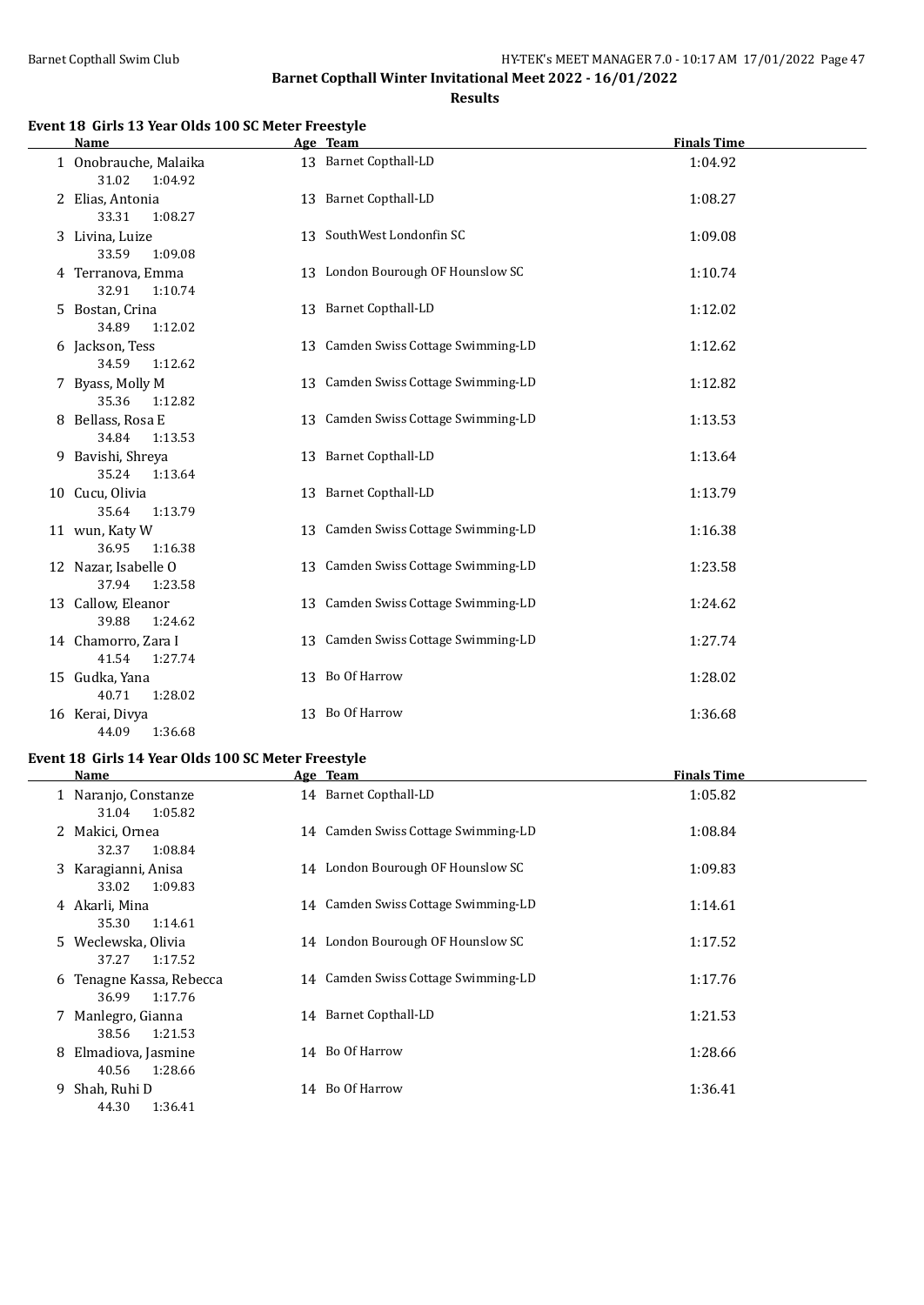# Barnet Copthall Winter Invitational Meet 2022 - 16/01/2022

## Results

### Event 18 Girls 13 Year Olds 100 SC Meter Freestyle

| | Name | Age | Team | Finals Time |
|---|---|---|---|---|
| 1 | Onobrauche, Malaika | 13 | Barnet Copthall-LD | 1:04.92 |
| | 31.02  1:04.92 | | | |
| 2 | Elias, Antonia | 13 | Barnet Copthall-LD | 1:08.27 |
| | 33.31  1:08.27 | | | |
| 3 | Livina, Luize | 13 | SouthWest Londonfin SC | 1:09.08 |
| | 33.59  1:09.08 | | | |
| 4 | Terranova, Emma | 13 | London Bourough OF Hounslow SC | 1:10.74 |
| | 32.91  1:10.74 | | | |
| 5 | Bostan, Crina | 13 | Barnet Copthall-LD | 1:12.02 |
| | 34.89  1:12.02 | | | |
| 6 | Jackson, Tess | 13 | Camden Swiss Cottage Swimming-LD | 1:12.62 |
| | 34.59  1:12.62 | | | |
| 7 | Byass, Molly M | 13 | Camden Swiss Cottage Swimming-LD | 1:12.82 |
| | 35.36  1:12.82 | | | |
| 8 | Bellass, Rosa E | 13 | Camden Swiss Cottage Swimming-LD | 1:13.53 |
| | 34.84  1:13.53 | | | |
| 9 | Bavishi, Shreya | 13 | Barnet Copthall-LD | 1:13.64 |
| | 35.24  1:13.64 | | | |
| 10 | Cucu, Olivia | 13 | Barnet Copthall-LD | 1:13.79 |
| | 35.64  1:13.79 | | | |
| 11 | wun, Katy W | 13 | Camden Swiss Cottage Swimming-LD | 1:16.38 |
| | 36.95  1:16.38 | | | |
| 12 | Nazar, Isabelle O | 13 | Camden Swiss Cottage Swimming-LD | 1:23.58 |
| | 37.94  1:23.58 | | | |
| 13 | Callow, Eleanor | 13 | Camden Swiss Cottage Swimming-LD | 1:24.62 |
| | 39.88  1:24.62 | | | |
| 14 | Chamorro, Zara I | 13 | Camden Swiss Cottage Swimming-LD | 1:27.74 |
| | 41.54  1:27.74 | | | |
| 15 | Gudka, Yana | 13 | Bo Of Harrow | 1:28.02 |
| | 40.71  1:28.02 | | | |
| 16 | Kerai, Divya | 13 | Bo Of Harrow | 1:36.68 |
| | 44.09  1:36.68 | | | |

### Event 18 Girls 14 Year Olds 100 SC Meter Freestyle

| | Name | Age | Team | Finals Time |
|---|---|---|---|---|
| 1 | Naranjo, Constanze | 14 | Barnet Copthall-LD | 1:05.82 |
| | 31.04  1:05.82 | | | |
| 2 | Makici, Ornea | 14 | Camden Swiss Cottage Swimming-LD | 1:08.84 |
| | 32.37  1:08.84 | | | |
| 3 | Karagianni, Anisa | 14 | London Bourough OF Hounslow SC | 1:09.83 |
| | 33.02  1:09.83 | | | |
| 4 | Akarli, Mina | 14 | Camden Swiss Cottage Swimming-LD | 1:14.61 |
| | 35.30  1:14.61 | | | |
| 5 | Weclewska, Olivia | 14 | London Bourough OF Hounslow SC | 1:17.52 |
| | 37.27  1:17.52 | | | |
| 6 | Tenagne Kassa, Rebecca | 14 | Camden Swiss Cottage Swimming-LD | 1:17.76 |
| | 36.99  1:17.76 | | | |
| 7 | Manlegro, Gianna | 14 | Barnet Copthall-LD | 1:21.53 |
| | 38.56  1:21.53 | | | |
| 8 | Elmadiova, Jasmine | 14 | Bo Of Harrow | 1:28.66 |
| | 40.56  1:28.66 | | | |
| 9 | Shah, Ruhi D | 14 | Bo Of Harrow | 1:36.41 |
| | 44.30  1:36.41 | | | |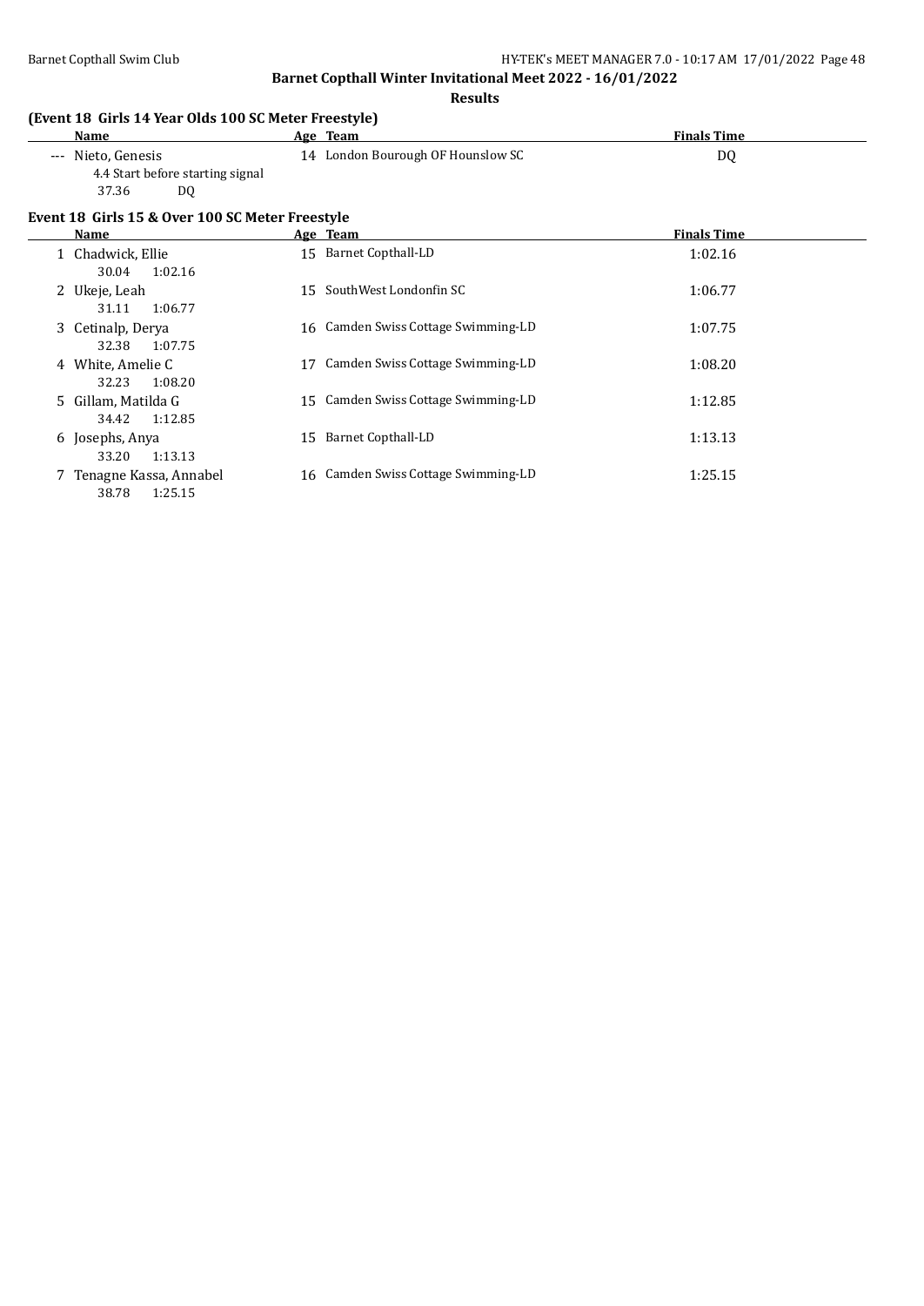## (Event 18 Girls 14 Year Olds 100 SC Meter Freestyle)

| Name | Age | Team | Finals Time |
|---|---|---|---|
| --- Nieto, Genesis | 14 | London Bourough OF Hounslow SC | DQ |
| 4.4 Start before starting signal | | | |
| 37.36 DQ | | | |

## Event 18 Girls 15 & Over 100 SC Meter Freestyle

| Name | Age | Team | Finals Time |
|---|---|---|---|
| 1 Chadwick, Ellie | 15 | Barnet Copthall-LD | 1:02.16 |
| 30.04 1:02.16 | | | |
| 2 Ukeje, Leah | 15 | SouthWest Londonfin SC | 1:06.77 |
| 31.11 1:06.77 | | | |
| 3 Cetinalp, Derya | 16 | Camden Swiss Cottage Swimming-LD | 1:07.75 |
| 32.38 1:07.75 | | | |
| 4 White, Amelie C | 17 | Camden Swiss Cottage Swimming-LD | 1:08.20 |
| 32.23 1:08.20 | | | |
| 5 Gillam, Matilda G | 15 | Camden Swiss Cottage Swimming-LD | 1:12.85 |
| 34.42 1:12.85 | | | |
| 6 Josephs, Anya | 15 | Barnet Copthall-LD | 1:13.13 |
| 33.20 1:13.13 | | | |
| 7 Tenagne Kassa, Annabel | 16 | Camden Swiss Cottage Swimming-LD | 1:25.15 |
| 38.78 1:25.15 | | | |